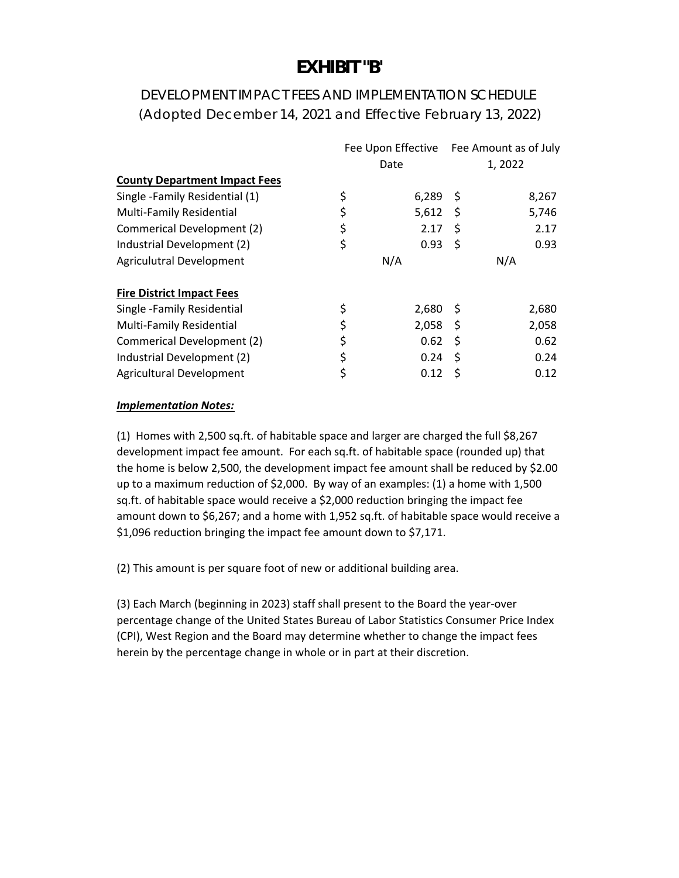# EXHIBIT "B"

## DEVELOPMENT IMPACT FEES AND IMPLEMENTATION SCHEDULE
## (Adopted December 14, 2021 and Effective February 13, 2022)

| | Fee Upon Effective Date | Fee Amount as of July 1, 2022 |
|---|---|---|
| **County Department Impact Fees** | | |
| Single -Family Residential (1) | $ 6,289 | $ 8,267 |
| Multi-Family Residential | $ 5,612 | $ 5,746 |
| Commerical Development (2) | $ 2.17 | $ 2.17 |
| Industrial Development (2) | $ 0.93 | $ 0.93 |
| Agriculutral Development | N/A | N/A |
| **Fire District Impact Fees** | | |
| Single -Family Residential | $ 2,680 | $ 2,680 |
| Multi-Family Residential | $ 2,058 | $ 2,058 |
| Commerical Development (2) | $ 0.62 | $ 0.62 |
| Industrial Development (2) | $ 0.24 | $ 0.24 |
| Agricultural Development | $ 0.12 | $ 0.12 |

***Implementation Notes:***

(1) Homes with 2,500 sq.ft. of habitable space and larger are charged the full $8,267 development impact fee amount. For each sq.ft. of habitable space (rounded up) that the home is below 2,500, the development impact fee amount shall be reduced by $2.00 up to a maximum reduction of $2,000. By way of an examples: (1) a home with 1,500 sq.ft. of habitable space would receive a $2,000 reduction bringing the impact fee amount down to $6,267; and a home with 1,952 sq.ft. of habitable space would receive a $1,096 reduction bringing the impact fee amount down to $7,171.

(2) This amount is per square foot of new or additional building area.

(3) Each March (beginning in 2023) staff shall present to the Board the year-over percentage change of the United States Bureau of Labor Statistics Consumer Price Index (CPI), West Region and the Board may determine whether to change the impact fees herein by the percentage change in whole or in part at their discretion.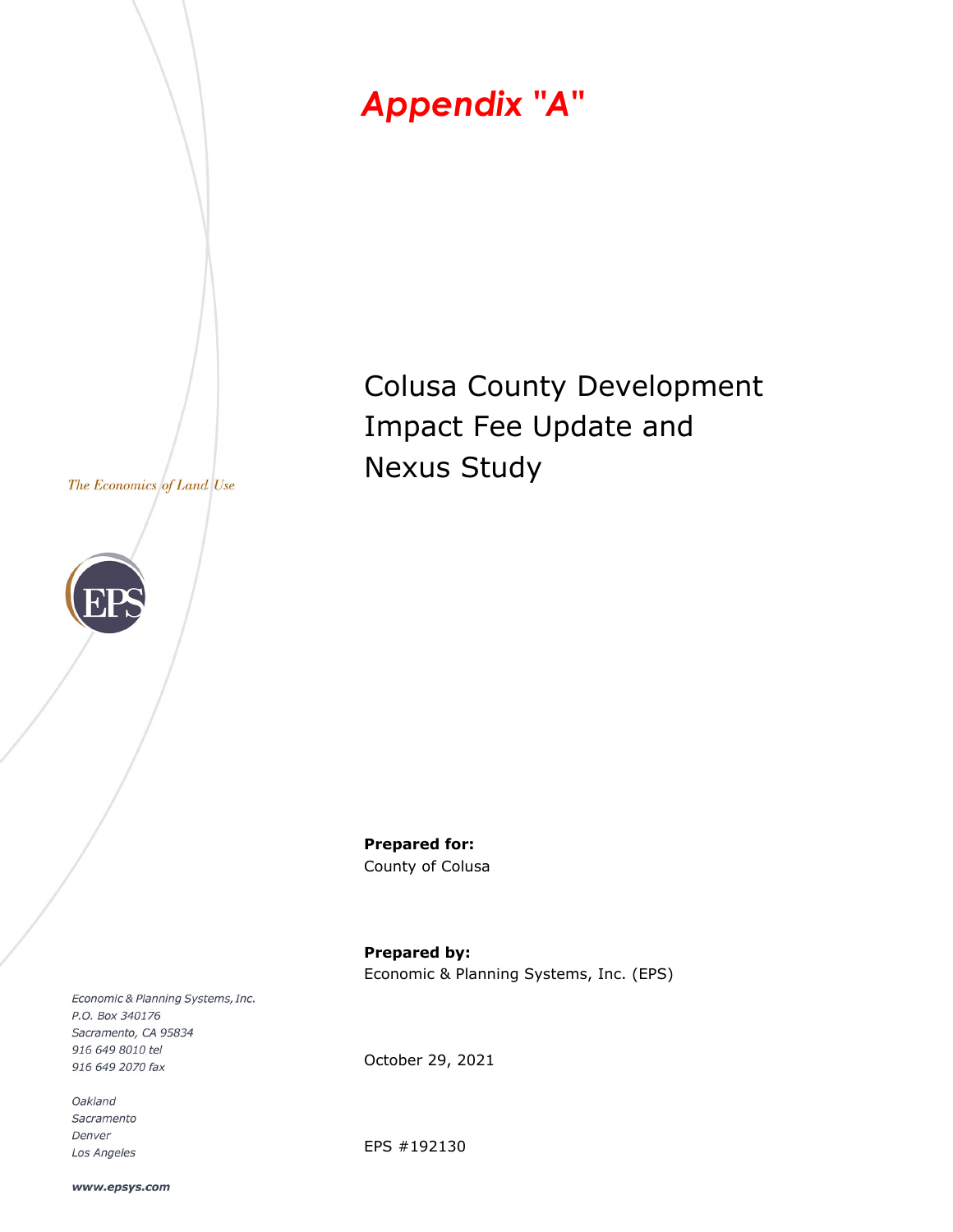# Appendix "A"

# Colusa County Development Impact Fee Update and Nexus Study

*The Economics of Land Use*

**Prepared for:**
County of Colusa

**Prepared by:**
Economic & Planning Systems, Inc. (EPS)

October 29, 2021

EPS #192130

*Economic & Planning Systems, Inc.*
*P.O. Box 340176*
*Sacramento, CA 95834*
*916 649 8010 tel*
*916 649 2070 fax*

*Oakland*
*Sacramento*
*Denver*
*Los Angeles*

***www.epsys.com***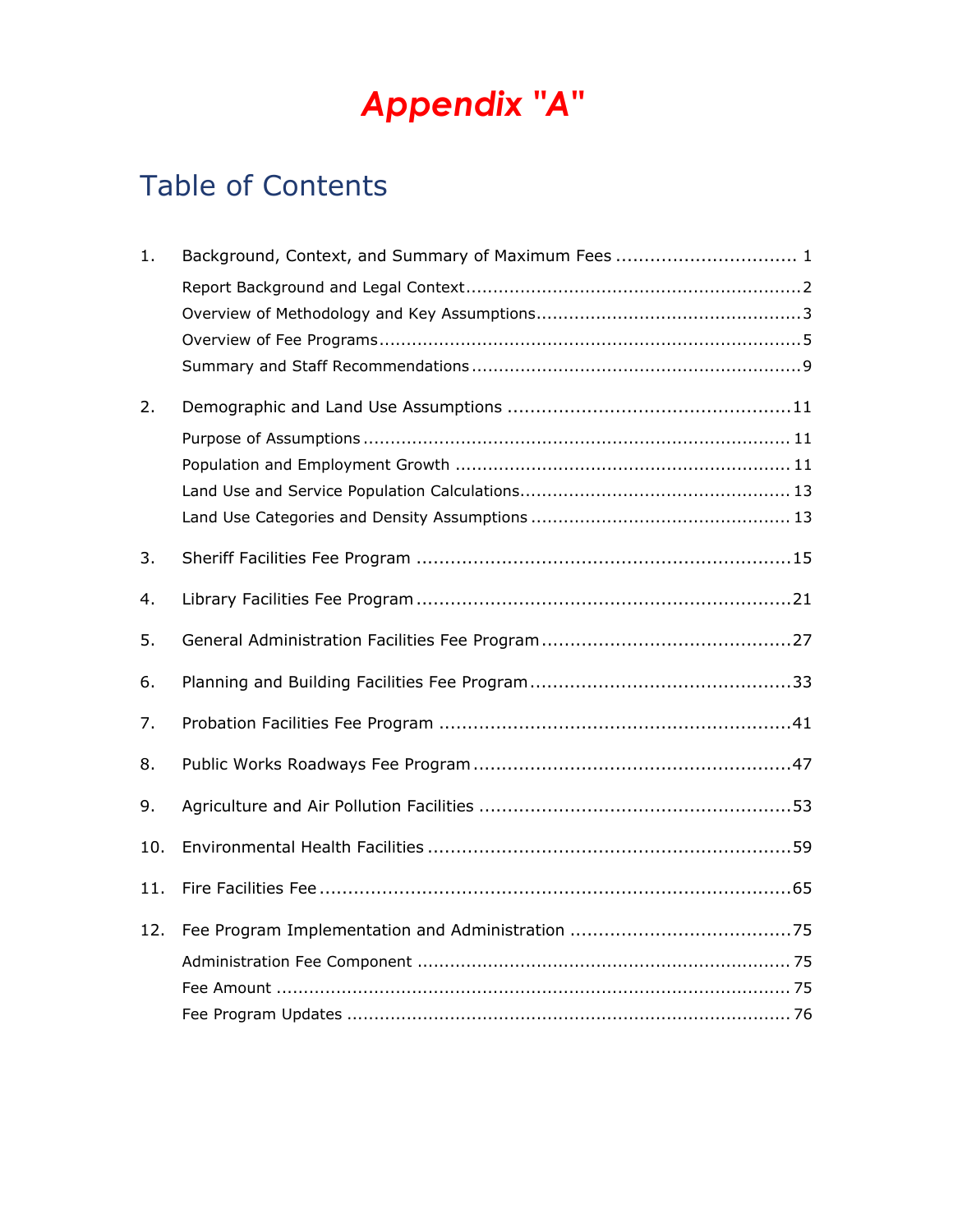# Appendix "A"

## Table of Contents

1. Background, Context, and Summary of Maximum Fees ............................... 1
   - Report Background and Legal Context ............................................................2
   - Overview of Methodology and Key Assumptions ................................................3
   - Overview of Fee Programs ............................................................................5
   - Summary and Staff Recommendations ...........................................................9
2. Demographic and Land Use Assumptions .................................................11
   - Purpose of Assumptions ............................................................................ 11
   - Population and Employment Growth ............................................................ 11
   - Land Use and Service Population Calculations................................................. 13
   - Land Use Categories and Density Assumptions ............................................... 13
3. Sheriff Facilities Fee Program .................................................................15
4. Library Facilities Fee Program .................................................................21
5. General Administration Facilities Fee Program ...........................................27
6. Planning and Building Facilities Fee Program .............................................33
7. Probation Facilities Fee Program .............................................................41
8. Public Works Roadways Fee Program .......................................................47
9. Agriculture and Air Pollution Facilities ......................................................53
10. Environmental Health Facilities ...............................................................59
11. Fire Facilities Fee ..................................................................................65
12. Fee Program Implementation and Administration .......................................75
    - Administration Fee Component ................................................................... 75
    - Fee Amount ............................................................................................ 75
    - Fee Program Updates ............................................................................... 76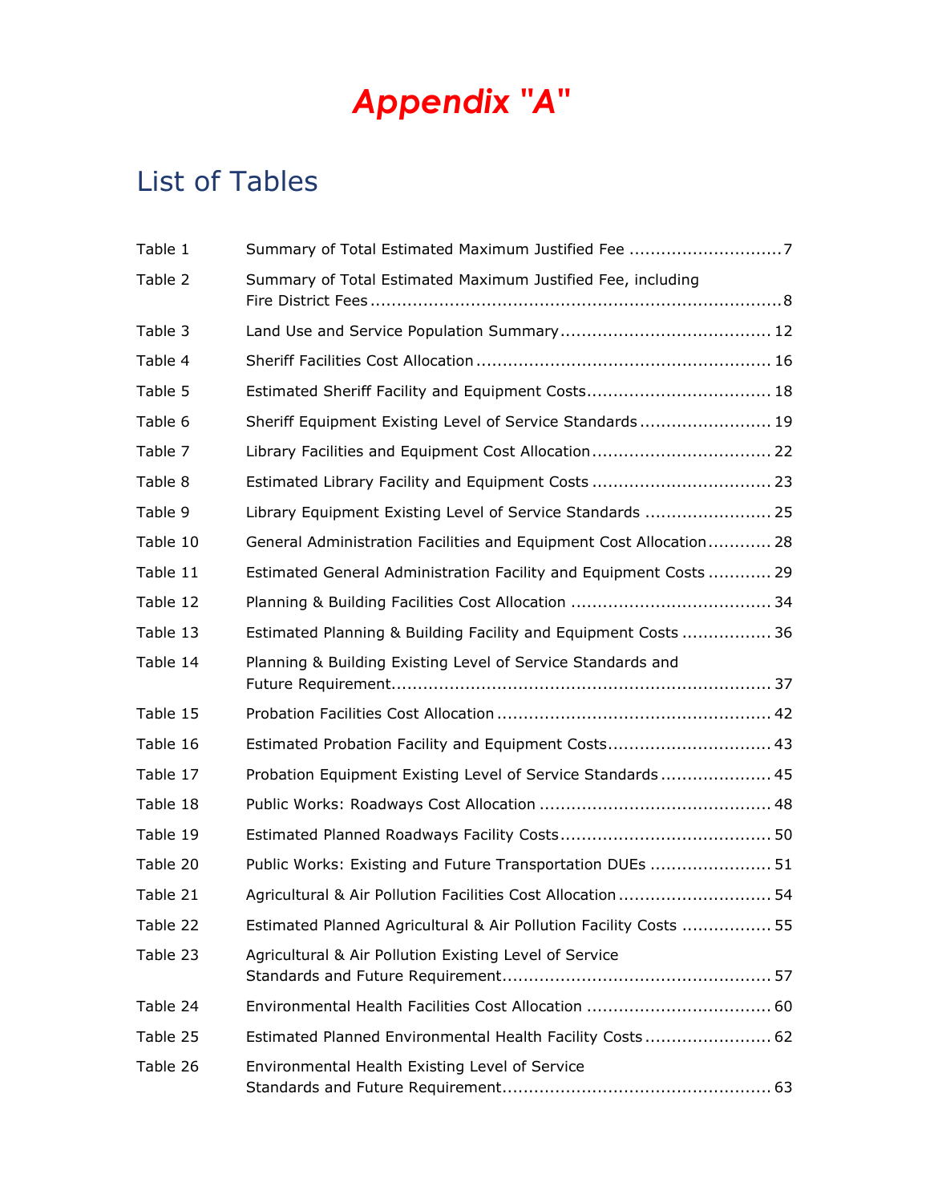# Appendix "A"

## List of Tables

| | | |
|---|---|---|
| Table 1 | Summary of Total Estimated Maximum Justified Fee | 7 |
| Table 2 | Summary of Total Estimated Maximum Justified Fee, including Fire District Fees | 8 |
| Table 3 | Land Use and Service Population Summary | 12 |
| Table 4 | Sheriff Facilities Cost Allocation | 16 |
| Table 5 | Estimated Sheriff Facility and Equipment Costs | 18 |
| Table 6 | Sheriff Equipment Existing Level of Service Standards | 19 |
| Table 7 | Library Facilities and Equipment Cost Allocation | 22 |
| Table 8 | Estimated Library Facility and Equipment Costs | 23 |
| Table 9 | Library Equipment Existing Level of Service Standards | 25 |
| Table 10 | General Administration Facilities and Equipment Cost Allocation | 28 |
| Table 11 | Estimated General Administration Facility and Equipment Costs | 29 |
| Table 12 | Planning & Building Facilities Cost Allocation | 34 |
| Table 13 | Estimated Planning & Building Facility and Equipment Costs | 36 |
| Table 14 | Planning & Building Existing Level of Service Standards and Future Requirement | 37 |
| Table 15 | Probation Facilities Cost Allocation | 42 |
| Table 16 | Estimated Probation Facility and Equipment Costs | 43 |
| Table 17 | Probation Equipment Existing Level of Service Standards | 45 |
| Table 18 | Public Works: Roadways Cost Allocation | 48 |
| Table 19 | Estimated Planned Roadways Facility Costs | 50 |
| Table 20 | Public Works: Existing and Future Transportation DUEs | 51 |
| Table 21 | Agricultural & Air Pollution Facilities Cost Allocation | 54 |
| Table 22 | Estimated Planned Agricultural & Air Pollution Facility Costs | 55 |
| Table 23 | Agricultural & Air Pollution Existing Level of Service Standards and Future Requirement | 57 |
| Table 24 | Environmental Health Facilities Cost Allocation | 60 |
| Table 25 | Estimated Planned Environmental Health Facility Costs | 62 |
| Table 26 | Environmental Health Existing Level of Service Standards and Future Requirement | 63 |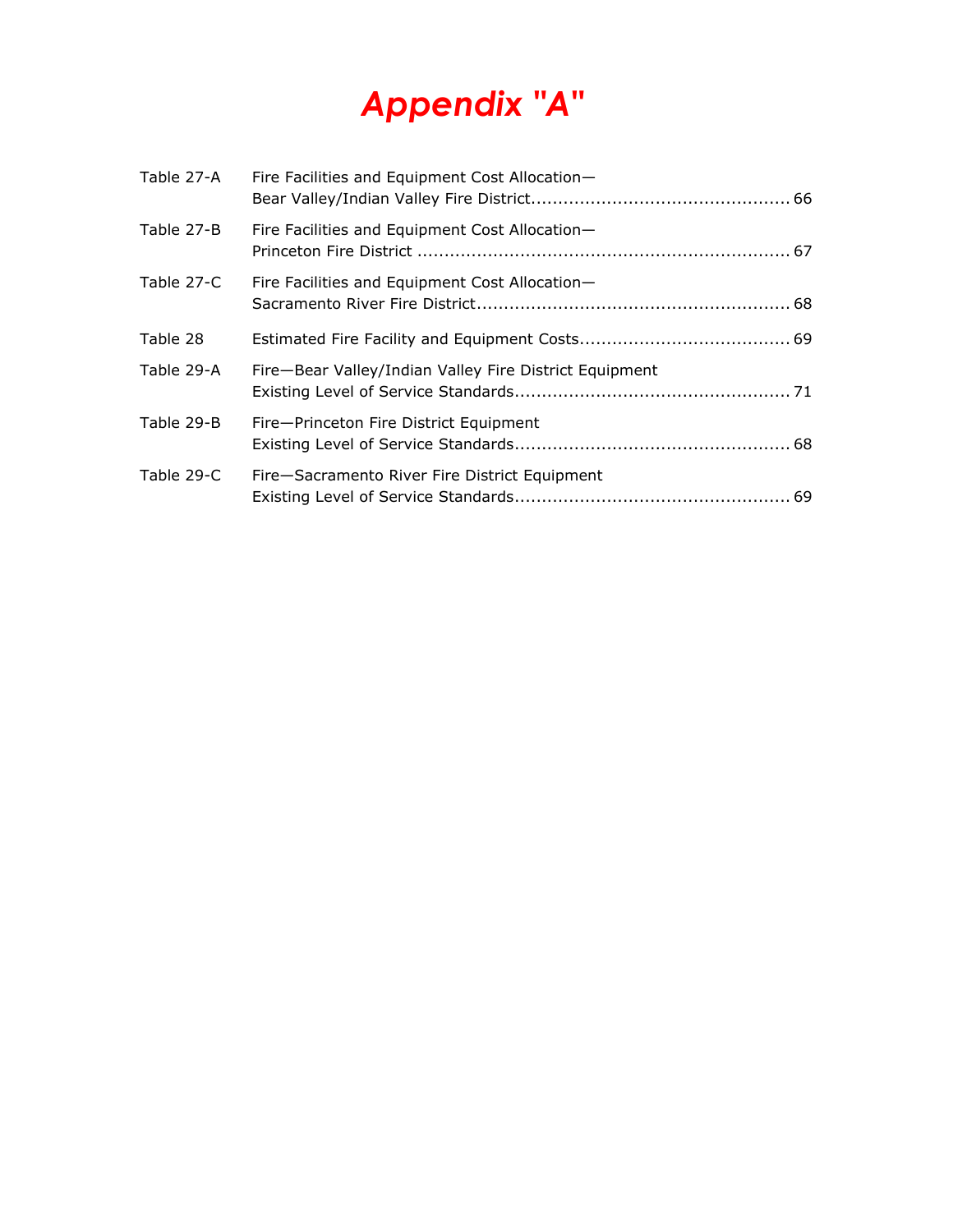# Appendix "A"

| | | |
|---|---|---|
| Table 27-A | Fire Facilities and Equipment Cost Allocation—Bear Valley/Indian Valley Fire District | 66 |
| Table 27-B | Fire Facilities and Equipment Cost Allocation—Princeton Fire District | 67 |
| Table 27-C | Fire Facilities and Equipment Cost Allocation—Sacramento River Fire District | 68 |
| Table 28 | Estimated Fire Facility and Equipment Costs | 69 |
| Table 29-A | Fire—Bear Valley/Indian Valley Fire District Equipment Existing Level of Service Standards | 71 |
| Table 29-B | Fire—Princeton Fire District Equipment Existing Level of Service Standards | 68 |
| Table 29-C | Fire—Sacramento River Fire District Equipment Existing Level of Service Standards | 69 |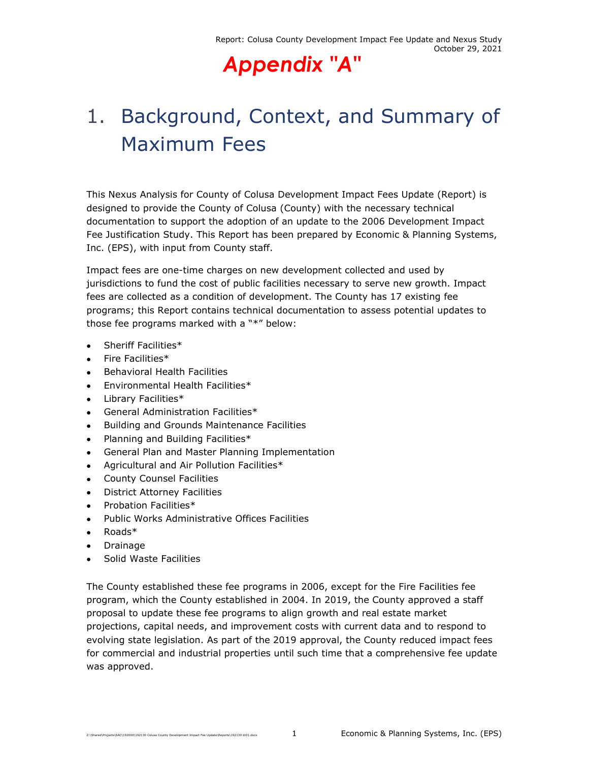# Appendix "A"

# 1. Background, Context, and Summary of Maximum Fees

This Nexus Analysis for County of Colusa Development Impact Fees Update (Report) is designed to provide the County of Colusa (County) with the necessary technical documentation to support the adoption of an update to the 2006 Development Impact Fee Justification Study. This Report has been prepared by Economic & Planning Systems, Inc. (EPS), with input from County staff.

Impact fees are one-time charges on new development collected and used by jurisdictions to fund the cost of public facilities necessary to serve new growth. Impact fees are collected as a condition of development. The County has 17 existing fee programs; this Report contains technical documentation to assess potential updates to those fee programs marked with a "*" below:

- Sheriff Facilities*
- Fire Facilities*
- Behavioral Health Facilities
- Environmental Health Facilities*
- Library Facilities*
- General Administration Facilities*
- Building and Grounds Maintenance Facilities
- Planning and Building Facilities*
- General Plan and Master Planning Implementation
- Agricultural and Air Pollution Facilities*
- County Counsel Facilities
- District Attorney Facilities
- Probation Facilities*
- Public Works Administrative Offices Facilities
- Roads*
- Drainage
- Solid Waste Facilities

The County established these fee programs in 2006, except for the Fire Facilities fee program, which the County established in 2004. In 2019, the County approved a staff proposal to update these fee programs to align growth and real estate market projections, capital needs, and improvement costs with current data and to respond to evolving state legislation. As part of the 2019 approval, the County reduced impact fees for commercial and industrial properties until such time that a comprehensive fee update was approved.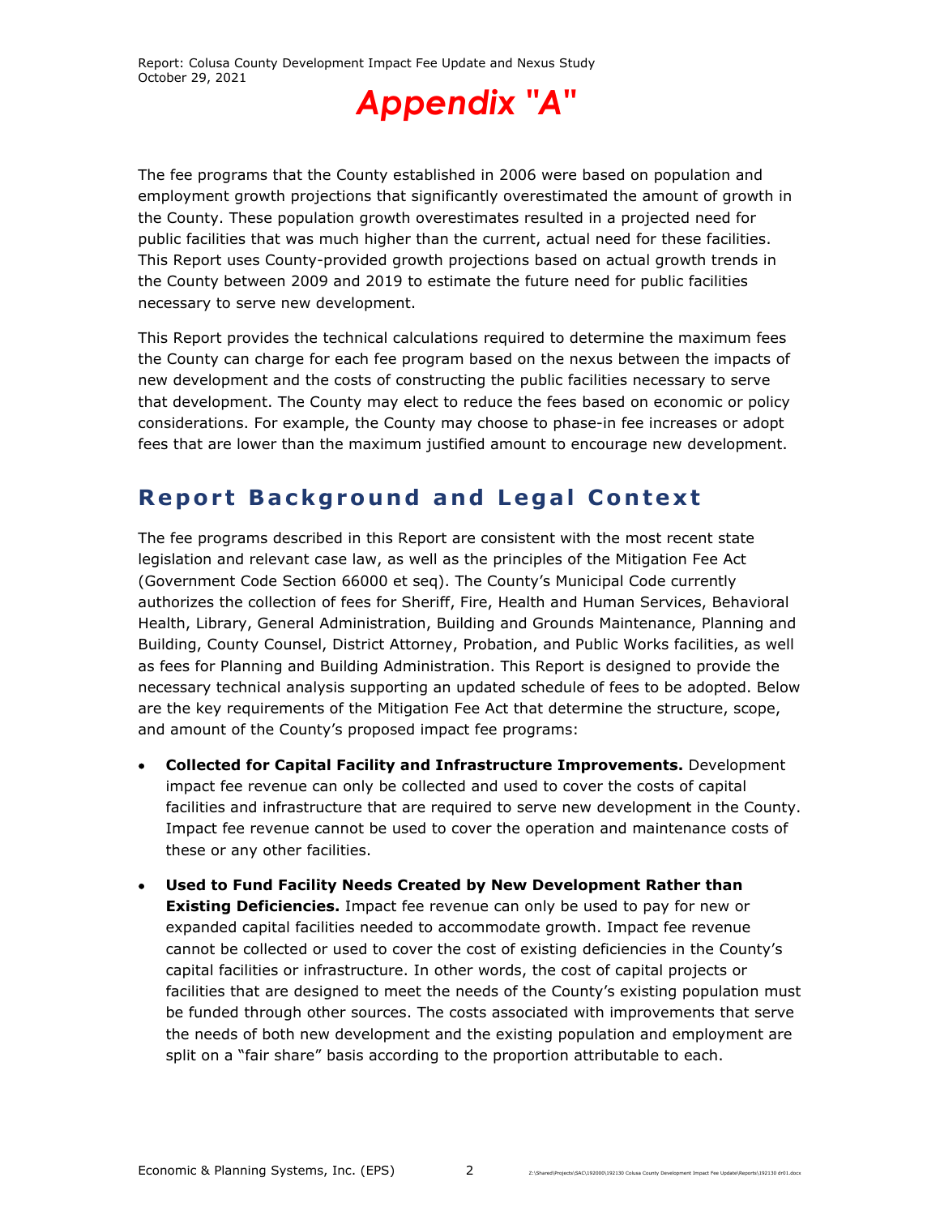# Appendix "A"

The fee programs that the County established in 2006 were based on population and employment growth projections that significantly overestimated the amount of growth in the County. These population growth overestimates resulted in a projected need for public facilities that was much higher than the current, actual need for these facilities. This Report uses County-provided growth projections based on actual growth trends in the County between 2009 and 2019 to estimate the future need for public facilities necessary to serve new development.

This Report provides the technical calculations required to determine the maximum fees the County can charge for each fee program based on the nexus between the impacts of new development and the costs of constructing the public facilities necessary to serve that development. The County may elect to reduce the fees based on economic or policy considerations. For example, the County may choose to phase-in fee increases or adopt fees that are lower than the maximum justified amount to encourage new development.

## Report Background and Legal Context

The fee programs described in this Report are consistent with the most recent state legislation and relevant case law, as well as the principles of the Mitigation Fee Act (Government Code Section 66000 et seq). The County's Municipal Code currently authorizes the collection of fees for Sheriff, Fire, Health and Human Services, Behavioral Health, Library, General Administration, Building and Grounds Maintenance, Planning and Building, County Counsel, District Attorney, Probation, and Public Works facilities, as well as fees for Planning and Building Administration. This Report is designed to provide the necessary technical analysis supporting an updated schedule of fees to be adopted. Below are the key requirements of the Mitigation Fee Act that determine the structure, scope, and amount of the County's proposed impact fee programs:

- **Collected for Capital Facility and Infrastructure Improvements.** Development impact fee revenue can only be collected and used to cover the costs of capital facilities and infrastructure that are required to serve new development in the County. Impact fee revenue cannot be used to cover the operation and maintenance costs of these or any other facilities.
- **Used to Fund Facility Needs Created by New Development Rather than Existing Deficiencies.** Impact fee revenue can only be used to pay for new or expanded capital facilities needed to accommodate growth. Impact fee revenue cannot be collected or used to cover the cost of existing deficiencies in the County's capital facilities or infrastructure. In other words, the cost of capital projects or facilities that are designed to meet the needs of the County's existing population must be funded through other sources. The costs associated with improvements that serve the needs of both new development and the existing population and employment are split on a "fair share" basis according to the proportion attributable to each.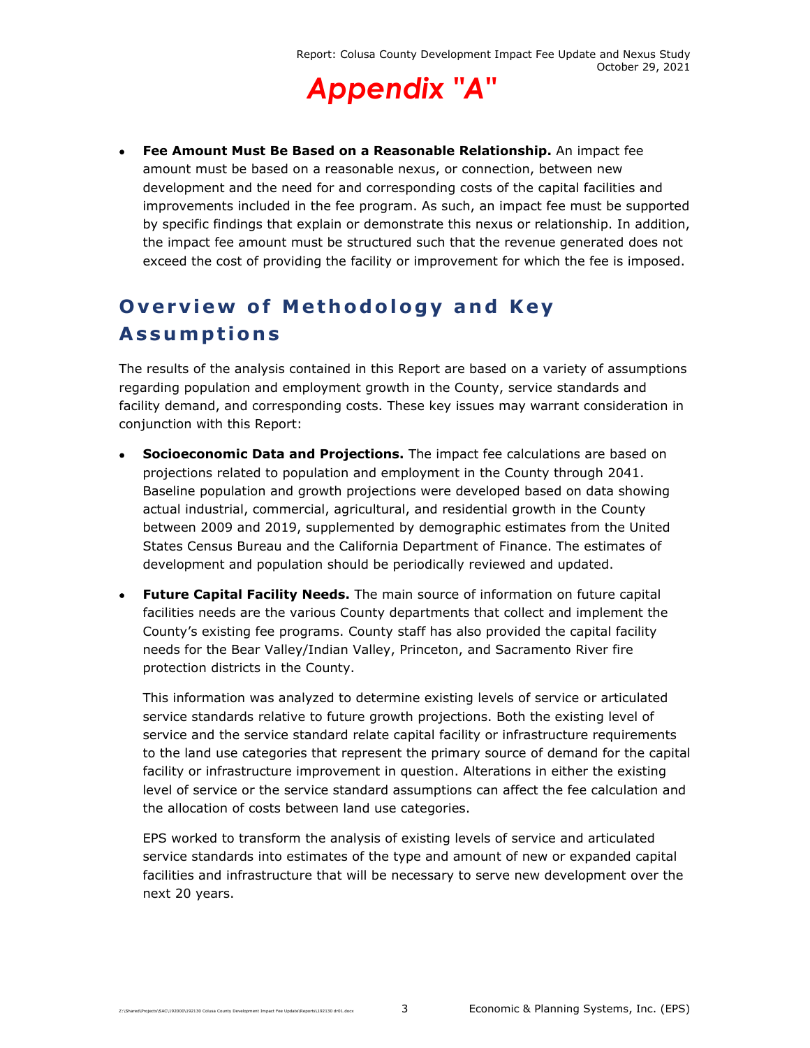# Appendix "A"

- **Fee Amount Must Be Based on a Reasonable Relationship.** An impact fee amount must be based on a reasonable nexus, or connection, between new development and the need for and corresponding costs of the capital facilities and improvements included in the fee program. As such, an impact fee must be supported by specific findings that explain or demonstrate this nexus or relationship. In addition, the impact fee amount must be structured such that the revenue generated does not exceed the cost of providing the facility or improvement for which the fee is imposed.

## Overview of Methodology and Key Assumptions

The results of the analysis contained in this Report are based on a variety of assumptions regarding population and employment growth in the County, service standards and facility demand, and corresponding costs. These key issues may warrant consideration in conjunction with this Report:

- **Socioeconomic Data and Projections.** The impact fee calculations are based on projections related to population and employment in the County through 2041. Baseline population and growth projections were developed based on data showing actual industrial, commercial, agricultural, and residential growth in the County between 2009 and 2019, supplemented by demographic estimates from the United States Census Bureau and the California Department of Finance. The estimates of development and population should be periodically reviewed and updated.

- **Future Capital Facility Needs.** The main source of information on future capital facilities needs are the various County departments that collect and implement the County's existing fee programs. County staff has also provided the capital facility needs for the Bear Valley/Indian Valley, Princeton, and Sacramento River fire protection districts in the County.

  This information was analyzed to determine existing levels of service or articulated service standards relative to future growth projections. Both the existing level of service and the service standard relate capital facility or infrastructure requirements to the land use categories that represent the primary source of demand for the capital facility or infrastructure improvement in question. Alterations in either the existing level of service or the service standard assumptions can affect the fee calculation and the allocation of costs between land use categories.

  EPS worked to transform the analysis of existing levels of service and articulated service standards into estimates of the type and amount of new or expanded capital facilities and infrastructure that will be necessary to serve new development over the next 20 years.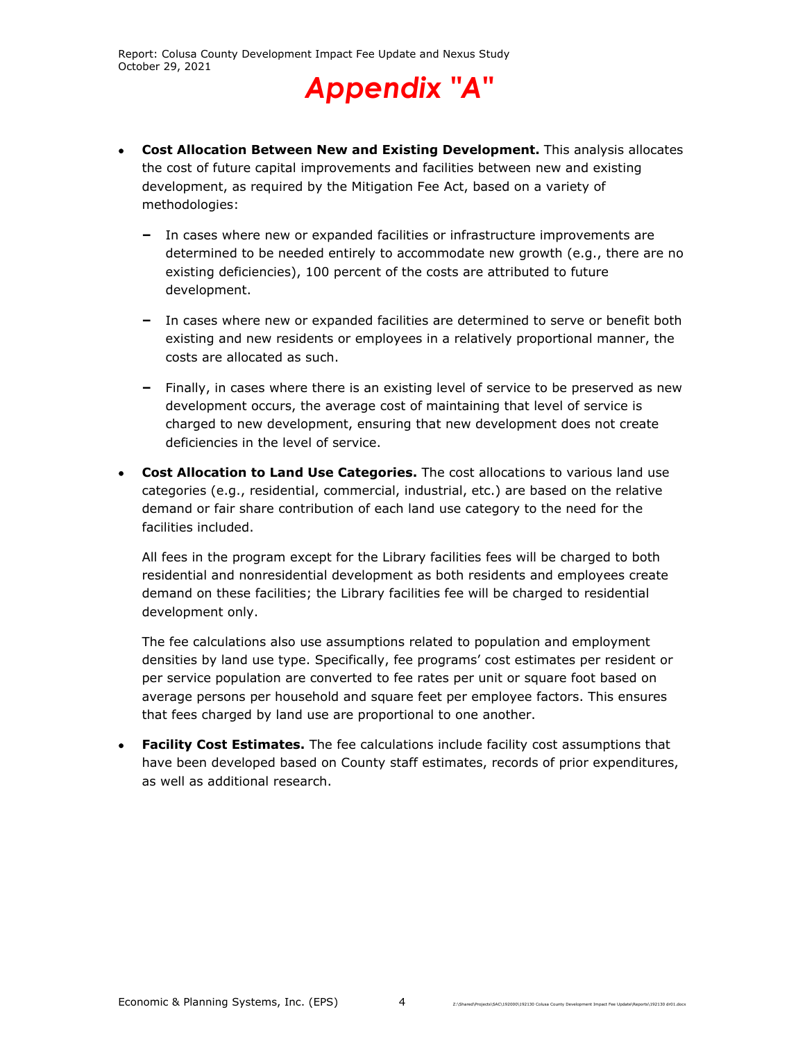# Appendix "A"

- **Cost Allocation Between New and Existing Development.** This analysis allocates the cost of future capital improvements and facilities between new and existing development, as required by the Mitigation Fee Act, based on a variety of methodologies:
  - In cases where new or expanded facilities or infrastructure improvements are determined to be needed entirely to accommodate new growth (e.g., there are no existing deficiencies), 100 percent of the costs are attributed to future development.
  - In cases where new or expanded facilities are determined to serve or benefit both existing and new residents or employees in a relatively proportional manner, the costs are allocated as such.
  - Finally, in cases where there is an existing level of service to be preserved as new development occurs, the average cost of maintaining that level of service is charged to new development, ensuring that new development does not create deficiencies in the level of service.

- **Cost Allocation to Land Use Categories.** The cost allocations to various land use categories (e.g., residential, commercial, industrial, etc.) are based on the relative demand or fair share contribution of each land use category to the need for the facilities included.

  All fees in the program except for the Library facilities fees will be charged to both residential and nonresidential development as both residents and employees create demand on these facilities; the Library facilities fee will be charged to residential development only.

  The fee calculations also use assumptions related to population and employment densities by land use type. Specifically, fee programs' cost estimates per resident or per service population are converted to fee rates per unit or square foot based on average persons per household and square feet per employee factors. This ensures that fees charged by land use are proportional to one another.

- **Facility Cost Estimates.** The fee calculations include facility cost assumptions that have been developed based on County staff estimates, records of prior expenditures, as well as additional research.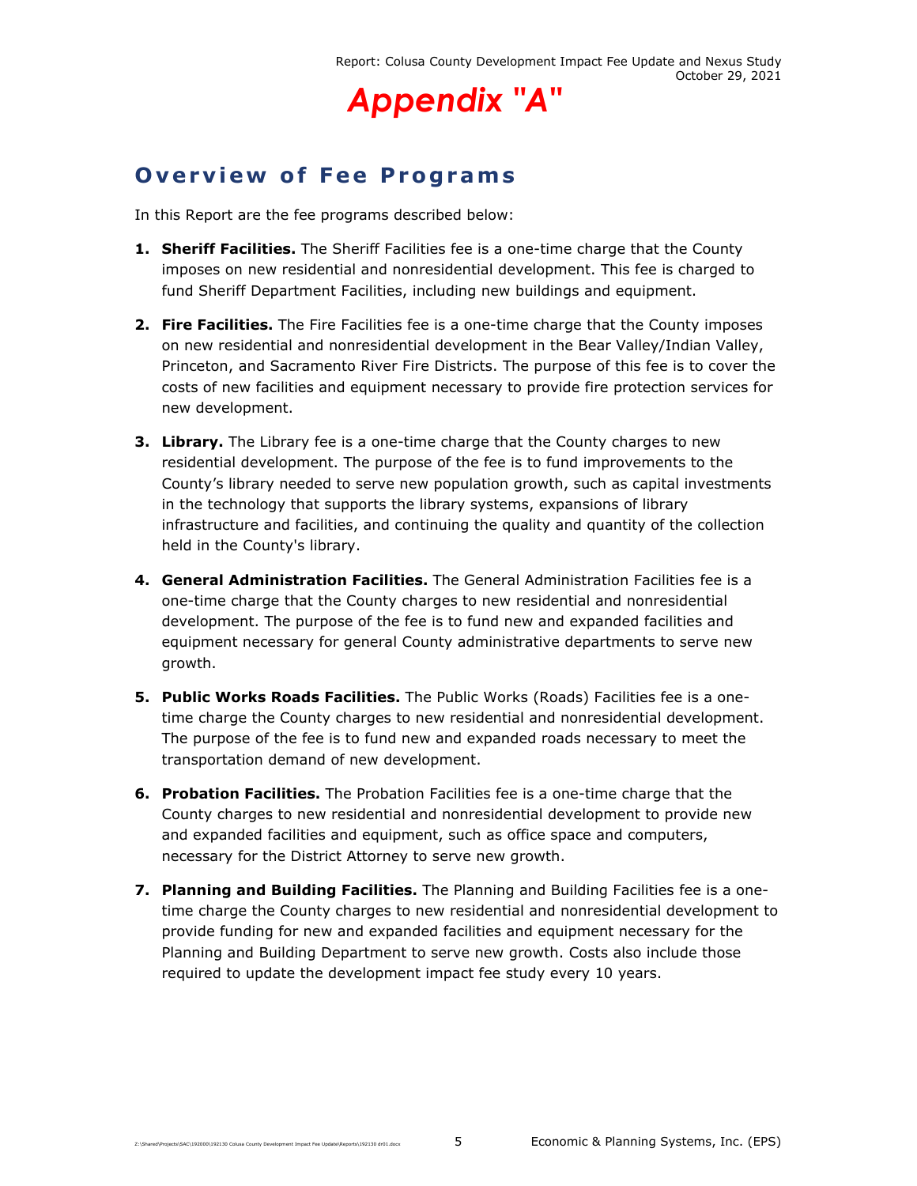# Appendix "A"

## Overview of Fee Programs

In this Report are the fee programs described below:

1. **Sheriff Facilities.** The Sheriff Facilities fee is a one-time charge that the County imposes on new residential and nonresidential development. This fee is charged to fund Sheriff Department Facilities, including new buildings and equipment.

2. **Fire Facilities.** The Fire Facilities fee is a one-time charge that the County imposes on new residential and nonresidential development in the Bear Valley/Indian Valley, Princeton, and Sacramento River Fire Districts. The purpose of this fee is to cover the costs of new facilities and equipment necessary to provide fire protection services for new development.

3. **Library.** The Library fee is a one-time charge that the County charges to new residential development. The purpose of the fee is to fund improvements to the County's library needed to serve new population growth, such as capital investments in the technology that supports the library systems, expansions of library infrastructure and facilities, and continuing the quality and quantity of the collection held in the County's library.

4. **General Administration Facilities.** The General Administration Facilities fee is a one-time charge that the County charges to new residential and nonresidential development. The purpose of the fee is to fund new and expanded facilities and equipment necessary for general County administrative departments to serve new growth.

5. **Public Works Roads Facilities.** The Public Works (Roads) Facilities fee is a one-time charge the County charges to new residential and nonresidential development. The purpose of the fee is to fund new and expanded roads necessary to meet the transportation demand of new development.

6. **Probation Facilities.** The Probation Facilities fee is a one-time charge that the County charges to new residential and nonresidential development to provide new and expanded facilities and equipment, such as office space and computers, necessary for the District Attorney to serve new growth.

7. **Planning and Building Facilities.** The Planning and Building Facilities fee is a one-time charge the County charges to new residential and nonresidential development to provide funding for new and expanded facilities and equipment necessary for the Planning and Building Department to serve new growth. Costs also include those required to update the development impact fee study every 10 years.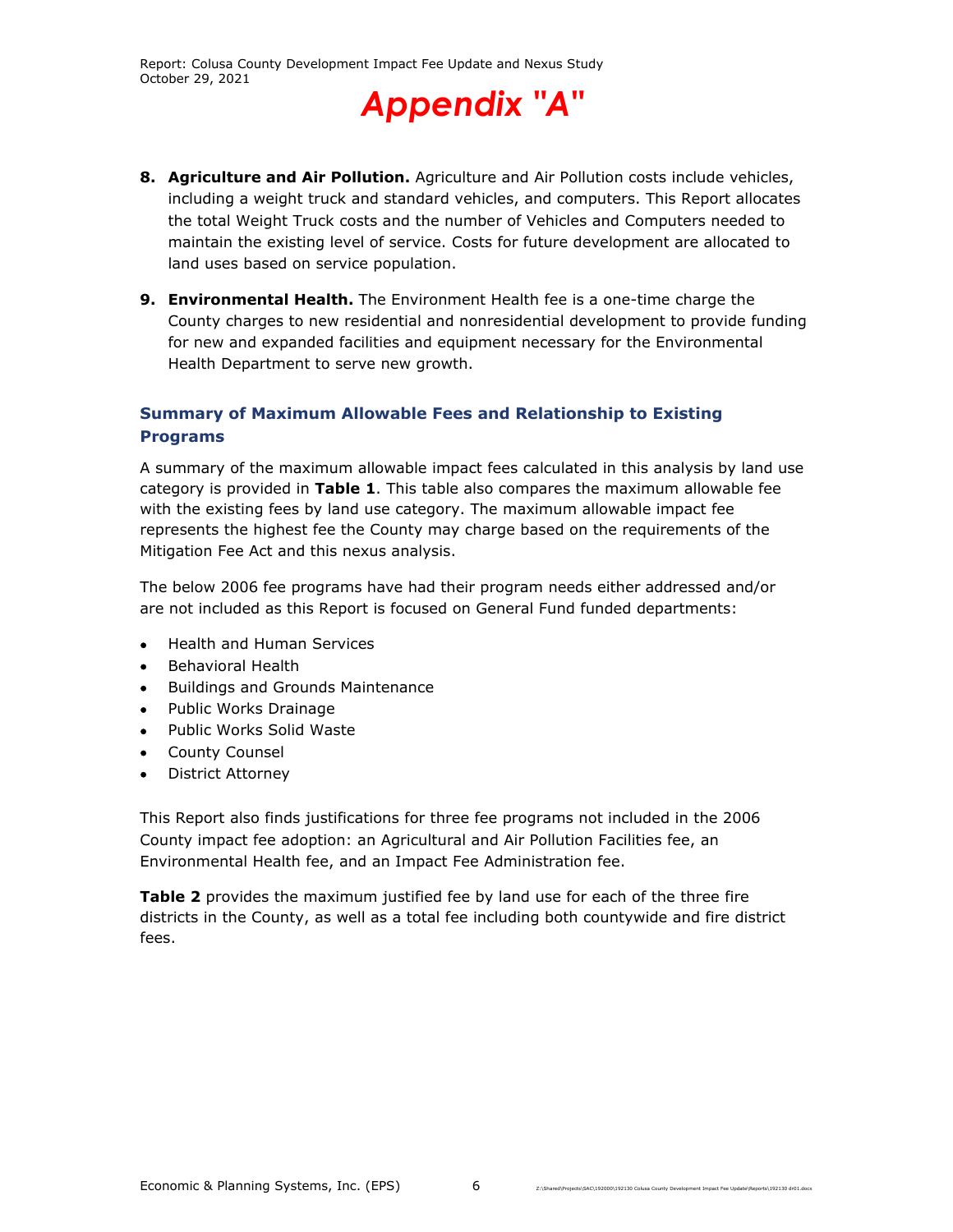8. **Agriculture and Air Pollution.** Agriculture and Air Pollution costs include vehicles, including a weight truck and standard vehicles, and computers. This Report allocates the total Weight Truck costs and the number of Vehicles and Computers needed to maintain the existing level of service. Costs for future development are allocated to land uses based on service population.

9. **Environmental Health.** The Environment Health fee is a one-time charge the County charges to new residential and nonresidential development to provide funding for new and expanded facilities and equipment necessary for the Environmental Health Department to serve new growth.

### Summary of Maximum Allowable Fees and Relationship to Existing Programs

A summary of the maximum allowable impact fees calculated in this analysis by land use category is provided in **Table 1**. This table also compares the maximum allowable fee with the existing fees by land use category. The maximum allowable impact fee represents the highest fee the County may charge based on the requirements of the Mitigation Fee Act and this nexus analysis.

The below 2006 fee programs have had their program needs either addressed and/or are not included as this Report is focused on General Fund funded departments:

- Health and Human Services
- Behavioral Health
- Buildings and Grounds Maintenance
- Public Works Drainage
- Public Works Solid Waste
- County Counsel
- District Attorney

This Report also finds justifications for three fee programs not included in the 2006 County impact fee adoption: an Agricultural and Air Pollution Facilities fee, an Environmental Health fee, and an Impact Fee Administration fee.

**Table 2** provides the maximum justified fee by land use for each of the three fire districts in the County, as well as a total fee including both countywide and fire district fees.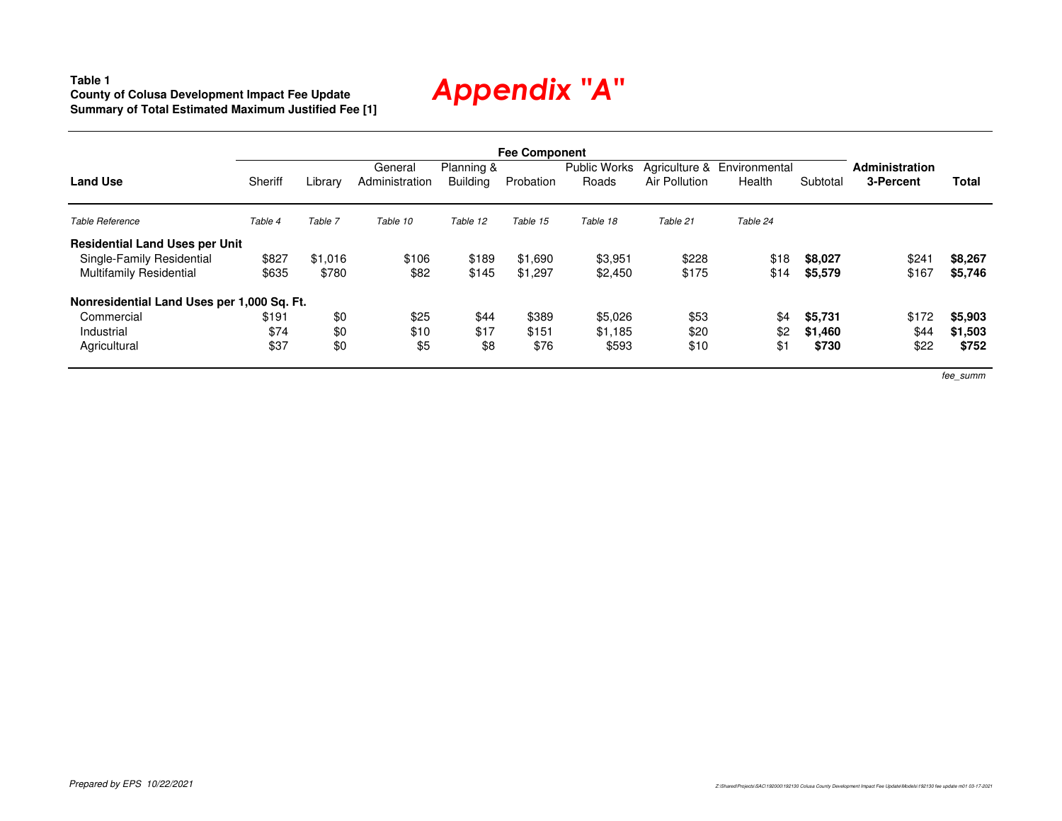**Table 1**
**County of Colusa Development Impact Fee Update**
**Summary of Total Estimated Maximum Justified Fee [1]**

# Appendix "A"

| Land Use | Sheriff | Library | General Administration | Planning & Building | Probation | Public Works Roads | Agriculture & Air Pollution | Environmental Health | Subtotal | Administration 3-Percent | Total |
|---|---|---|---|---|---|---|---|---|---|---|---|
| | Fee Component | | | | | | | | | | |
| *Table Reference* | *Table 4* | *Table 7* | *Table 10* | *Table 12* | *Table 15* | *Table 18* | *Table 21* | *Table 24* | | | |
| **Residential Land Uses per Unit** | | | | | | | | | | | |
| Single-Family Residential | $827 | $1,016 | $106 | $189 | $1,690 | $3,951 | $228 | $18 | **$8,027** | $241 | **$8,267** |
| Multifamily Residential | $635 | $780 | $82 | $145 | $1,297 | $2,450 | $175 | $14 | **$5,579** | $167 | **$5,746** |
| **Nonresidential Land Uses per 1,000 Sq. Ft.** | | | | | | | | | | | |
| Commercial | $191 | $0 | $25 | $44 | $389 | $5,026 | $53 | $4 | **$5,731** | $172 | **$5,903** |
| Industrial | $74 | $0 | $10 | $17 | $151 | $1,185 | $20 | $2 | **$1,460** | $44 | **$1,503** |
| Agricultural | $37 | $0 | $5 | $8 | $76 | $593 | $10 | $1 | **$730** | $22 | **$752** |

*fee_summ*

*Prepared by EPS 10/22/2021*

Z:\Shared\Projects\SAC\192000\192130 Colusa County Development Impact Fee Update\Models\192130 fee update m01 03-17-2021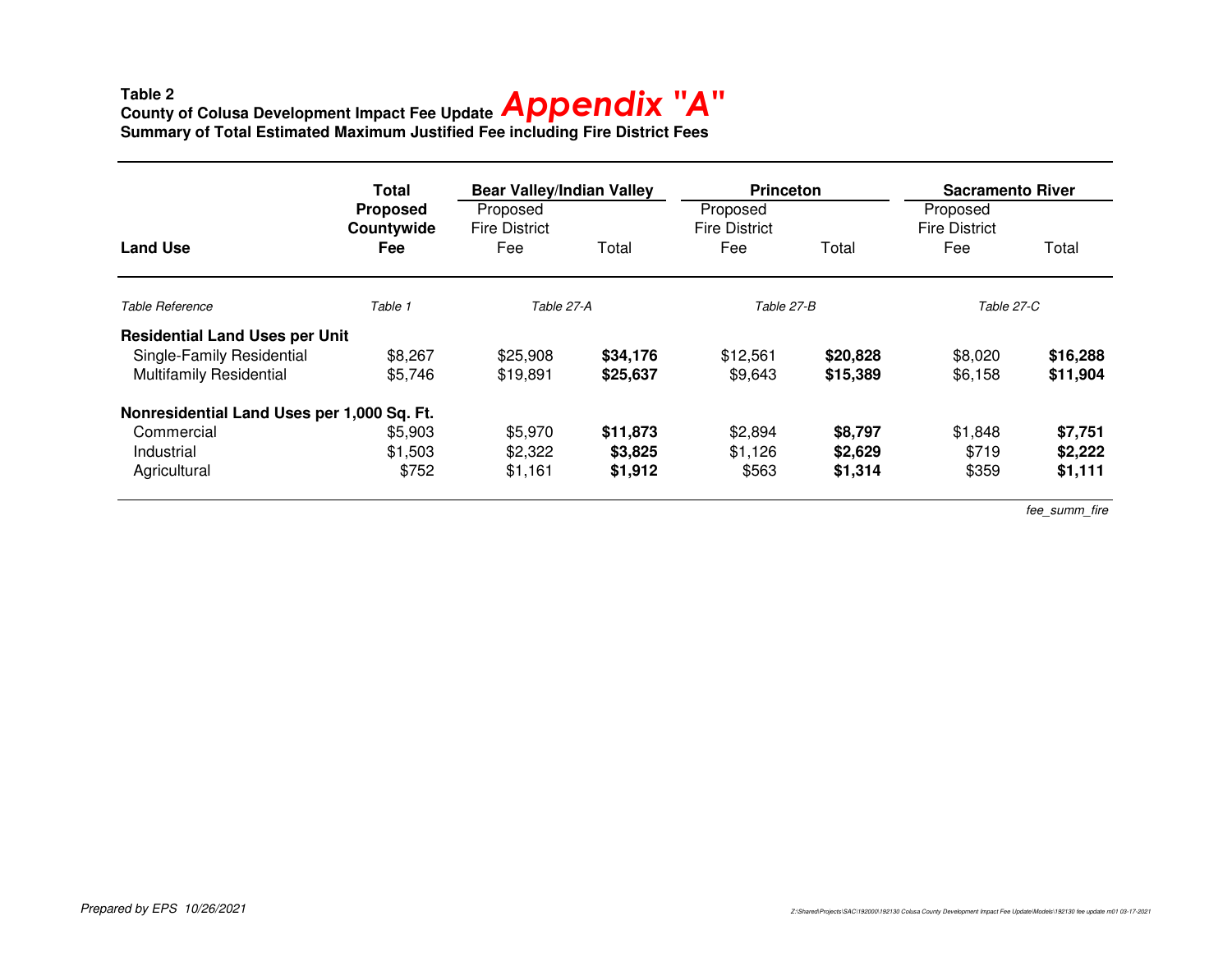**Table 2**
**County of Colusa Development Impact Fee Update** Appendix "A"
**Summary of Total Estimated Maximum Justified Fee including Fire District Fees**

| Land Use | Total Proposed Countywide Fee | Bear Valley/Indian Valley | | Princeton | | Sacramento River | |
|---|---|---|---|---|---|---|---|
| | | Proposed Fire District Fee | Total | Proposed Fire District Fee | Total | Proposed Fire District Fee | Total |
| *Table Reference* | *Table 1* | *Table 27-A* | | *Table 27-B* | | *Table 27-C* | |
| **Residential Land Uses per Unit** | | | | | | | |
| Single-Family Residential | $8,267 | $25,908 | **$34,176** | $12,561 | **$20,828** | $8,020 | **$16,288** |
| Multifamily Residential | $5,746 | $19,891 | **$25,637** | $9,643 | **$15,389** | $6,158 | **$11,904** |
| **Nonresidential Land Uses per 1,000 Sq. Ft.** | | | | | | | |
| Commercial | $5,903 | $5,970 | **$11,873** | $2,894 | **$8,797** | $1,848 | **$7,751** |
| Industrial | $1,503 | $2,322 | **$3,825** | $1,126 | **$2,629** | $719 | **$2,222** |
| Agricultural | $752 | $1,161 | **$1,912** | $563 | **$1,314** | $359 | **$1,111** |

*fee_summ_fire*

*Prepared by EPS 10/26/2021*

Z:\Shared\Projects\SAC\192000\192130 Colusa County Development Impact Fee Update\Models\192130 fee update m01 03-17-2021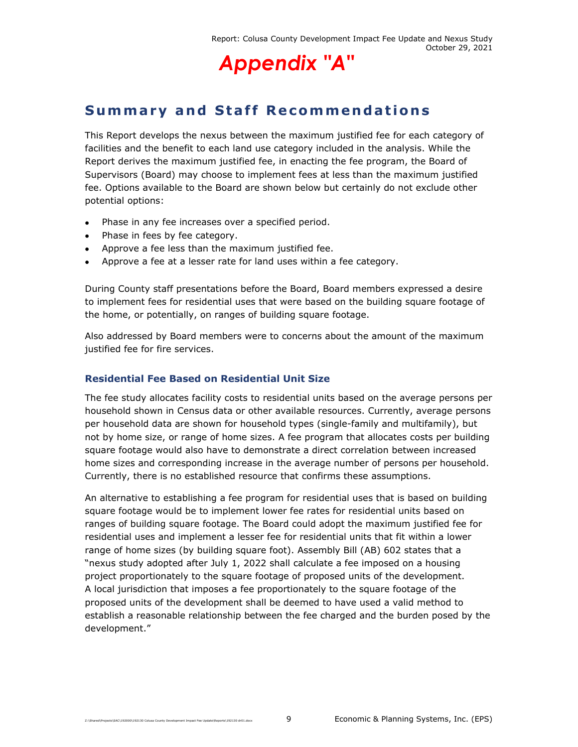# Appendix "A"

## Summary and Staff Recommendations

This Report develops the nexus between the maximum justified fee for each category of facilities and the benefit to each land use category included in the analysis. While the Report derives the maximum justified fee, in enacting the fee program, the Board of Supervisors (Board) may choose to implement fees at less than the maximum justified fee. Options available to the Board are shown below but certainly do not exclude other potential options:

- Phase in any fee increases over a specified period.
- Phase in fees by fee category.
- Approve a fee less than the maximum justified fee.
- Approve a fee at a lesser rate for land uses within a fee category.

During County staff presentations before the Board, Board members expressed a desire to implement fees for residential uses that were based on the building square footage of the home, or potentially, on ranges of building square footage.

Also addressed by Board members were to concerns about the amount of the maximum justified fee for fire services.

### Residential Fee Based on Residential Unit Size

The fee study allocates facility costs to residential units based on the average persons per household shown in Census data or other available resources. Currently, average persons per household data are shown for household types (single-family and multifamily), but not by home size, or range of home sizes. A fee program that allocates costs per building square footage would also have to demonstrate a direct correlation between increased home sizes and corresponding increase in the average number of persons per household. Currently, there is no established resource that confirms these assumptions.

An alternative to establishing a fee program for residential uses that is based on building square footage would be to implement lower fee rates for residential units based on ranges of building square footage. The Board could adopt the maximum justified fee for residential uses and implement a lesser fee for residential units that fit within a lower range of home sizes (by building square foot). Assembly Bill (AB) 602 states that a "nexus study adopted after July 1, 2022 shall calculate a fee imposed on a housing project proportionately to the square footage of proposed units of the development. A local jurisdiction that imposes a fee proportionately to the square footage of the proposed units of the development shall be deemed to have used a valid method to establish a reasonable relationship between the fee charged and the burden posed by the development."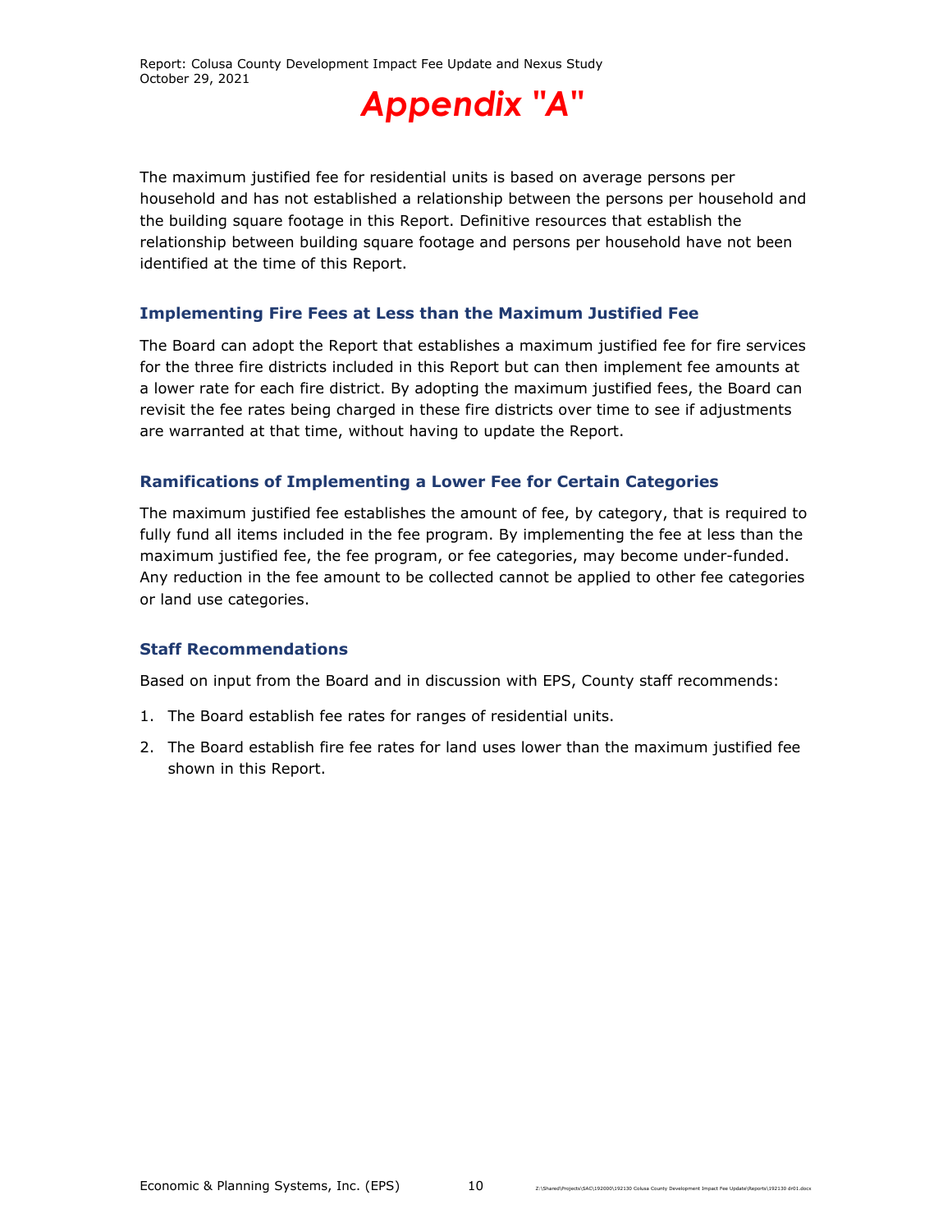# Appendix "A"

The maximum justified fee for residential units is based on average persons per household and has not established a relationship between the persons per household and the building square footage in this Report. Definitive resources that establish the relationship between building square footage and persons per household have not been identified at the time of this Report.

### Implementing Fire Fees at Less than the Maximum Justified Fee

The Board can adopt the Report that establishes a maximum justified fee for fire services for the three fire districts included in this Report but can then implement fee amounts at a lower rate for each fire district. By adopting the maximum justified fees, the Board can revisit the fee rates being charged in these fire districts over time to see if adjustments are warranted at that time, without having to update the Report.

### Ramifications of Implementing a Lower Fee for Certain Categories

The maximum justified fee establishes the amount of fee, by category, that is required to fully fund all items included in the fee program. By implementing the fee at less than the maximum justified fee, the fee program, or fee categories, may become under-funded. Any reduction in the fee amount to be collected cannot be applied to other fee categories or land use categories.

### Staff Recommendations

Based on input from the Board and in discussion with EPS, County staff recommends:

1. The Board establish fee rates for ranges of residential units.
2. The Board establish fire fee rates for land uses lower than the maximum justified fee shown in this Report.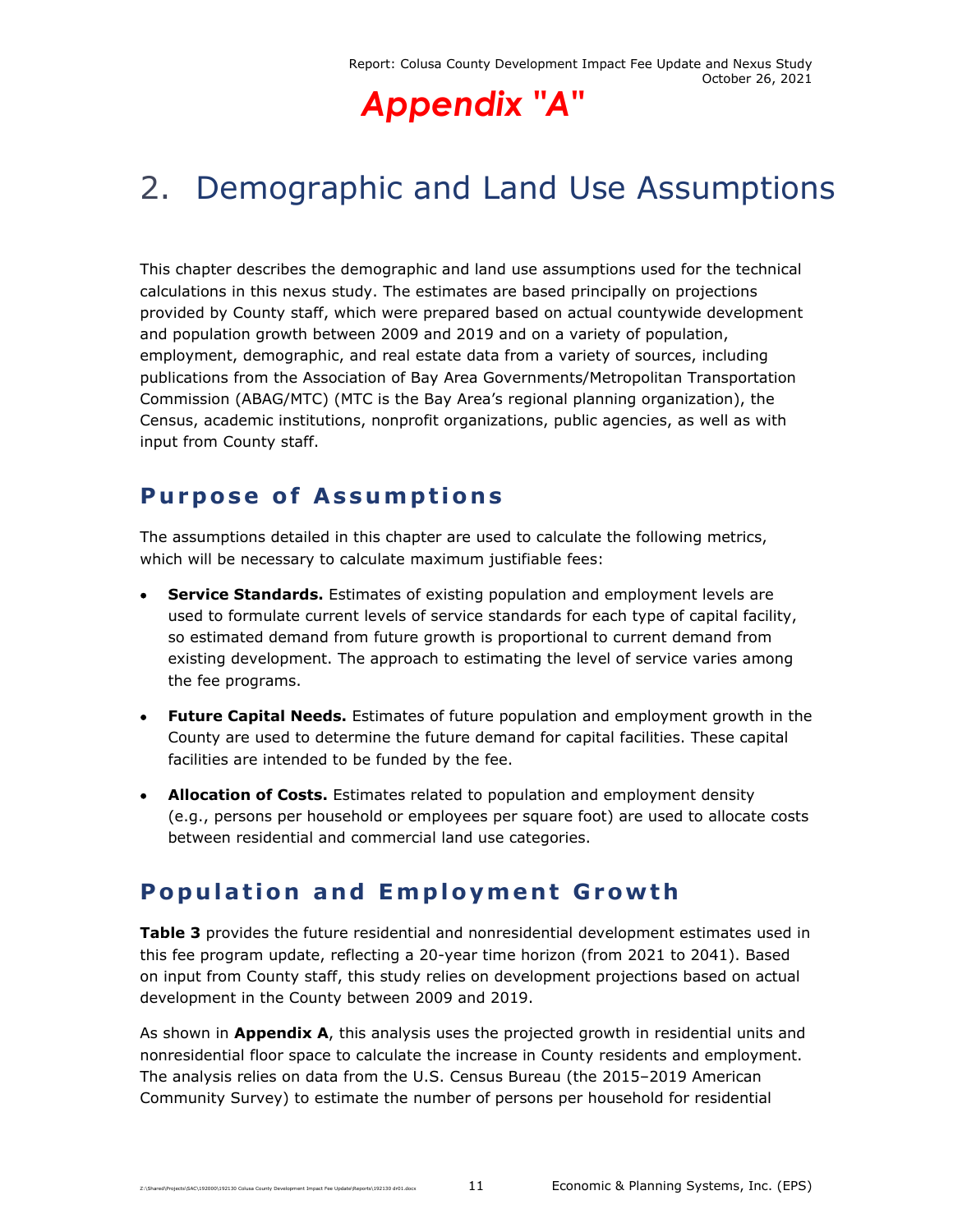# Appendix "A"

# 2. Demographic and Land Use Assumptions

This chapter describes the demographic and land use assumptions used for the technical calculations in this nexus study. The estimates are based principally on projections provided by County staff, which were prepared based on actual countywide development and population growth between 2009 and 2019 and on a variety of population, employment, demographic, and real estate data from a variety of sources, including publications from the Association of Bay Area Governments/Metropolitan Transportation Commission (ABAG/MTC) (MTC is the Bay Area's regional planning organization), the Census, academic institutions, nonprofit organizations, public agencies, as well as with input from County staff.

## Purpose of Assumptions

The assumptions detailed in this chapter are used to calculate the following metrics, which will be necessary to calculate maximum justifiable fees:

- **Service Standards.** Estimates of existing population and employment levels are used to formulate current levels of service standards for each type of capital facility, so estimated demand from future growth is proportional to current demand from existing development. The approach to estimating the level of service varies among the fee programs.
- **Future Capital Needs.** Estimates of future population and employment growth in the County are used to determine the future demand for capital facilities. These capital facilities are intended to be funded by the fee.
- **Allocation of Costs.** Estimates related to population and employment density (e.g., persons per household or employees per square foot) are used to allocate costs between residential and commercial land use categories.

## Population and Employment Growth

**Table 3** provides the future residential and nonresidential development estimates used in this fee program update, reflecting a 20-year time horizon (from 2021 to 2041). Based on input from County staff, this study relies on development projections based on actual development in the County between 2009 and 2019.

As shown in **Appendix A**, this analysis uses the projected growth in residential units and nonresidential floor space to calculate the increase in County residents and employment. The analysis relies on data from the U.S. Census Bureau (the 2015–2019 American Community Survey) to estimate the number of persons per household for residential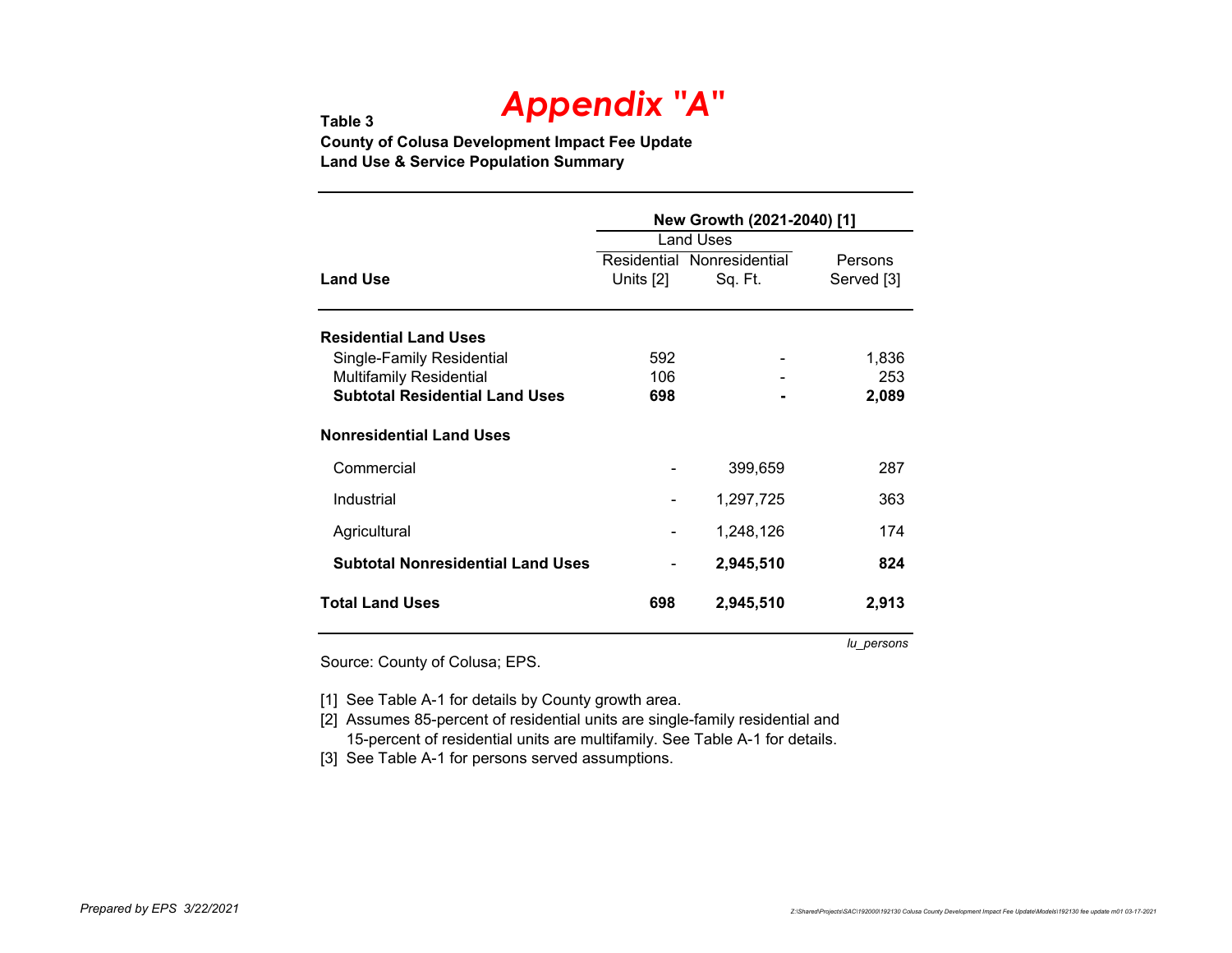# Appendix "A"

**Table 3**
**County of Colusa Development Impact Fee Update**
**Land Use & Service Population Summary**

| | New Growth (2021-2040) [1] | | |
|---|---|---|---|
| | Land Uses | | |
| **Land Use** | Residential Units [2] | Nonresidential Sq. Ft. | Persons Served [3] |
| **Residential Land Uses** | | | |
| Single-Family Residential | 592 | - | 1,836 |
| Multifamily Residential | 106 | - | 253 |
| **Subtotal Residential Land Uses** | **698** | **-** | **2,089** |
| **Nonresidential Land Uses** | | | |
| Commercial | - | 399,659 | 287 |
| Industrial | - | 1,297,725 | 363 |
| Agricultural | - | 1,248,126 | 174 |
| **Subtotal Nonresidential Land Uses** | - | **2,945,510** | **824** |
| **Total Land Uses** | **698** | **2,945,510** | **2,913** |

*lu_persons*

Source: County of Colusa; EPS.

[1] See Table A-1 for details by County growth area.
[2] Assumes 85-percent of residential units are single-family residential and 15-percent of residential units are multifamily. See Table A-1 for details.
[3] See Table A-1 for persons served assumptions.

*Prepared by EPS 3/22/2021*

*Z:\Shared\Projects\SAC\192000\192130 Colusa County Development Impact Fee Update\Models\192130 fee update m01 03-17-2021*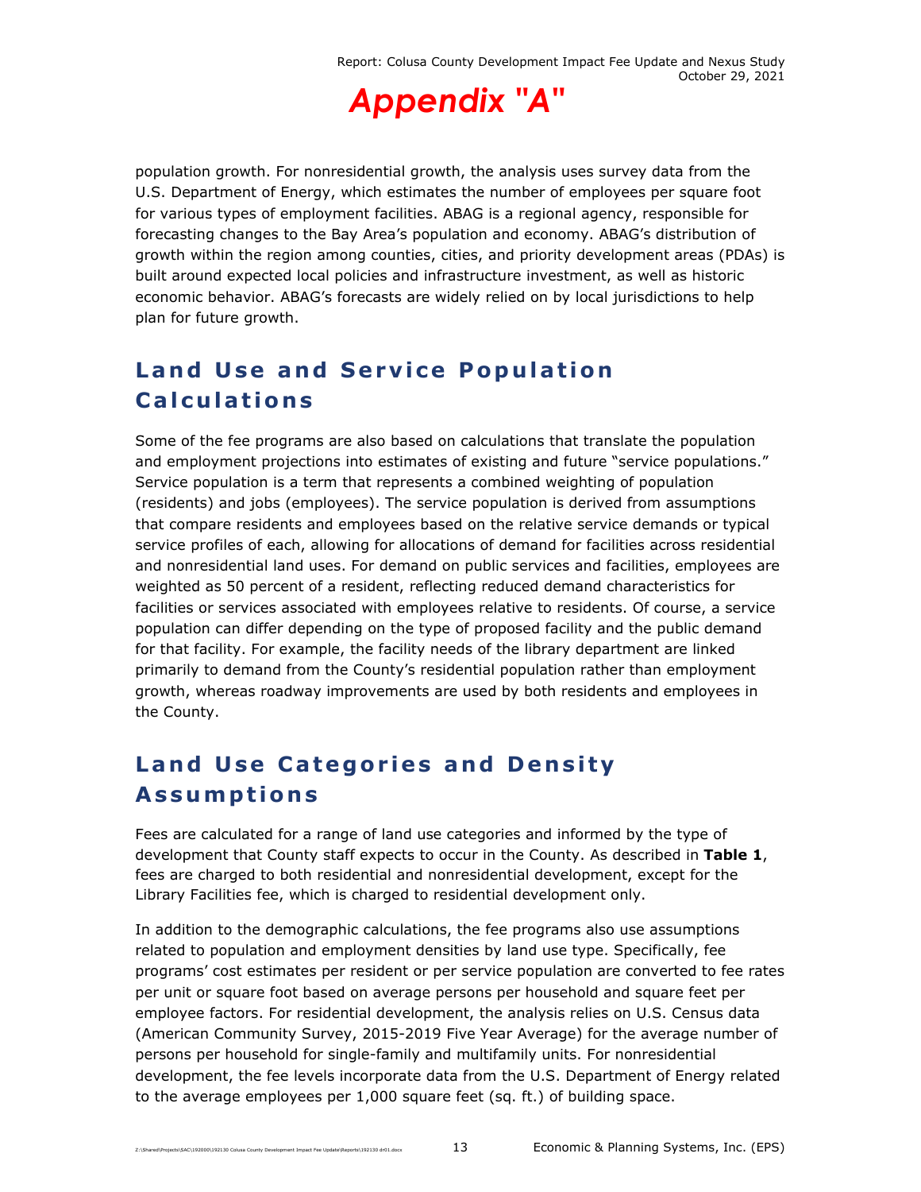population growth. For nonresidential growth, the analysis uses survey data from the U.S. Department of Energy, which estimates the number of employees per square foot for various types of employment facilities. ABAG is a regional agency, responsible for forecasting changes to the Bay Area's population and economy. ABAG's distribution of growth within the region among counties, cities, and priority development areas (PDAs) is built around expected local policies and infrastructure investment, as well as historic economic behavior. ABAG's forecasts are widely relied on by local jurisdictions to help plan for future growth.

## Land Use and Service Population Calculations

Some of the fee programs are also based on calculations that translate the population and employment projections into estimates of existing and future "service populations." Service population is a term that represents a combined weighting of population (residents) and jobs (employees). The service population is derived from assumptions that compare residents and employees based on the relative service demands or typical service profiles of each, allowing for allocations of demand for facilities across residential and nonresidential land uses. For demand on public services and facilities, employees are weighted as 50 percent of a resident, reflecting reduced demand characteristics for facilities or services associated with employees relative to residents. Of course, a service population can differ depending on the type of proposed facility and the public demand for that facility. For example, the facility needs of the library department are linked primarily to demand from the County's residential population rather than employment growth, whereas roadway improvements are used by both residents and employees in the County.

## Land Use Categories and Density Assumptions

Fees are calculated for a range of land use categories and informed by the type of development that County staff expects to occur in the County. As described in **Table 1**, fees are charged to both residential and nonresidential development, except for the Library Facilities fee, which is charged to residential development only.

In addition to the demographic calculations, the fee programs also use assumptions related to population and employment densities by land use type. Specifically, fee programs' cost estimates per resident or per service population are converted to fee rates per unit or square foot based on average persons per household and square feet per employee factors. For residential development, the analysis relies on U.S. Census data (American Community Survey, 2015-2019 Five Year Average) for the average number of persons per household for single-family and multifamily units. For nonresidential development, the fee levels incorporate data from the U.S. Department of Energy related to the average employees per 1,000 square feet (sq. ft.) of building space.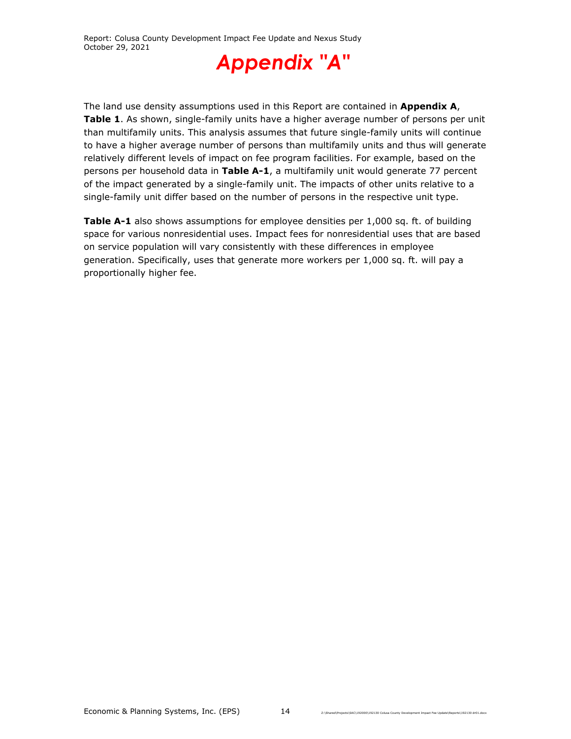# Appendix "A"

The land use density assumptions used in this Report are contained in **Appendix A**, **Table 1**. As shown, single-family units have a higher average number of persons per unit than multifamily units. This analysis assumes that future single-family units will continue to have a higher average number of persons than multifamily units and thus will generate relatively different levels of impact on fee program facilities. For example, based on the persons per household data in **Table A-1**, a multifamily unit would generate 77 percent of the impact generated by a single-family unit. The impacts of other units relative to a single-family unit differ based on the number of persons in the respective unit type.

**Table A-1** also shows assumptions for employee densities per 1,000 sq. ft. of building space for various nonresidential uses. Impact fees for nonresidential uses that are based on service population will vary consistently with these differences in employee generation. Specifically, uses that generate more workers per 1,000 sq. ft. will pay a proportionally higher fee.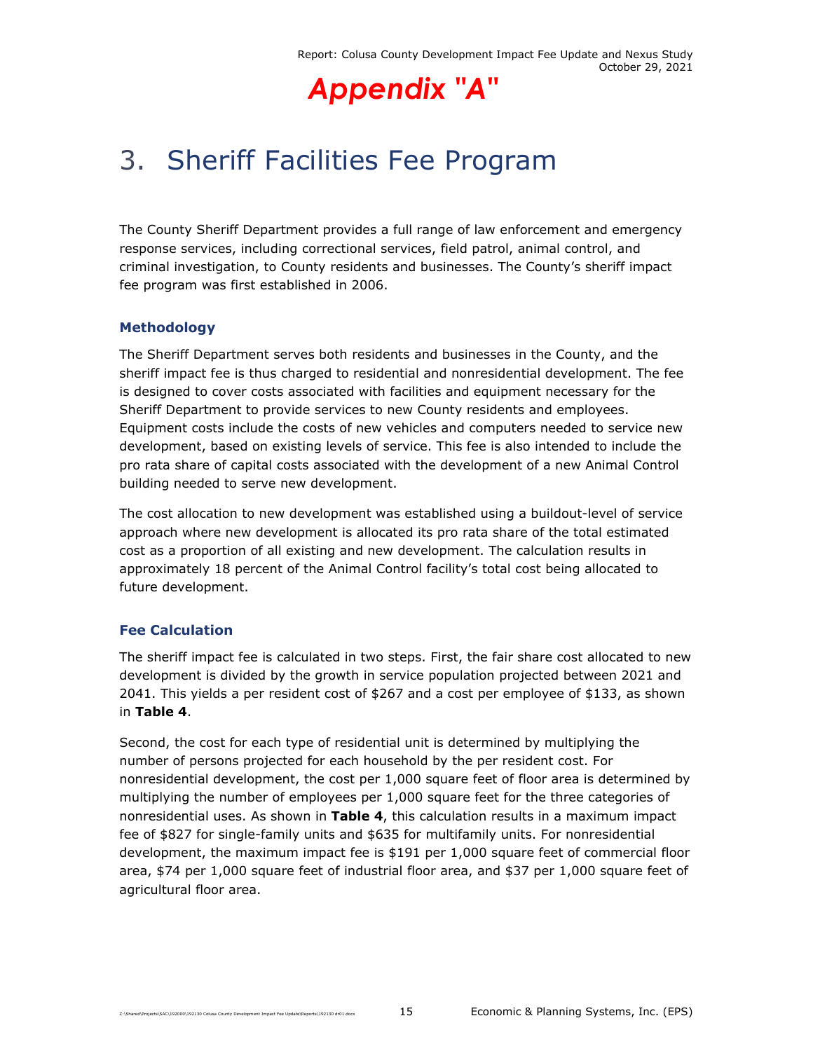# Appendix "A"

# 3. Sheriff Facilities Fee Program

The County Sheriff Department provides a full range of law enforcement and emergency response services, including correctional services, field patrol, animal control, and criminal investigation, to County residents and businesses. The County's sheriff impact fee program was first established in 2006.

### Methodology

The Sheriff Department serves both residents and businesses in the County, and the sheriff impact fee is thus charged to residential and nonresidential development. The fee is designed to cover costs associated with facilities and equipment necessary for the Sheriff Department to provide services to new County residents and employees. Equipment costs include the costs of new vehicles and computers needed to service new development, based on existing levels of service. This fee is also intended to include the pro rata share of capital costs associated with the development of a new Animal Control building needed to serve new development.

The cost allocation to new development was established using a buildout-level of service approach where new development is allocated its pro rata share of the total estimated cost as a proportion of all existing and new development. The calculation results in approximately 18 percent of the Animal Control facility's total cost being allocated to future development.

### Fee Calculation

The sheriff impact fee is calculated in two steps. First, the fair share cost allocated to new development is divided by the growth in service population projected between 2021 and 2041. This yields a per resident cost of $267 and a cost per employee of $133, as shown in **Table 4**.

Second, the cost for each type of residential unit is determined by multiplying the number of persons projected for each household by the per resident cost. For nonresidential development, the cost per 1,000 square feet of floor area is determined by multiplying the number of employees per 1,000 square feet for the three categories of nonresidential uses. As shown in **Table 4**, this calculation results in a maximum impact fee of $827 for single-family units and $635 for multifamily units. For nonresidential development, the maximum impact fee is $191 per 1,000 square feet of commercial floor area, $74 per 1,000 square feet of industrial floor area, and $37 per 1,000 square feet of agricultural floor area.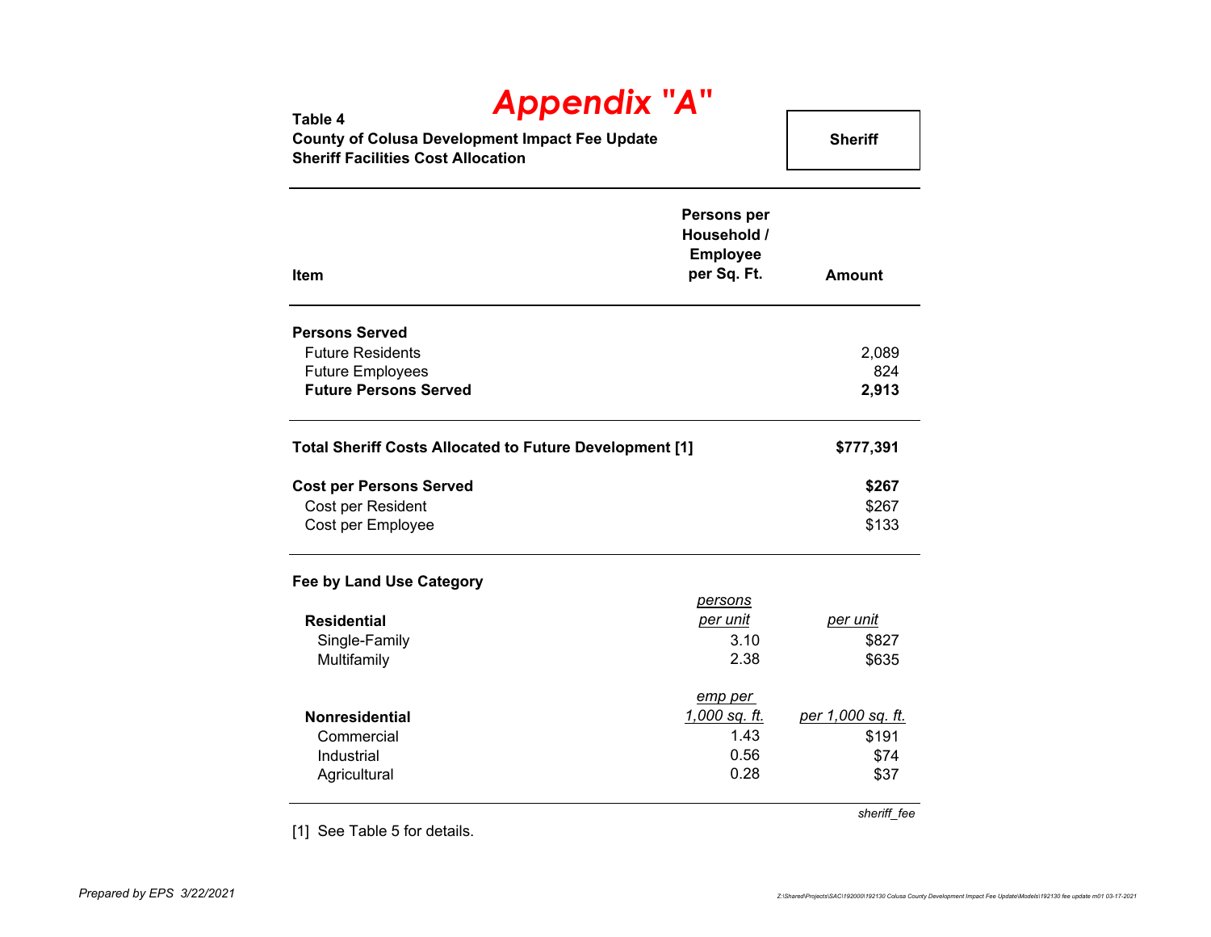# Appendix "A"

**Table 4**
**County of Colusa Development Impact Fee Update**
**Sheriff Facilities Cost Allocation**

**Sheriff**

| Item | Persons per Household / Employee per Sq. Ft. | Amount |
|---|---|---|
| **Persons Served** | | |
| Future Residents | | 2,089 |
| Future Employees | | 824 |
| **Future Persons Served** | | **2,913** |
| | | |
| **Total Sheriff Costs Allocated to Future Development [1]** | | **$777,391** |
| | | |
| **Cost per Persons Served** | | **$267** |
| Cost per Resident | | $267 |
| Cost per Employee | | $133 |
| | | |
| **Fee by Land Use Category** | | |
| **Residential** | *persons per unit* | *per unit* |
| Single-Family | 3.10 | $827 |
| Multifamily | 2.38 | $635 |
| | | |
| **Nonresidential** | *emp per 1,000 sq. ft.* | *per 1,000 sq. ft.* |
| Commercial | 1.43 | $191 |
| Industrial | 0.56 | $74 |
| Agricultural | 0.28 | $37 |

*sheriff_fee*

[1] See Table 5 for details.

*Prepared by EPS 3/22/2021*

*Z:\Shared\Projects\SAC\192000\192130 Colusa County Development Impact Fee Update\Models\192130 fee update m01 03-17-2021*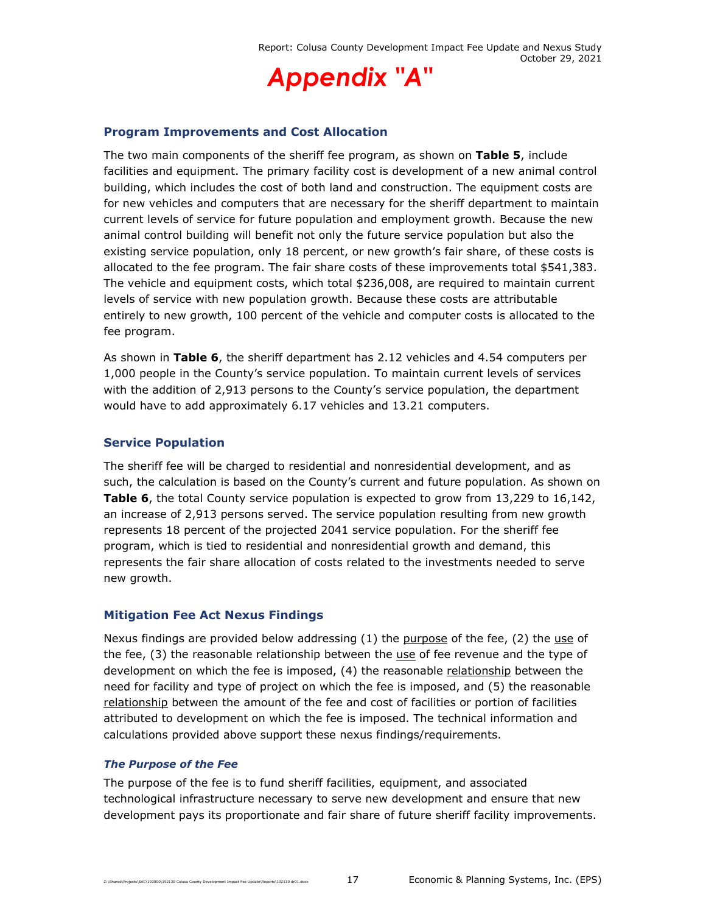# Appendix "A"

## Program Improvements and Cost Allocation

The two main components of the sheriff fee program, as shown on **Table 5**, include facilities and equipment. The primary facility cost is development of a new animal control building, which includes the cost of both land and construction. The equipment costs are for new vehicles and computers that are necessary for the sheriff department to maintain current levels of service for future population and employment growth. Because the new animal control building will benefit not only the future service population but also the existing service population, only 18 percent, or new growth's fair share, of these costs is allocated to the fee program. The fair share costs of these improvements total $541,383. The vehicle and equipment costs, which total $236,008, are required to maintain current levels of service with new population growth. Because these costs are attributable entirely to new growth, 100 percent of the vehicle and computer costs is allocated to the fee program.

As shown in **Table 6**, the sheriff department has 2.12 vehicles and 4.54 computers per 1,000 people in the County's service population. To maintain current levels of services with the addition of 2,913 persons to the County's service population, the department would have to add approximately 6.17 vehicles and 13.21 computers.

## Service Population

The sheriff fee will be charged to residential and nonresidential development, and as such, the calculation is based on the County's current and future population. As shown on **Table 6**, the total County service population is expected to grow from 13,229 to 16,142, an increase of 2,913 persons served. The service population resulting from new growth represents 18 percent of the projected 2041 service population. For the sheriff fee program, which is tied to residential and nonresidential growth and demand, this represents the fair share allocation of costs related to the investments needed to serve new growth.

## Mitigation Fee Act Nexus Findings

Nexus findings are provided below addressing (1) the purpose of the fee, (2) the use of the fee, (3) the reasonable relationship between the use of fee revenue and the type of development on which the fee is imposed, (4) the reasonable relationship between the need for facility and type of project on which the fee is imposed, and (5) the reasonable relationship between the amount of the fee and cost of facilities or portion of facilities attributed to development on which the fee is imposed. The technical information and calculations provided above support these nexus findings/requirements.

### *The Purpose of the Fee*

The purpose of the fee is to fund sheriff facilities, equipment, and associated technological infrastructure necessary to serve new development and ensure that new development pays its proportionate and fair share of future sheriff facility improvements.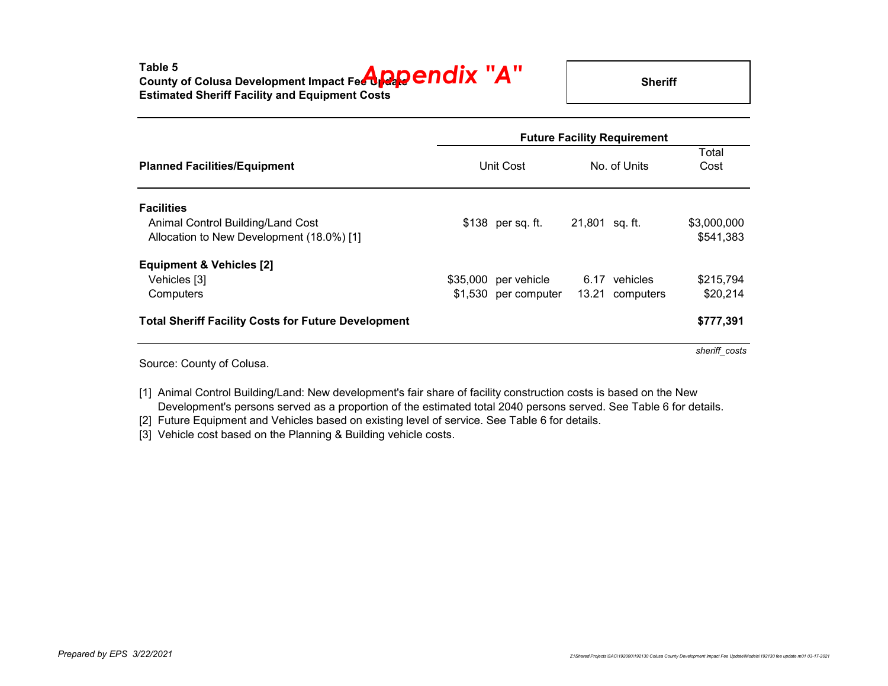**Table 5**
**County of Colusa Development Impact Fee Update**
**Estimated Sheriff Facility and Equipment Costs**

***Appendix "A"***

**Sheriff**

| **Planned Facilities/Equipment** | Future Facility Requirement | | | | |
|---|---|---|---|---|---|
| | Unit Cost | | No. of Units | | Total Cost |
| **Facilities** | | | | | |
| Animal Control Building/Land Cost | $138 | per sq. ft. | 21,801 | sq. ft. | $3,000,000 |
| Allocation to New Development (18.0%) [1] | | | | | $541,383 |
| **Equipment & Vehicles [2]** | | | | | |
| Vehicles [3] | $35,000 | per vehicle | 6.17 | vehicles | $215,794 |
| Computers | $1,530 | per computer | 13.21 | computers | $20,214 |
| **Total Sheriff Facility Costs for Future Development** | | | | | **$777,391** |

*sheriff_costs*

Source: County of Colusa.

[1] Animal Control Building/Land: New development's fair share of facility construction costs is based on the New Development's persons served as a proportion of the estimated total 2040 persons served. See Table 6 for details.
[2] Future Equipment and Vehicles based on existing level of service. See Table 6 for details.
[3] Vehicle cost based on the Planning & Building vehicle costs.

*Prepared by EPS 3/22/2021*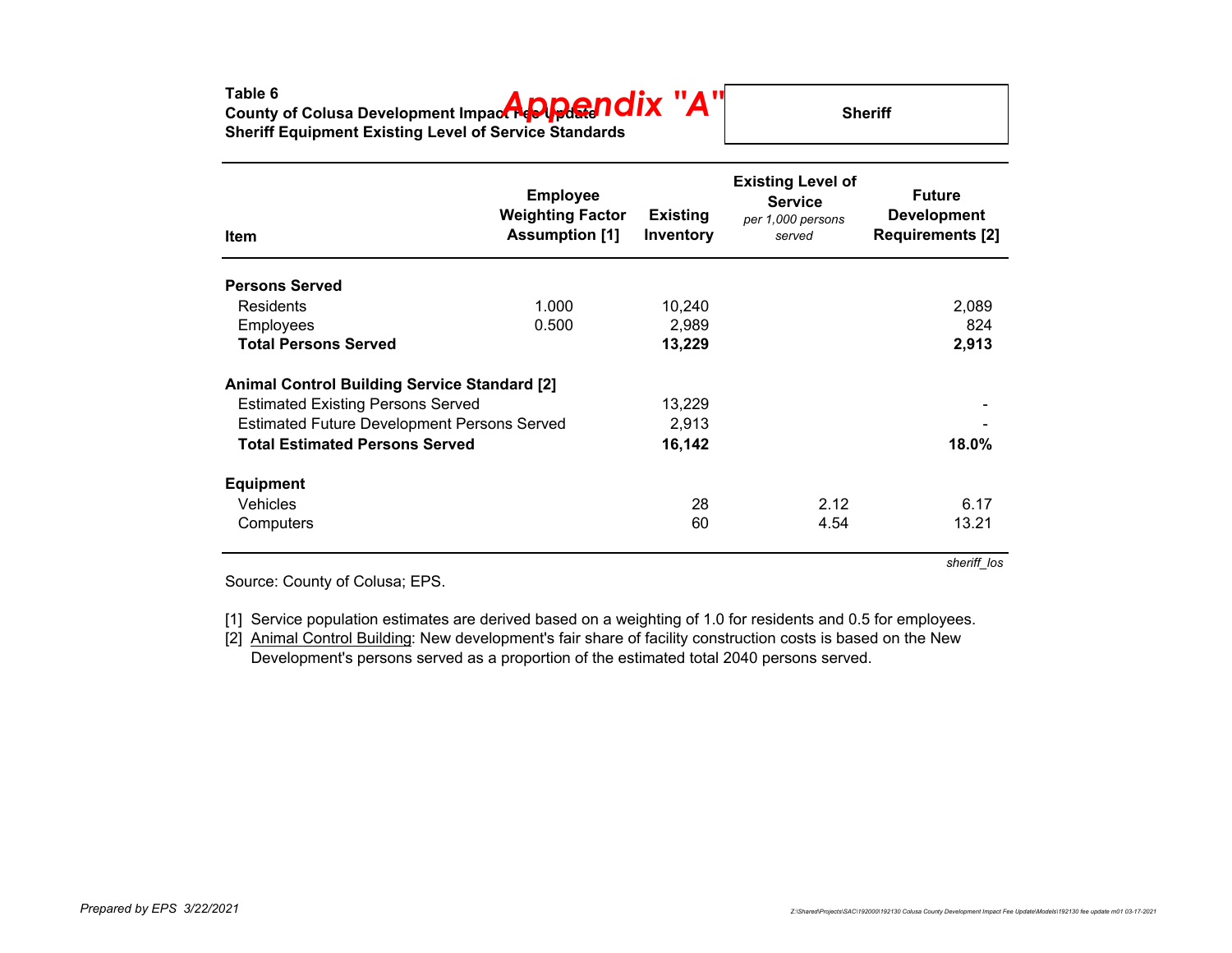**Table 6**
**County of Colusa Development Impact Fee Update**
**Sheriff Equipment Existing Level of Service Standards**

***Appendix "A"***

**Sheriff**

| Item | Employee Weighting Factor Assumption [1] | Existing Inventory | Existing Level of Service *per 1,000 persons served* | Future Development Requirements [2] |
|---|---|---|---|---|
| **Persons Served** | | | | |
| Residents | 1.000 | 10,240 | | 2,089 |
| Employees | 0.500 | 2,989 | | 824 |
| **Total Persons Served** | | **13,229** | | **2,913** |
| **Animal Control Building Service Standard [2]** | | | | |
| Estimated Existing Persons Served | | 13,229 | | - |
| Estimated Future Development Persons Served | | 2,913 | | - |
| **Total Estimated Persons Served** | | **16,142** | | **18.0%** |
| **Equipment** | | | | |
| Vehicles | | 28 | 2.12 | 6.17 |
| Computers | | 60 | 4.54 | 13.21 |

*sheriff_los*

Source: County of Colusa; EPS.

[1] Service population estimates are derived based on a weighting of 1.0 for residents and 0.5 for employees.
[2] Animal Control Building: New development's fair share of facility construction costs is based on the New Development's persons served as a proportion of the estimated total 2040 persons served.

*Prepared by EPS 3/22/2021*

Z:\Shared\Projects\SAC\192000\192130 Colusa County Development Impact Fee Update\Models\192130 fee update m01 03-17-2021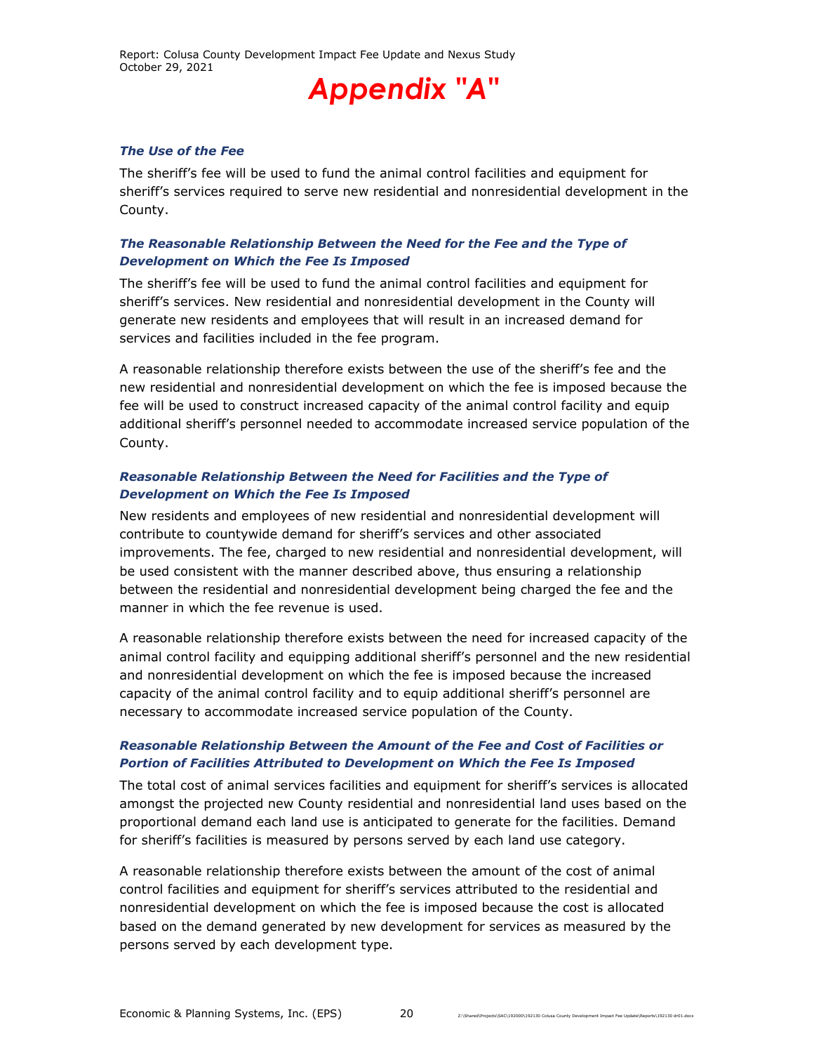# Appendix "A"

### *The Use of the Fee*

The sheriff's fee will be used to fund the animal control facilities and equipment for sheriff's services required to serve new residential and nonresidential development in the County.

### *The Reasonable Relationship Between the Need for the Fee and the Type of Development on Which the Fee Is Imposed*

The sheriff's fee will be used to fund the animal control facilities and equipment for sheriff's services. New residential and nonresidential development in the County will generate new residents and employees that will result in an increased demand for services and facilities included in the fee program.

A reasonable relationship therefore exists between the use of the sheriff's fee and the new residential and nonresidential development on which the fee is imposed because the fee will be used to construct increased capacity of the animal control facility and equip additional sheriff's personnel needed to accommodate increased service population of the County.

### *Reasonable Relationship Between the Need for Facilities and the Type of Development on Which the Fee Is Imposed*

New residents and employees of new residential and nonresidential development will contribute to countywide demand for sheriff's services and other associated improvements. The fee, charged to new residential and nonresidential development, will be used consistent with the manner described above, thus ensuring a relationship between the residential and nonresidential development being charged the fee and the manner in which the fee revenue is used.

A reasonable relationship therefore exists between the need for increased capacity of the animal control facility and equipping additional sheriff's personnel and the new residential and nonresidential development on which the fee is imposed because the increased capacity of the animal control facility and to equip additional sheriff's personnel are necessary to accommodate increased service population of the County.

### *Reasonable Relationship Between the Amount of the Fee and Cost of Facilities or Portion of Facilities Attributed to Development on Which the Fee Is Imposed*

The total cost of animal services facilities and equipment for sheriff's services is allocated amongst the projected new County residential and nonresidential land uses based on the proportional demand each land use is anticipated to generate for the facilities. Demand for sheriff's facilities is measured by persons served by each land use category.

A reasonable relationship therefore exists between the amount of the cost of animal control facilities and equipment for sheriff's services attributed to the residential and nonresidential development on which the fee is imposed because the cost is allocated based on the demand generated by new development for services as measured by the persons served by each development type.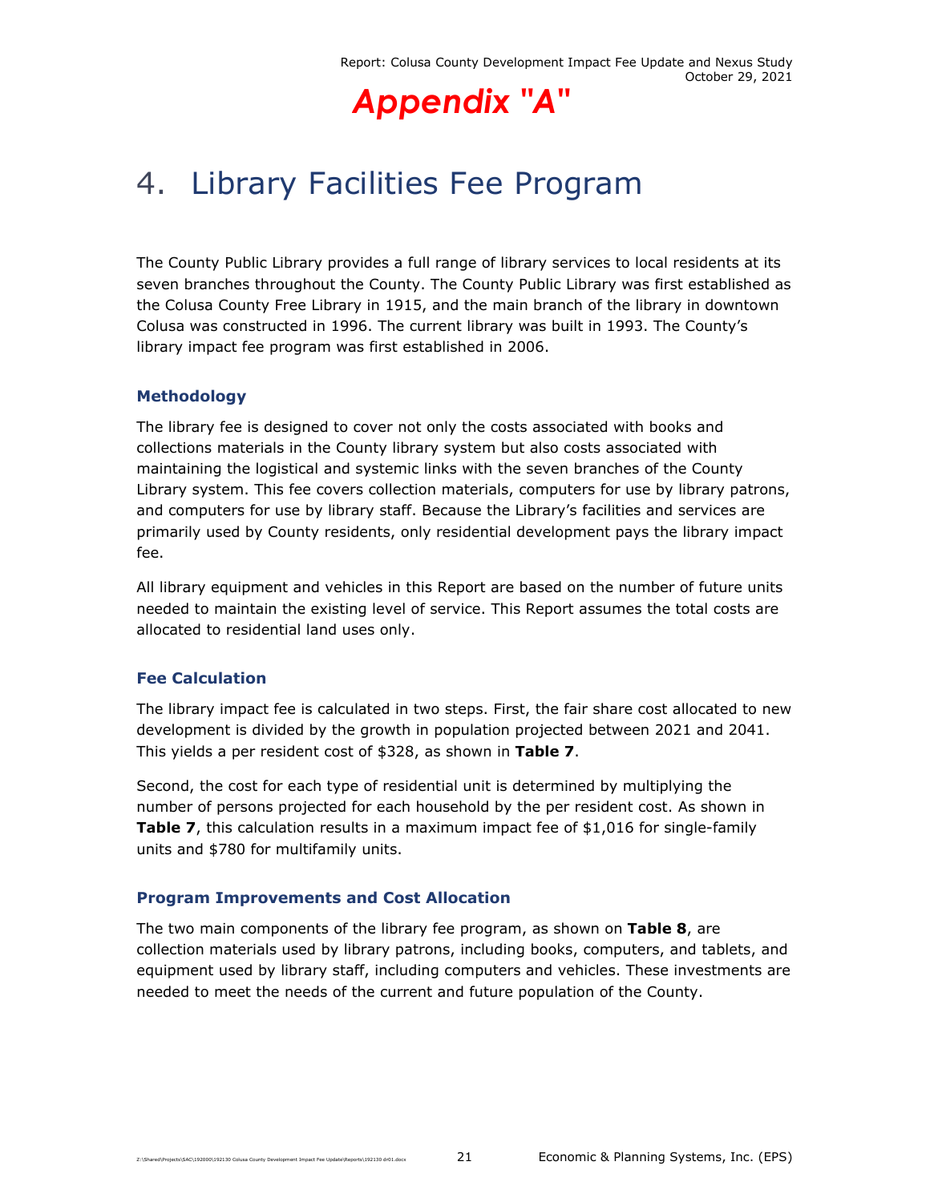# Appendix "A"

# 4. Library Facilities Fee Program

The County Public Library provides a full range of library services to local residents at its seven branches throughout the County. The County Public Library was first established as the Colusa County Free Library in 1915, and the main branch of the library in downtown Colusa was constructed in 1996. The current library was built in 1993. The County's library impact fee program was first established in 2006.

## Methodology

The library fee is designed to cover not only the costs associated with books and collections materials in the County library system but also costs associated with maintaining the logistical and systemic links with the seven branches of the County Library system. This fee covers collection materials, computers for use by library patrons, and computers for use by library staff. Because the Library's facilities and services are primarily used by County residents, only residential development pays the library impact fee.

All library equipment and vehicles in this Report are based on the number of future units needed to maintain the existing level of service. This Report assumes the total costs are allocated to residential land uses only.

## Fee Calculation

The library impact fee is calculated in two steps. First, the fair share cost allocated to new development is divided by the growth in population projected between 2021 and 2041. This yields a per resident cost of $328, as shown in **Table 7**.

Second, the cost for each type of residential unit is determined by multiplying the number of persons projected for each household by the per resident cost. As shown in **Table 7**, this calculation results in a maximum impact fee of $1,016 for single-family units and $780 for multifamily units.

## Program Improvements and Cost Allocation

The two main components of the library fee program, as shown on **Table 8**, are collection materials used by library patrons, including books, computers, and tablets, and equipment used by library staff, including computers and vehicles. These investments are needed to meet the needs of the current and future population of the County.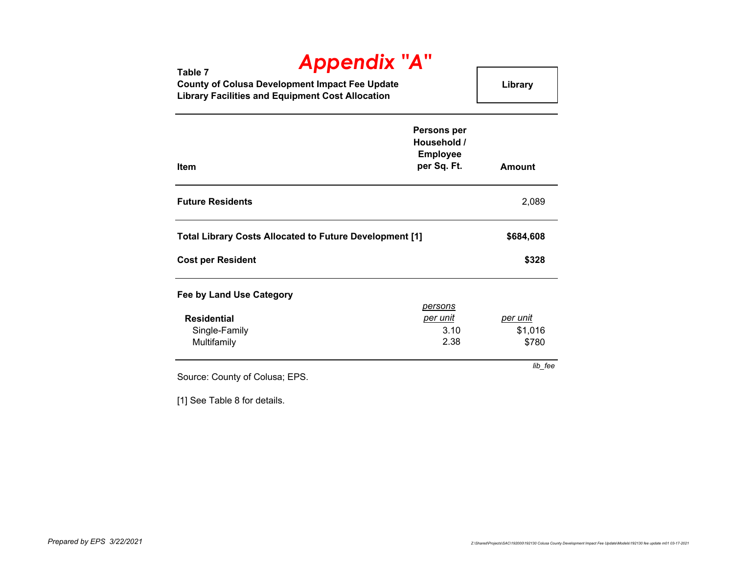# Appendix "A"

**Table 7**
**County of Colusa Development Impact Fee Update**
**Library Facilities and Equipment Cost Allocation**

**Library**

| Item | Persons per Household / Employee per Sq. Ft. | Amount |
|---|---|---|
| **Future Residents** | | 2,089 |
| **Total Library Costs Allocated to Future Development [1]** | | **$684,608** |
| **Cost per Resident** | | **$328** |
| **Fee by Land Use Category** | | |
| | *persons per unit* | *per unit* |
| **Residential** | | |
| Single-Family | 3.10 | $1,016 |
| Multifamily | 2.38 | $780 |

*lib_fee*

Source: County of Colusa; EPS.

[1] See Table 8 for details.

*Prepared by EPS 3/22/2021*

*Z:\Shared\Projects\SAC\192000\192130 Colusa County Development Impact Fee Update\Models\192130 fee update m01 03-17-2021*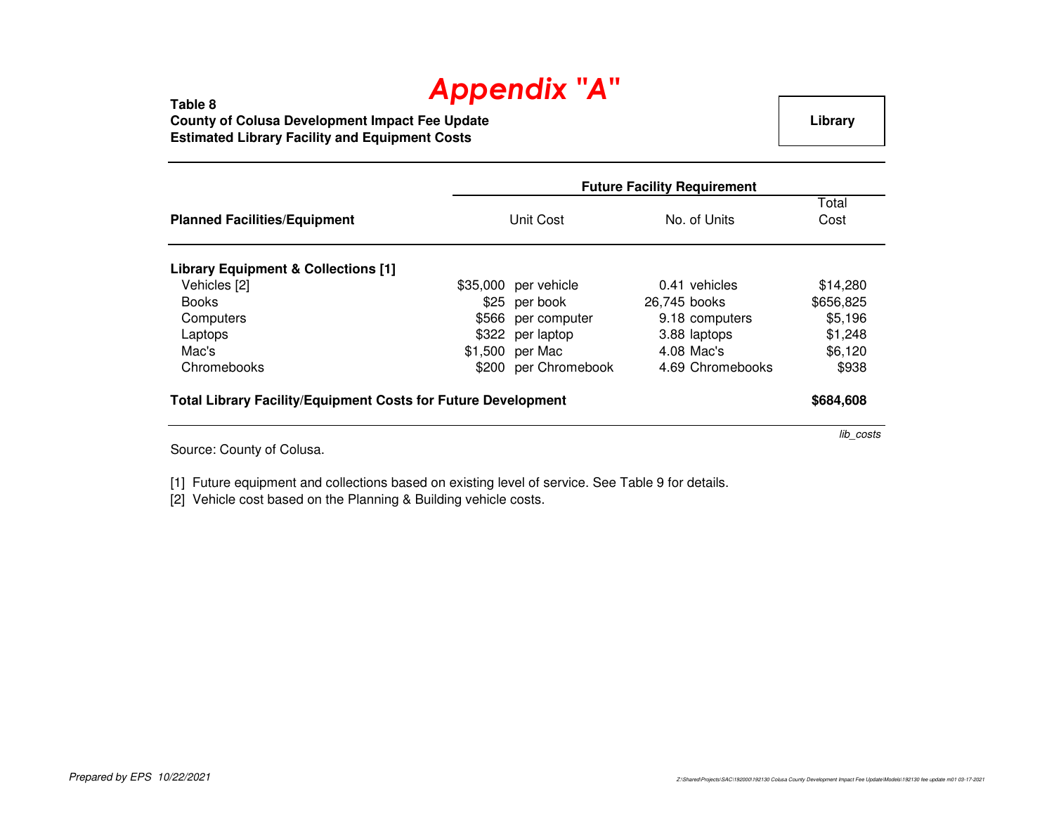# Appendix "A"

**Table 8**
**County of Colusa Development Impact Fee Update**
**Estimated Library Facility and Equipment Costs**

**Library**

| Planned Facilities/Equipment | Future Facility Requirement | | | | |
|---|---|---|---|---|---|
| | Unit Cost | | No. of Units | | Total Cost |
| **Library Equipment & Collections [1]** | | | | | |
| Vehicles [2] | $35,000 | per vehicle | 0.41 | vehicles | $14,280 |
| Books | $25 | per book | 26,745 | books | $656,825 |
| Computers | $566 | per computer | 9.18 | computers | $5,196 |
| Laptops | $322 | per laptop | 3.88 | laptops | $1,248 |
| Mac's | $1,500 | per Mac | 4.08 | Mac's | $6,120 |
| Chromebooks | $200 | per Chromebook | 4.69 | Chromebooks | $938 |
| **Total Library Facility/Equipment Costs for Future Development** | | | | | **$684,608** |

*lib_costs*

Source: County of Colusa.

[1] Future equipment and collections based on existing level of service. See Table 9 for details.
[2] Vehicle cost based on the Planning & Building vehicle costs.

*Prepared by EPS 10/22/2021*

Z:\Shared\Projects\SAC\192000\192130 Colusa County Development Impact Fee Update\Models\192130 fee update m01 03-17-2021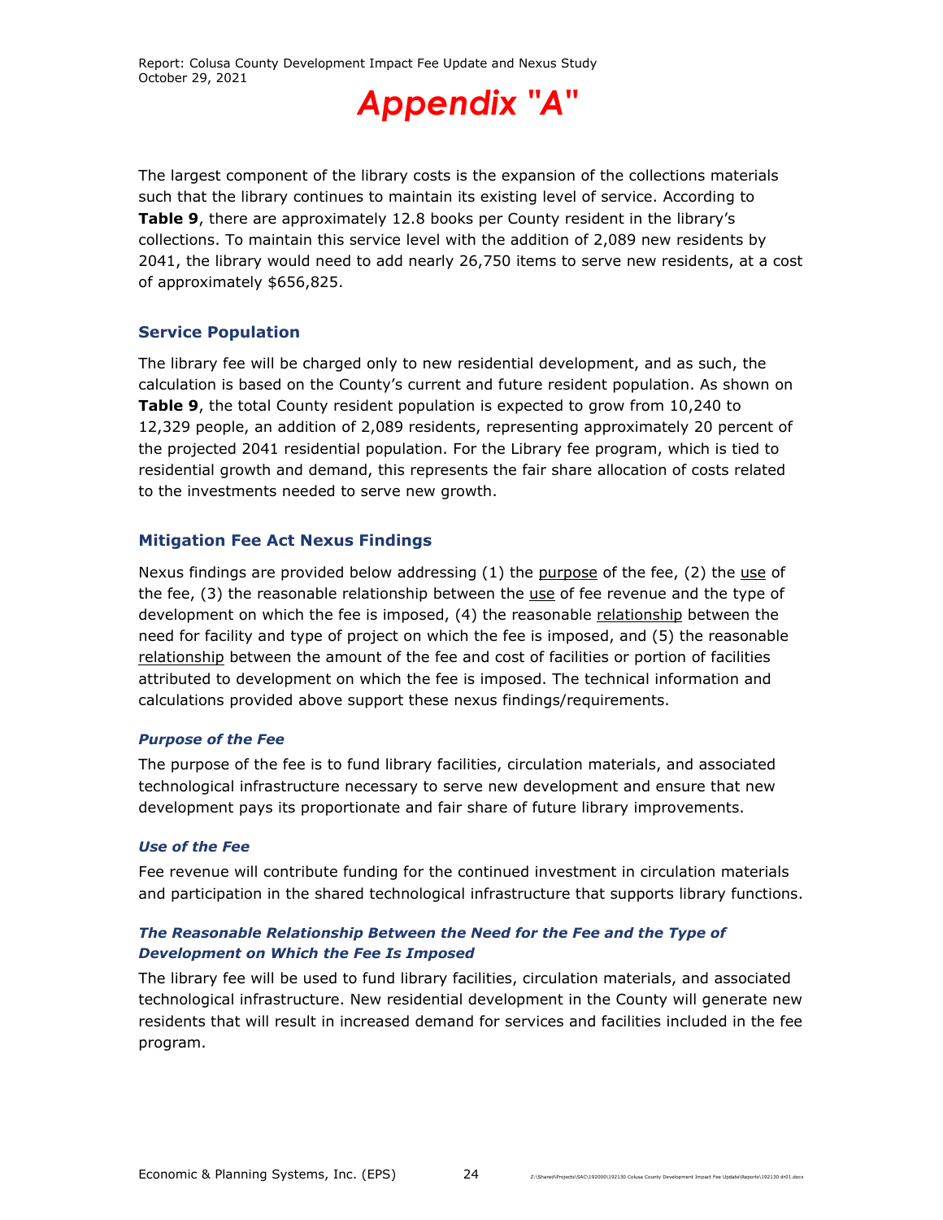The largest component of the library costs is the expansion of the collections materials such that the library continues to maintain its existing level of service. According to **Table 9**, there are approximately 12.8 books per County resident in the library's collections. To maintain this service level with the addition of 2,089 new residents by 2041, the library would need to add nearly 26,750 items to serve new residents, at a cost of approximately $656,825.

### Service Population

The library fee will be charged only to new residential development, and as such, the calculation is based on the County's current and future resident population. As shown on **Table 9**, the total County resident population is expected to grow from 10,240 to 12,329 people, an addition of 2,089 residents, representing approximately 20 percent of the projected 2041 residential population. For the Library fee program, which is tied to residential growth and demand, this represents the fair share allocation of costs related to the investments needed to serve new growth.

### Mitigation Fee Act Nexus Findings

Nexus findings are provided below addressing (1) the purpose of the fee, (2) the use of the fee, (3) the reasonable relationship between the use of fee revenue and the type of development on which the fee is imposed, (4) the reasonable relationship between the need for facility and type of project on which the fee is imposed, and (5) the reasonable relationship between the amount of the fee and cost of facilities or portion of facilities attributed to development on which the fee is imposed. The technical information and calculations provided above support these nexus findings/requirements.

#### *Purpose of the Fee*

The purpose of the fee is to fund library facilities, circulation materials, and associated technological infrastructure necessary to serve new development and ensure that new development pays its proportionate and fair share of future library improvements.

#### *Use of the Fee*

Fee revenue will contribute funding for the continued investment in circulation materials and participation in the shared technological infrastructure that supports library functions.

#### *The Reasonable Relationship Between the Need for the Fee and the Type of Development on Which the Fee Is Imposed*

The library fee will be used to fund library facilities, circulation materials, and associated technological infrastructure. New residential development in the County will generate new residents that will result in increased demand for services and facilities included in the fee program.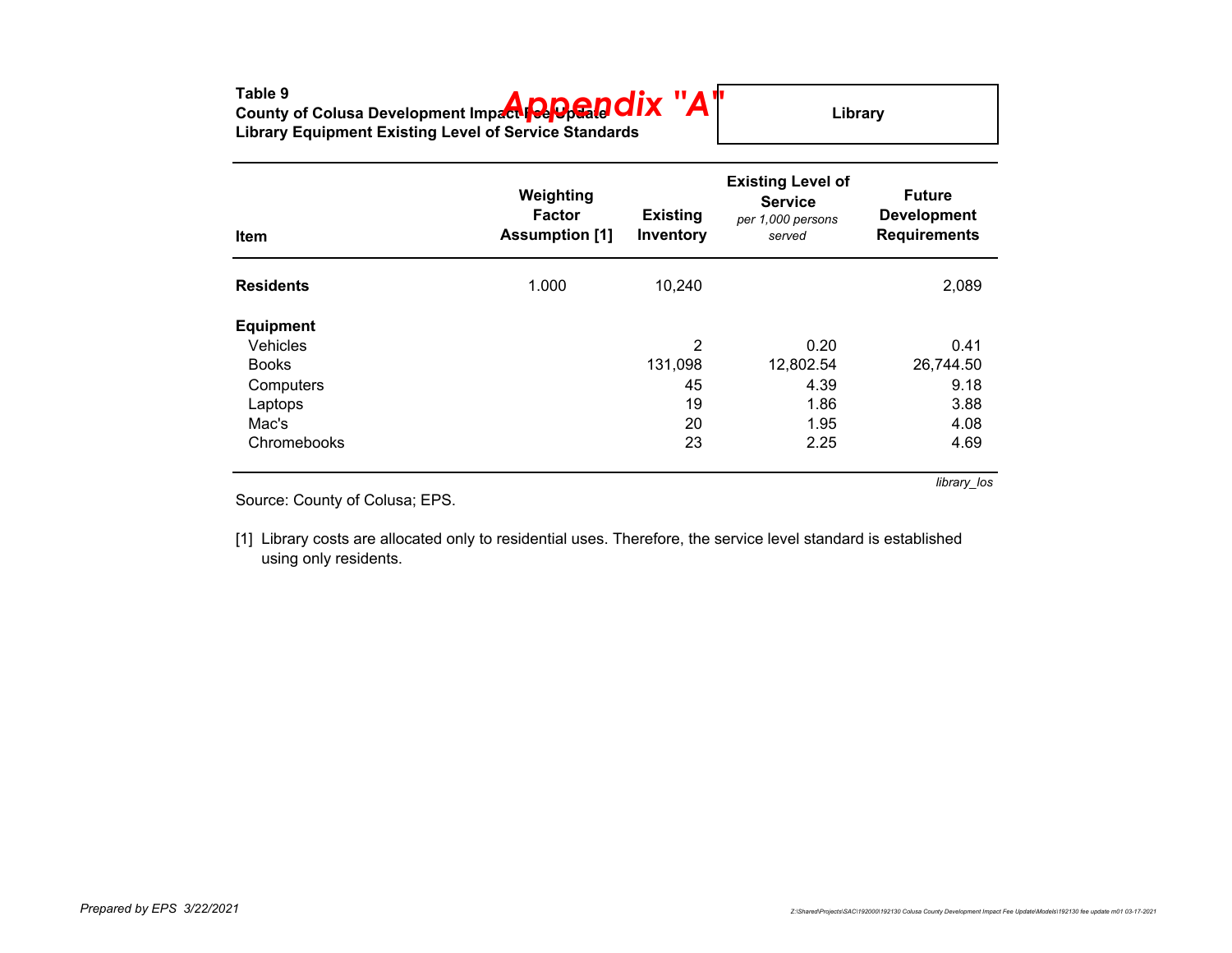**Table 9**
**County of Colusa Development Impact Fee Update**
**Library Equipment Existing Level of Service Standards**

**Appendix "A"**

**Library**

| Item | Weighting Factor Assumption [1] | Existing Inventory | Existing Level of Service *per 1,000 persons served* | Future Development Requirements |
|---|---|---|---|---|
| **Residents** | 1.000 | 10,240 | | 2,089 |
| **Equipment** | | | | |
| Vehicles | | 2 | 0.20 | 0.41 |
| Books | | 131,098 | 12,802.54 | 26,744.50 |
| Computers | | 45 | 4.39 | 9.18 |
| Laptops | | 19 | 1.86 | 3.88 |
| Mac's | | 20 | 1.95 | 4.08 |
| Chromebooks | | 23 | 2.25 | 4.69 |

*library_los*

Source: County of Colusa; EPS.

[1] Library costs are allocated only to residential uses. Therefore, the service level standard is established using only residents.

*Prepared by EPS 3/22/2021*

*Z:\Shared\Projects\SAC\192000\192130 Colusa County Development Impact Fee Update\Models\192130 fee update m01 03-17-2021*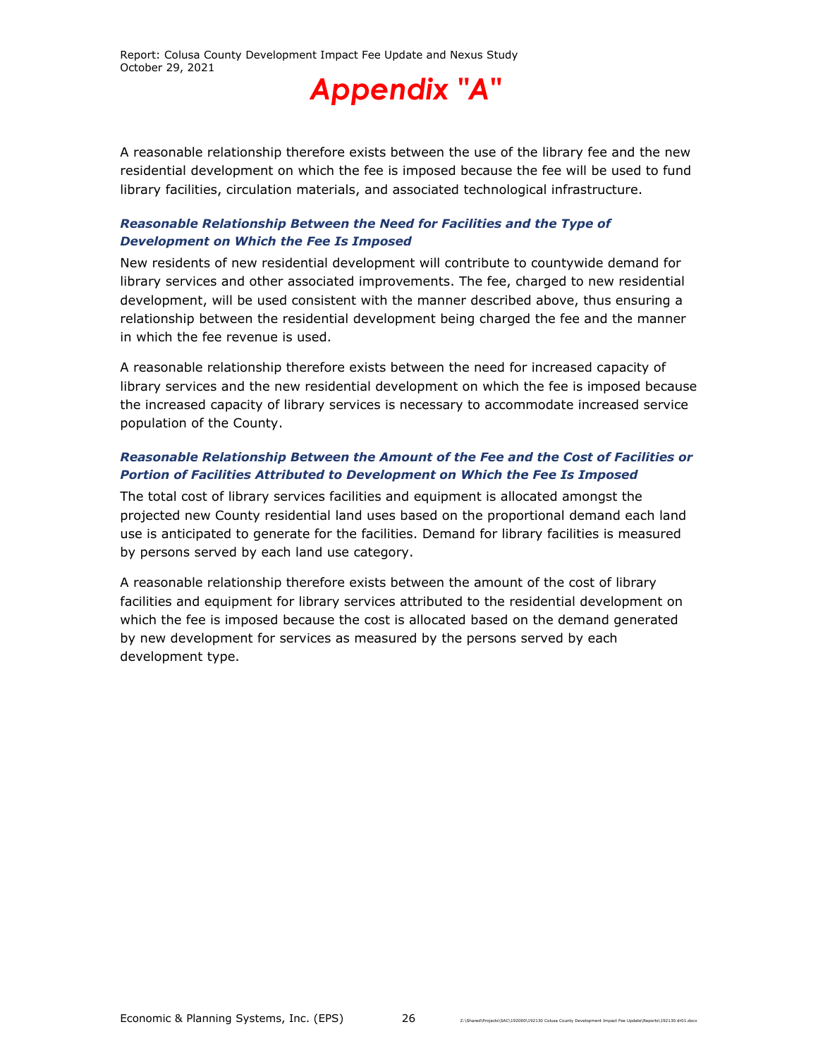A reasonable relationship therefore exists between the use of the library fee and the new residential development on which the fee is imposed because the fee will be used to fund library facilities, circulation materials, and associated technological infrastructure.

### *Reasonable Relationship Between the Need for Facilities and the Type of Development on Which the Fee Is Imposed*

New residents of new residential development will contribute to countywide demand for library services and other associated improvements. The fee, charged to new residential development, will be used consistent with the manner described above, thus ensuring a relationship between the residential development being charged the fee and the manner in which the fee revenue is used.

A reasonable relationship therefore exists between the need for increased capacity of library services and the new residential development on which the fee is imposed because the increased capacity of library services is necessary to accommodate increased service population of the County.

### *Reasonable Relationship Between the Amount of the Fee and the Cost of Facilities or Portion of Facilities Attributed to Development on Which the Fee Is Imposed*

The total cost of library services facilities and equipment is allocated amongst the projected new County residential land uses based on the proportional demand each land use is anticipated to generate for the facilities. Demand for library facilities is measured by persons served by each land use category.

A reasonable relationship therefore exists between the amount of the cost of library facilities and equipment for library services attributed to the residential development on which the fee is imposed because the cost is allocated based on the demand generated by new development for services as measured by the persons served by each development type.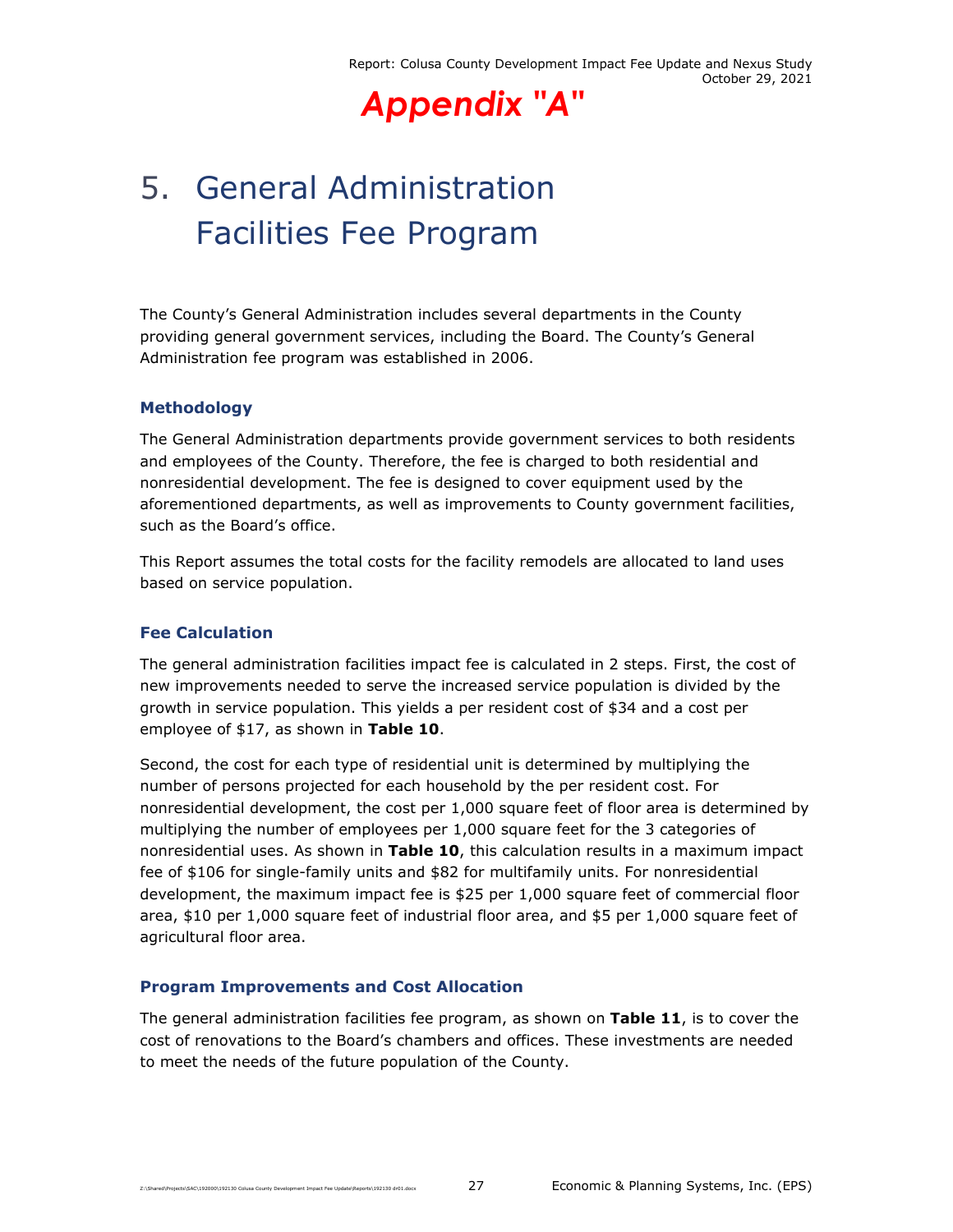# Appendix "A"

# 5. General Administration Facilities Fee Program

The County's General Administration includes several departments in the County providing general government services, including the Board. The County's General Administration fee program was established in 2006.

### Methodology

The General Administration departments provide government services to both residents and employees of the County. Therefore, the fee is charged to both residential and nonresidential development. The fee is designed to cover equipment used by the aforementioned departments, as well as improvements to County government facilities, such as the Board's office.

This Report assumes the total costs for the facility remodels are allocated to land uses based on service population.

### Fee Calculation

The general administration facilities impact fee is calculated in 2 steps. First, the cost of new improvements needed to serve the increased service population is divided by the growth in service population. This yields a per resident cost of $34 and a cost per employee of $17, as shown in **Table 10**.

Second, the cost for each type of residential unit is determined by multiplying the number of persons projected for each household by the per resident cost. For nonresidential development, the cost per 1,000 square feet of floor area is determined by multiplying the number of employees per 1,000 square feet for the 3 categories of nonresidential uses. As shown in **Table 10**, this calculation results in a maximum impact fee of $106 for single-family units and $82 for multifamily units. For nonresidential development, the maximum impact fee is $25 per 1,000 square feet of commercial floor area, $10 per 1,000 square feet of industrial floor area, and $5 per 1,000 square feet of agricultural floor area.

### Program Improvements and Cost Allocation

The general administration facilities fee program, as shown on **Table 11**, is to cover the cost of renovations to the Board's chambers and offices. These investments are needed to meet the needs of the future population of the County.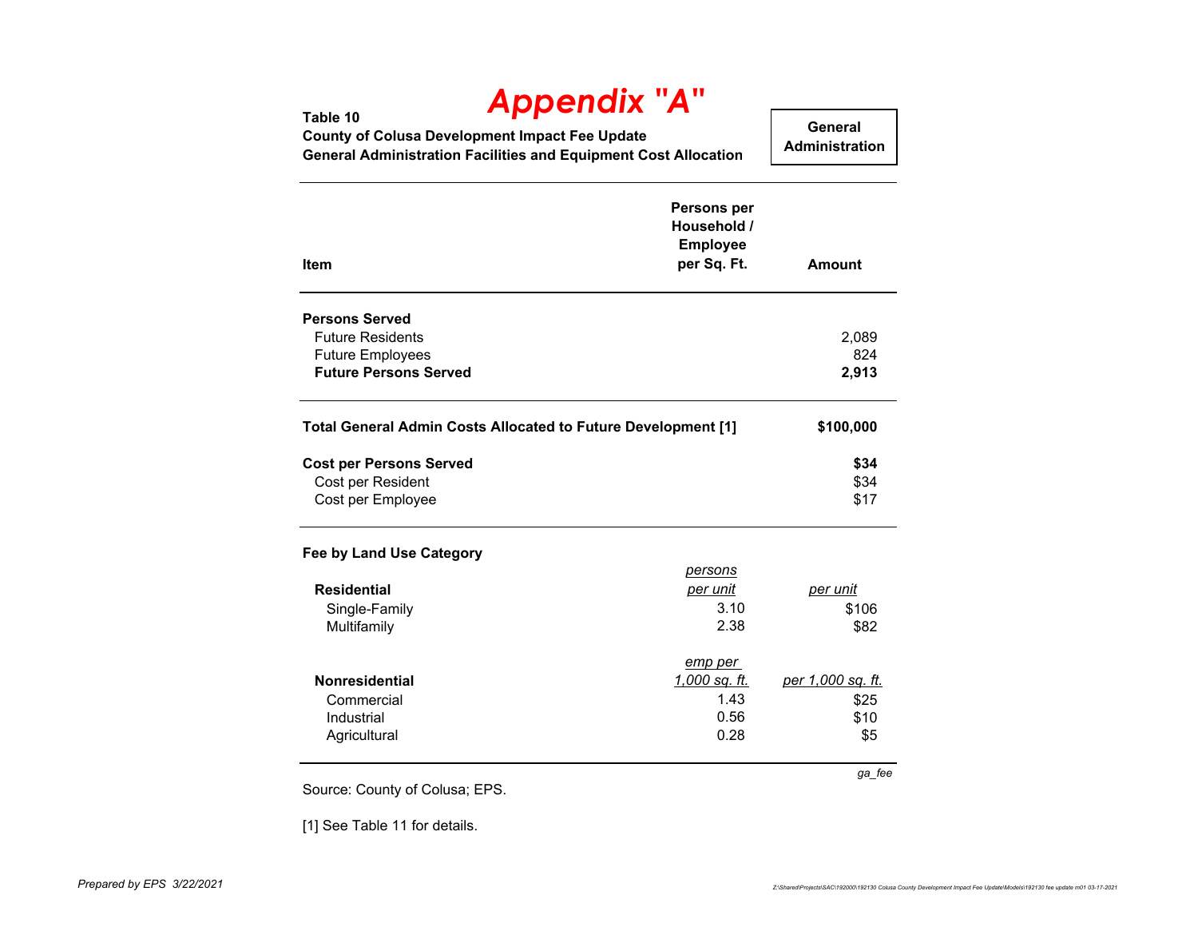# Appendix "A"

**Table 10**
**County of Colusa Development Impact Fee Update**
**General Administration Facilities and Equipment Cost Allocation**

**General Administration**

| Item | Persons per Household / Employee per Sq. Ft. | Amount |
|---|---|---|
| **Persons Served** | | |
| Future Residents | | 2,089 |
| Future Employees | | 824 |
| **Future Persons Served** | | **2,913** |
| | | |
| **Total General Admin Costs Allocated to Future Development [1]** | | **$100,000** |
| | | |
| **Cost per Persons Served** | | **$34** |
| Cost per Resident | | $34 |
| Cost per Employee | | $17 |
| | | |
| **Fee by Land Use Category** | | |
| **Residential** | *persons per unit* | *per unit* |
| Single-Family | 3.10 | $106 |
| Multifamily | 2.38 | $82 |
| **Nonresidential** | *emp per 1,000 sq. ft.* | *per 1,000 sq. ft.* |
| Commercial | 1.43 | $25 |
| Industrial | 0.56 | $10 |
| Agricultural | 0.28 | $5 |

*ga_fee*

Source: County of Colusa; EPS.

[1] See Table 11 for details.

*Prepared by EPS 3/22/2021*

Z:\Shared\Projects\SAC\192000\192130 Colusa County Development Impact Fee Update\Models\192130 fee update m01 03-17-2021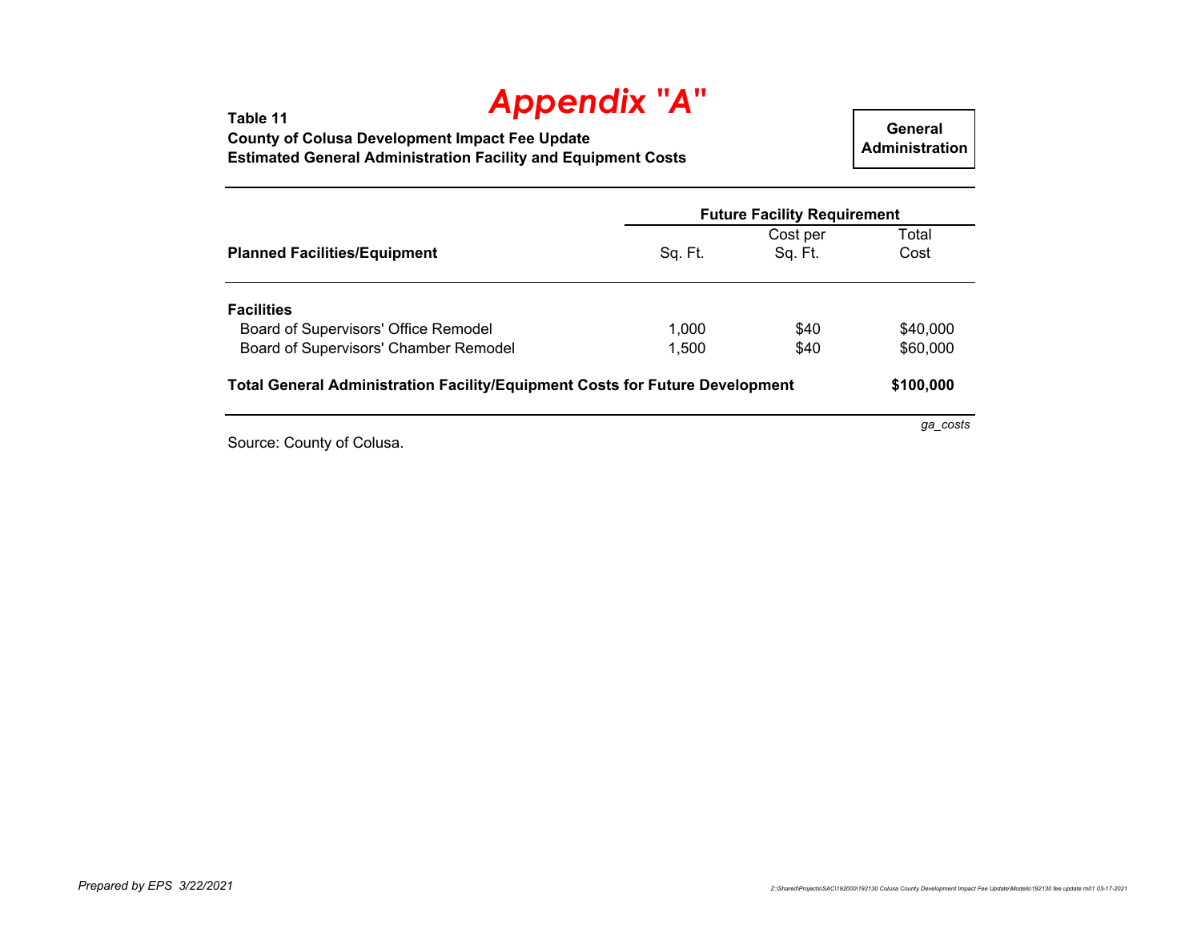# Appendix "A"

**Table 11**
**County of Colusa Development Impact Fee Update**
**Estimated General Administration Facility and Equipment Costs**

**General Administration**

| Planned Facilities/Equipment | Future Facility Requirement | | |
|---|---|---|---|
| | Sq. Ft. | Cost per Sq. Ft. | Total Cost |
| **Facilities** | | | |
| Board of Supervisors' Office Remodel | 1,000 | $40 | $40,000 |
| Board of Supervisors' Chamber Remodel | 1,500 | $40 | $60,000 |
| **Total General Administration Facility/Equipment Costs for Future Development** | | | **$100,000** |

*ga_costs*

Source: County of Colusa.

*Prepared by EPS 3/22/2021*

*Z:\Shared\Projects\SAC\192000\192130 Colusa County Development Impact Fee Update\Models\192130 fee update m01 03-17-2021*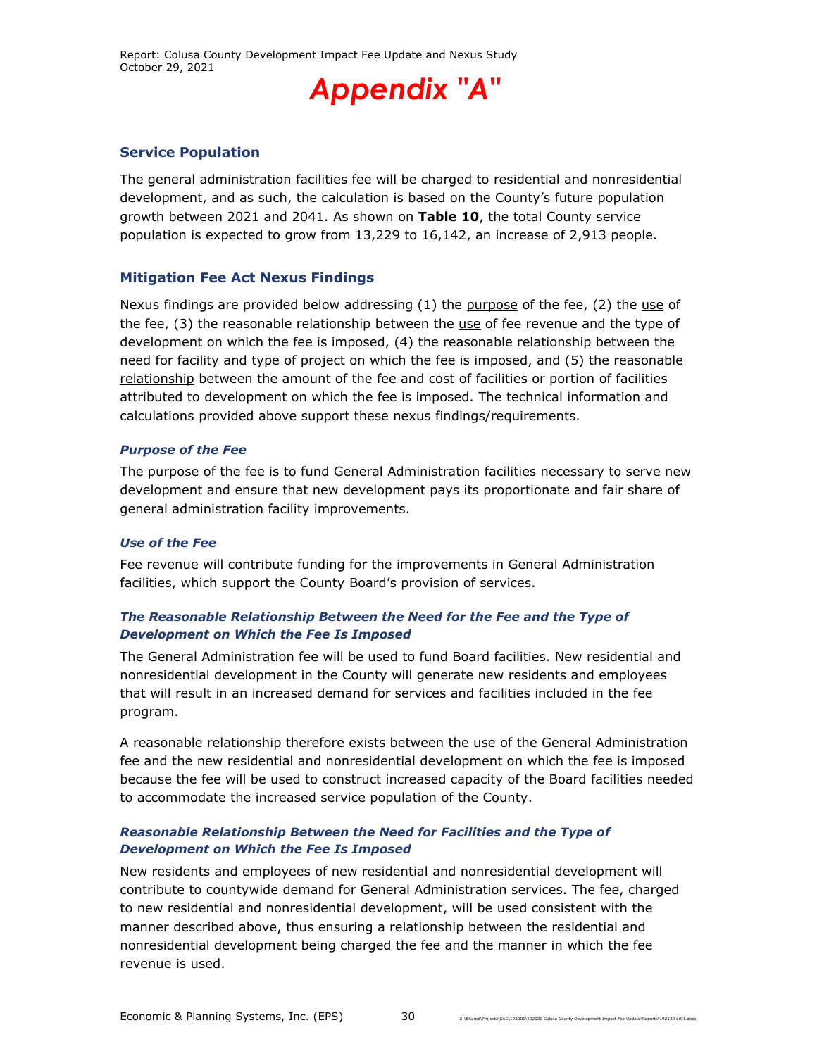# Appendix "A"

## Service Population

The general administration facilities fee will be charged to residential and nonresidential development, and as such, the calculation is based on the County's future population growth between 2021 and 2041. As shown on **Table 10**, the total County service population is expected to grow from 13,229 to 16,142, an increase of 2,913 people.

## Mitigation Fee Act Nexus Findings

Nexus findings are provided below addressing (1) the purpose of the fee, (2) the use of the fee, (3) the reasonable relationship between the use of fee revenue and the type of development on which the fee is imposed, (4) the reasonable relationship between the need for facility and type of project on which the fee is imposed, and (5) the reasonable relationship between the amount of the fee and cost of facilities or portion of facilities attributed to development on which the fee is imposed. The technical information and calculations provided above support these nexus findings/requirements.

### *Purpose of the Fee*

The purpose of the fee is to fund General Administration facilities necessary to serve new development and ensure that new development pays its proportionate and fair share of general administration facility improvements.

### *Use of the Fee*

Fee revenue will contribute funding for the improvements in General Administration facilities, which support the County Board's provision of services.

### *The Reasonable Relationship Between the Need for the Fee and the Type of Development on Which the Fee Is Imposed*

The General Administration fee will be used to fund Board facilities. New residential and nonresidential development in the County will generate new residents and employees that will result in an increased demand for services and facilities included in the fee program.

A reasonable relationship therefore exists between the use of the General Administration fee and the new residential and nonresidential development on which the fee is imposed because the fee will be used to construct increased capacity of the Board facilities needed to accommodate the increased service population of the County.

### *Reasonable Relationship Between the Need for Facilities and the Type of Development on Which the Fee Is Imposed*

New residents and employees of new residential and nonresidential development will contribute to countywide demand for General Administration services. The fee, charged to new residential and nonresidential development, will be used consistent with the manner described above, thus ensuring a relationship between the residential and nonresidential development being charged the fee and the manner in which the fee revenue is used.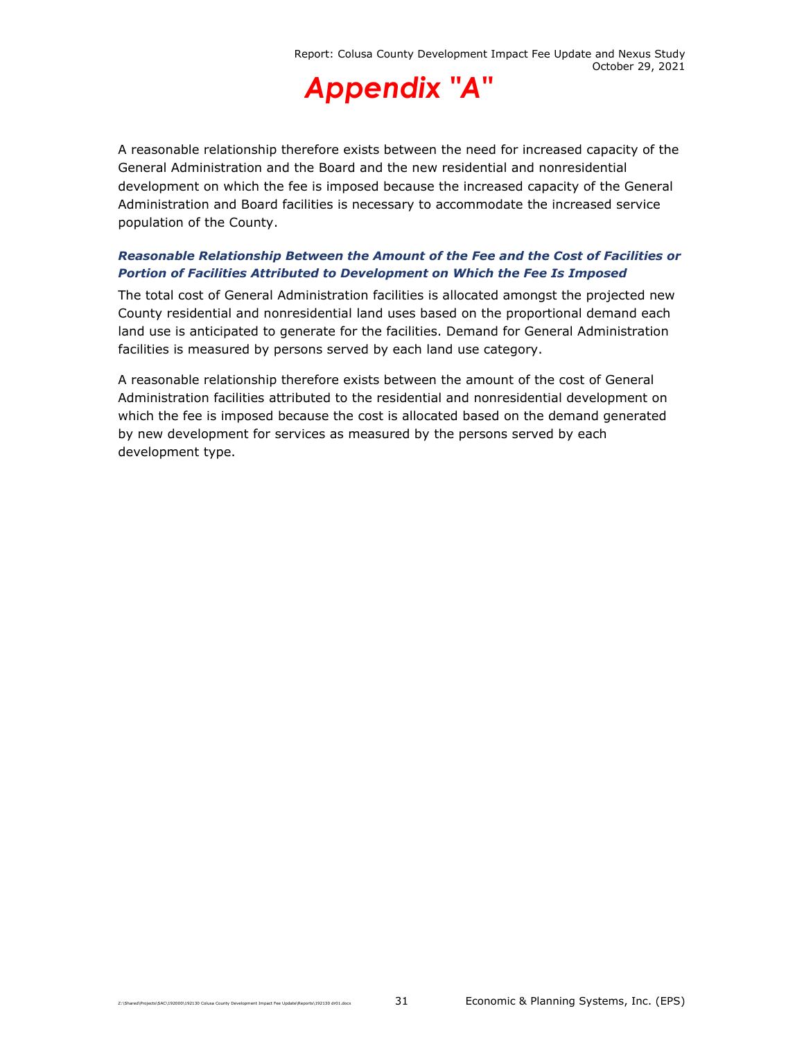A reasonable relationship therefore exists between the need for increased capacity of the General Administration and the Board and the new residential and nonresidential development on which the fee is imposed because the increased capacity of the General Administration and Board facilities is necessary to accommodate the increased service population of the County.

***Reasonable Relationship Between the Amount of the Fee and the Cost of Facilities or Portion of Facilities Attributed to Development on Which the Fee Is Imposed***

The total cost of General Administration facilities is allocated amongst the projected new County residential and nonresidential land uses based on the proportional demand each land use is anticipated to generate for the facilities. Demand for General Administration facilities is measured by persons served by each land use category.

A reasonable relationship therefore exists between the amount of the cost of General Administration facilities attributed to the residential and nonresidential development on which the fee is imposed because the cost is allocated based on the demand generated by new development for services as measured by the persons served by each development type.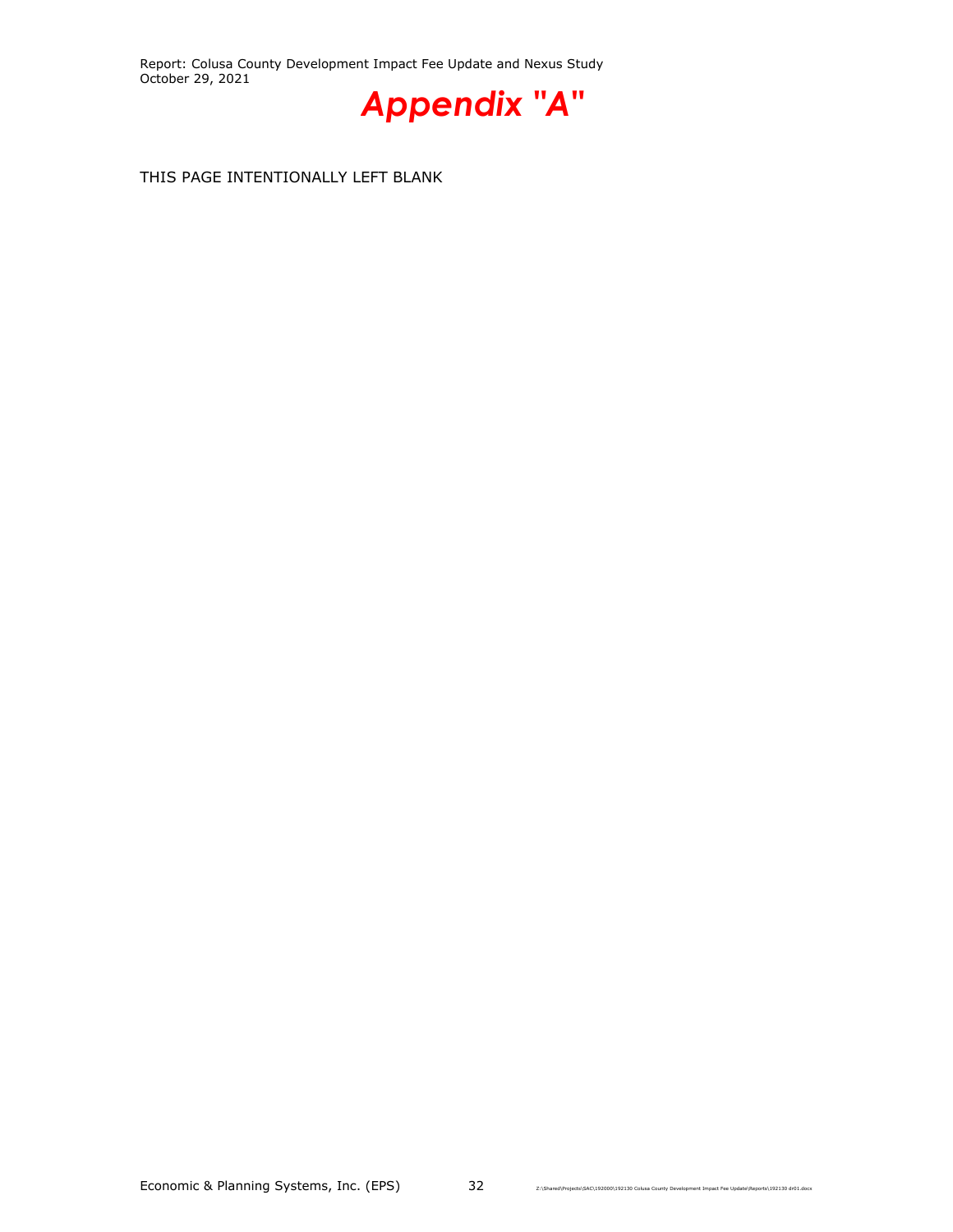# Appendix "A"

THIS PAGE INTENTIONALLY LEFT BLANK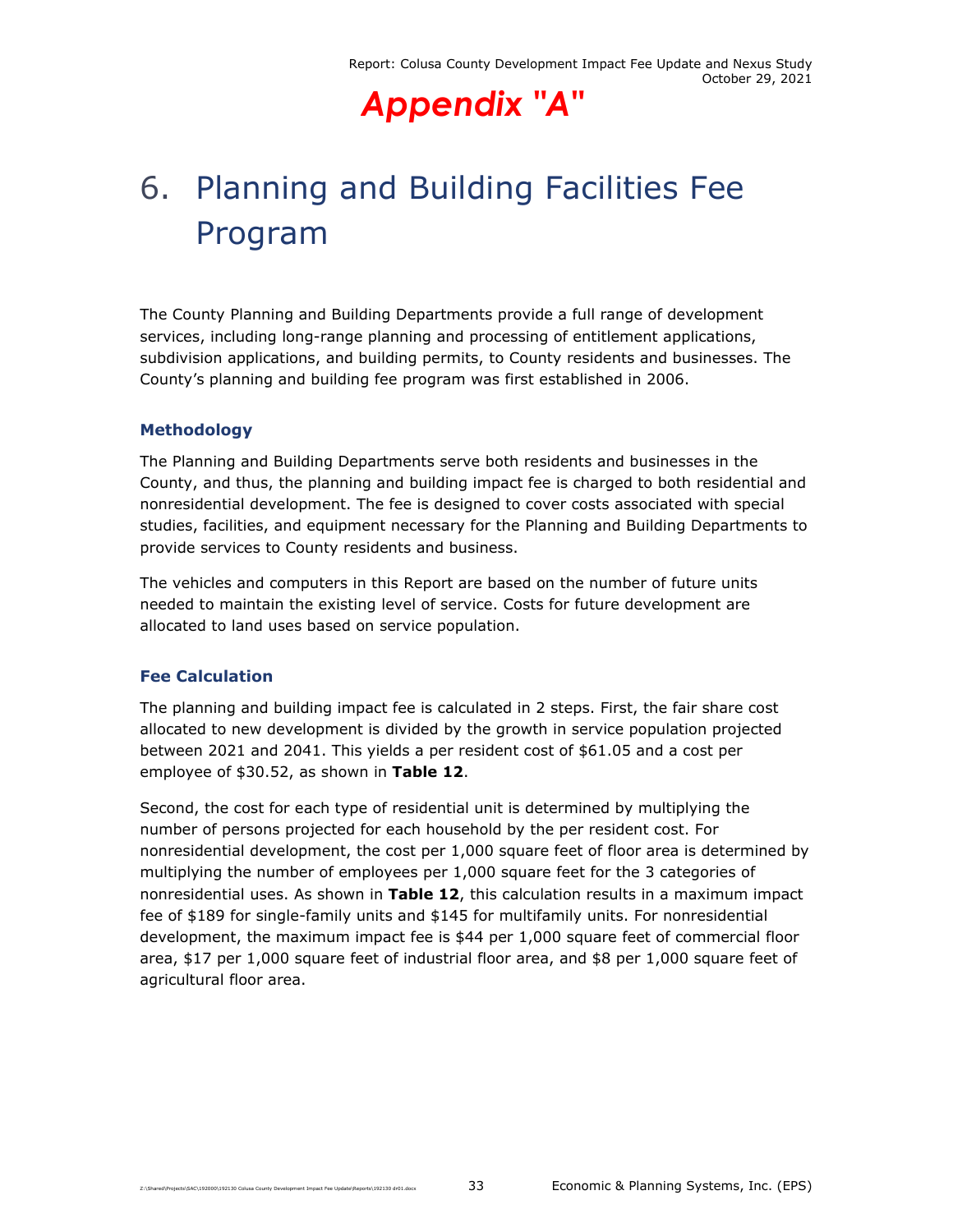# Appendix "A"

# 6. Planning and Building Facilities Fee Program

The County Planning and Building Departments provide a full range of development services, including long-range planning and processing of entitlement applications, subdivision applications, and building permits, to County residents and businesses. The County's planning and building fee program was first established in 2006.

### Methodology

The Planning and Building Departments serve both residents and businesses in the County, and thus, the planning and building impact fee is charged to both residential and nonresidential development. The fee is designed to cover costs associated with special studies, facilities, and equipment necessary for the Planning and Building Departments to provide services to County residents and business.

The vehicles and computers in this Report are based on the number of future units needed to maintain the existing level of service. Costs for future development are allocated to land uses based on service population.

### Fee Calculation

The planning and building impact fee is calculated in 2 steps. First, the fair share cost allocated to new development is divided by the growth in service population projected between 2021 and 2041. This yields a per resident cost of $61.05 and a cost per employee of $30.52, as shown in **Table 12**.

Second, the cost for each type of residential unit is determined by multiplying the number of persons projected for each household by the per resident cost. For nonresidential development, the cost per 1,000 square feet of floor area is determined by multiplying the number of employees per 1,000 square feet for the 3 categories of nonresidential uses. As shown in **Table 12**, this calculation results in a maximum impact fee of $189 for single-family units and $145 for multifamily units. For nonresidential development, the maximum impact fee is $44 per 1,000 square feet of commercial floor area, $17 per 1,000 square feet of industrial floor area, and $8 per 1,000 square feet of agricultural floor area.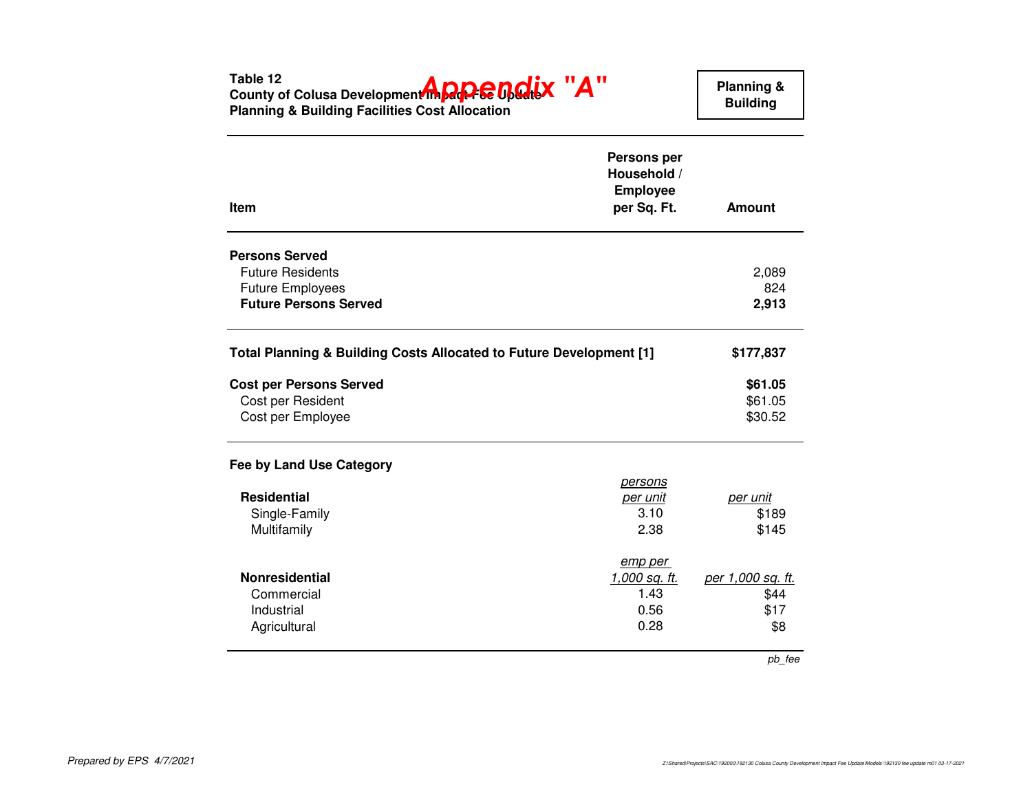**Appendix "A"**

**Table 12**
**County of Colusa Development Impact Fee Update**
**Planning & Building Facilities Cost Allocation**

**Planning & Building**

| Item | Persons per Household / Employee per Sq. Ft. | Amount |
|---|---|---|
| **Persons Served** | | |
| Future Residents | | 2,089 |
| Future Employees | | 824 |
| **Future Persons Served** | | **2,913** |
| **Total Planning & Building Costs Allocated to Future Development [1]** | | **$177,837** |
| **Cost per Persons Served** | | **$61.05** |
| Cost per Resident | | $61.05 |
| Cost per Employee | | $30.52 |
| **Fee by Land Use Category** | | |
| **Residential** | *persons per unit* | *per unit* |
| Single-Family | 3.10 | $189 |
| Multifamily | 2.38 | $145 |
| **Nonresidential** | *emp per 1,000 sq. ft.* | *per 1,000 sq. ft.* |
| Commercial | 1.43 | $44 |
| Industrial | 0.56 | $17 |
| Agricultural | 0.28 | $8 |

*pb_fee*

*Prepared by EPS 4/7/2021*

Z:\Shared\Projects\SAC\192000\192130 Colusa County Development Impact Fee Update\Models\192130 fee update m01 03-17-2021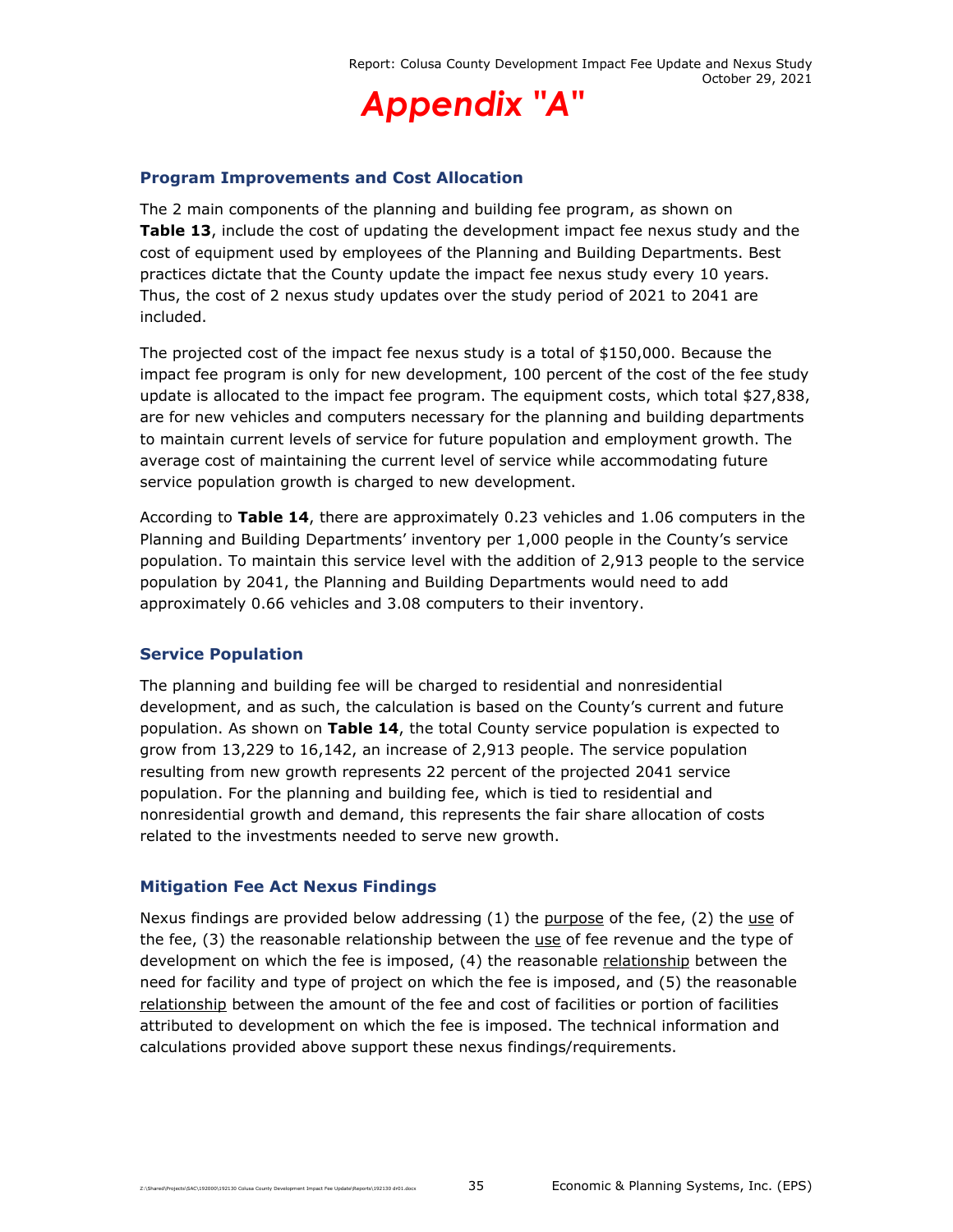# Appendix "A"

### Program Improvements and Cost Allocation

The 2 main components of the planning and building fee program, as shown on **Table 13**, include the cost of updating the development impact fee nexus study and the cost of equipment used by employees of the Planning and Building Departments. Best practices dictate that the County update the impact fee nexus study every 10 years. Thus, the cost of 2 nexus study updates over the study period of 2021 to 2041 are included.

The projected cost of the impact fee nexus study is a total of $150,000. Because the impact fee program is only for new development, 100 percent of the cost of the fee study update is allocated to the impact fee program. The equipment costs, which total $27,838, are for new vehicles and computers necessary for the planning and building departments to maintain current levels of service for future population and employment growth. The average cost of maintaining the current level of service while accommodating future service population growth is charged to new development.

According to **Table 14**, there are approximately 0.23 vehicles and 1.06 computers in the Planning and Building Departments' inventory per 1,000 people in the County's service population. To maintain this service level with the addition of 2,913 people to the service population by 2041, the Planning and Building Departments would need to add approximately 0.66 vehicles and 3.08 computers to their inventory.

### Service Population

The planning and building fee will be charged to residential and nonresidential development, and as such, the calculation is based on the County's current and future population. As shown on **Table 14**, the total County service population is expected to grow from 13,229 to 16,142, an increase of 2,913 people. The service population resulting from new growth represents 22 percent of the projected 2041 service population. For the planning and building fee, which is tied to residential and nonresidential growth and demand, this represents the fair share allocation of costs related to the investments needed to serve new growth.

### Mitigation Fee Act Nexus Findings

Nexus findings are provided below addressing (1) the purpose of the fee, (2) the use of the fee, (3) the reasonable relationship between the use of fee revenue and the type of development on which the fee is imposed, (4) the reasonable relationship between the need for facility and type of project on which the fee is imposed, and (5) the reasonable relationship between the amount of the fee and cost of facilities or portion of facilities attributed to development on which the fee is imposed. The technical information and calculations provided above support these nexus findings/requirements.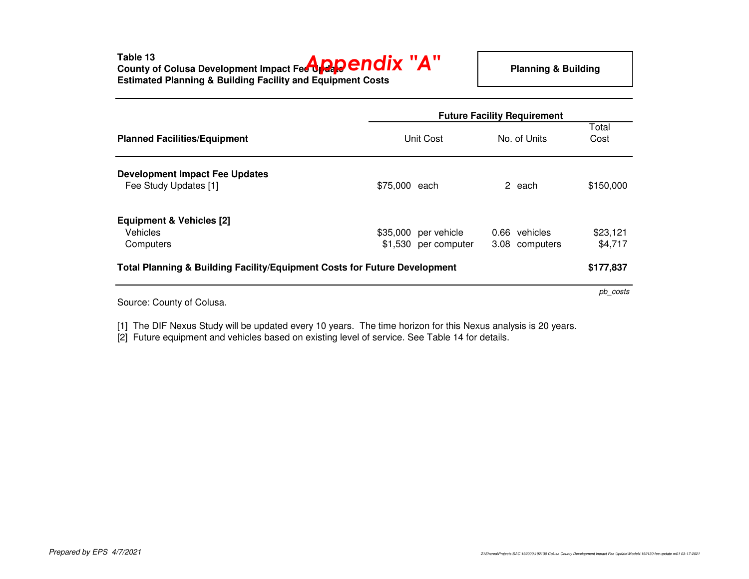**Appendix "A"**

**Table 13**
**County of Colusa Development Impact Fee Update**
**Estimated Planning & Building Facility and Equipment Costs**

**Planning & Building**

| Planned Facilities/Equipment | Future Facility Requirement | | | | |
|---|---|---|---|---|---|
| | Unit Cost | | No. of Units | | Total Cost |
| **Development Impact Fee Updates** | | | | | |
| Fee Study Updates [1] | $75,000 | each | 2 | each | $150,000 |
| **Equipment & Vehicles [2]** | | | | | |
| Vehicles | $35,000 | per vehicle | 0.66 | vehicles | $23,121 |
| Computers | $1,530 | per computer | 3.08 | computers | $4,717 |
| **Total Planning & Building Facility/Equipment Costs for Future Development** | | | | | **$177,837** |

*pb_costs*

Source: County of Colusa.

[1] The DIF Nexus Study will be updated every 10 years. The time horizon for this Nexus analysis is 20 years.
[2] Future equipment and vehicles based on existing level of service. See Table 14 for details.

*Prepared by EPS 4/7/2021*

Z:\Shared\Projects\SAC\192000\192130 Colusa County Development Impact Fee Update\Models\192130 fee update m01 03-17-2021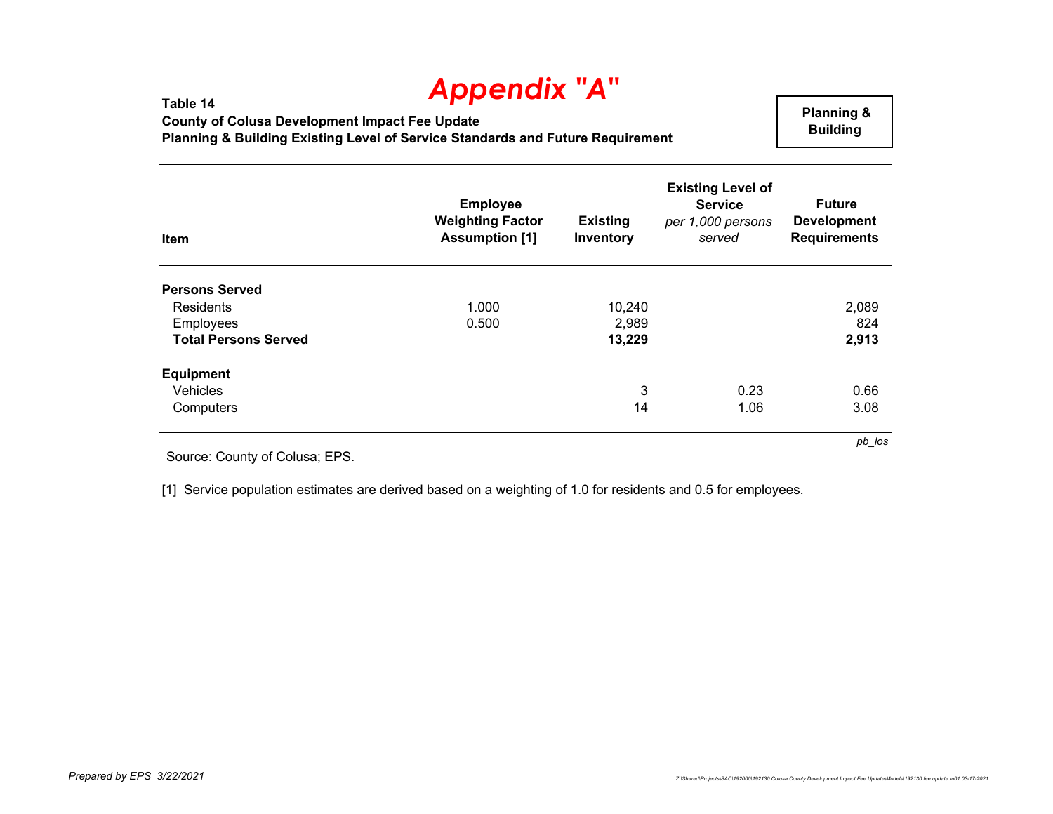# Appendix "A"

**Table 14**
**County of Colusa Development Impact Fee Update**
**Planning & Building Existing Level of Service Standards and Future Requirement**

**Planning & Building**

| Item | Employee Weighting Factor Assumption [1] | Existing Inventory | Existing Level of Service *per 1,000 persons served* | Future Development Requirements |
|---|---|---|---|---|
| **Persons Served** | | | | |
| Residents | 1.000 | 10,240 | | 2,089 |
| Employees | 0.500 | 2,989 | | 824 |
| **Total Persons Served** | | **13,229** | | **2,913** |
| **Equipment** | | | | |
| Vehicles | | 3 | 0.23 | 0.66 |
| Computers | | 14 | 1.06 | 3.08 |

*pb_los*

Source: County of Colusa; EPS.

[1] Service population estimates are derived based on a weighting of 1.0 for residents and 0.5 for employees.

*Prepared by EPS 3/22/2021*

Z:\Shared\Projects\SAC\192000\192130 Colusa County Development Impact Fee Update\Models\192130 fee update m01 03-17-2021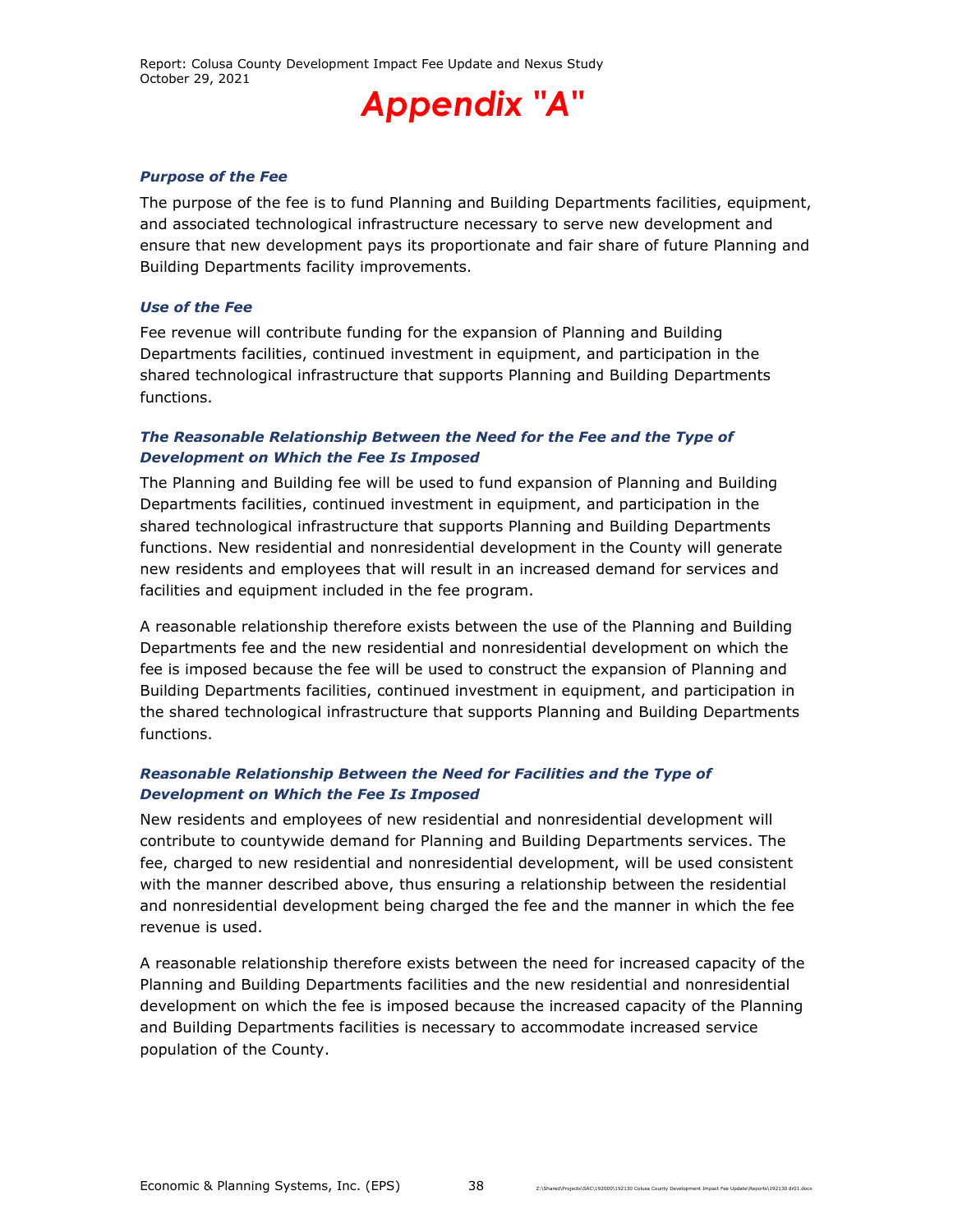# Appendix "A"

### *Purpose of the Fee*

The purpose of the fee is to fund Planning and Building Departments facilities, equipment, and associated technological infrastructure necessary to serve new development and ensure that new development pays its proportionate and fair share of future Planning and Building Departments facility improvements.

### *Use of the Fee*

Fee revenue will contribute funding for the expansion of Planning and Building Departments facilities, continued investment in equipment, and participation in the shared technological infrastructure that supports Planning and Building Departments functions.

### *The Reasonable Relationship Between the Need for the Fee and the Type of Development on Which the Fee Is Imposed*

The Planning and Building fee will be used to fund expansion of Planning and Building Departments facilities, continued investment in equipment, and participation in the shared technological infrastructure that supports Planning and Building Departments functions. New residential and nonresidential development in the County will generate new residents and employees that will result in an increased demand for services and facilities and equipment included in the fee program.

A reasonable relationship therefore exists between the use of the Planning and Building Departments fee and the new residential and nonresidential development on which the fee is imposed because the fee will be used to construct the expansion of Planning and Building Departments facilities, continued investment in equipment, and participation in the shared technological infrastructure that supports Planning and Building Departments functions.

### *Reasonable Relationship Between the Need for Facilities and the Type of Development on Which the Fee Is Imposed*

New residents and employees of new residential and nonresidential development will contribute to countywide demand for Planning and Building Departments services. The fee, charged to new residential and nonresidential development, will be used consistent with the manner described above, thus ensuring a relationship between the residential and nonresidential development being charged the fee and the manner in which the fee revenue is used.

A reasonable relationship therefore exists between the need for increased capacity of the Planning and Building Departments facilities and the new residential and nonresidential development on which the fee is imposed because the increased capacity of the Planning and Building Departments facilities is necessary to accommodate increased service population of the County.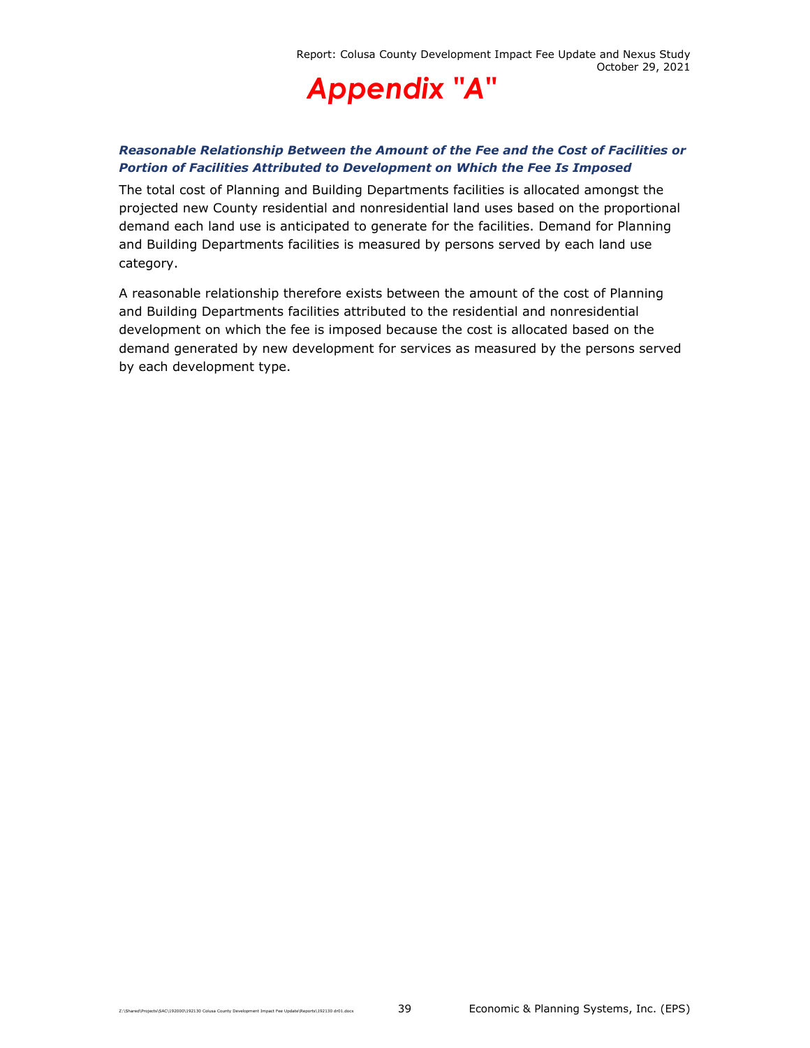# Appendix "A"

***Reasonable Relationship Between the Amount of the Fee and the Cost of Facilities or Portion of Facilities Attributed to Development on Which the Fee Is Imposed***

The total cost of Planning and Building Departments facilities is allocated amongst the projected new County residential and nonresidential land uses based on the proportional demand each land use is anticipated to generate for the facilities. Demand for Planning and Building Departments facilities is measured by persons served by each land use category.

A reasonable relationship therefore exists between the amount of the cost of Planning and Building Departments facilities attributed to the residential and nonresidential development on which the fee is imposed because the cost is allocated based on the demand generated by new development for services as measured by the persons served by each development type.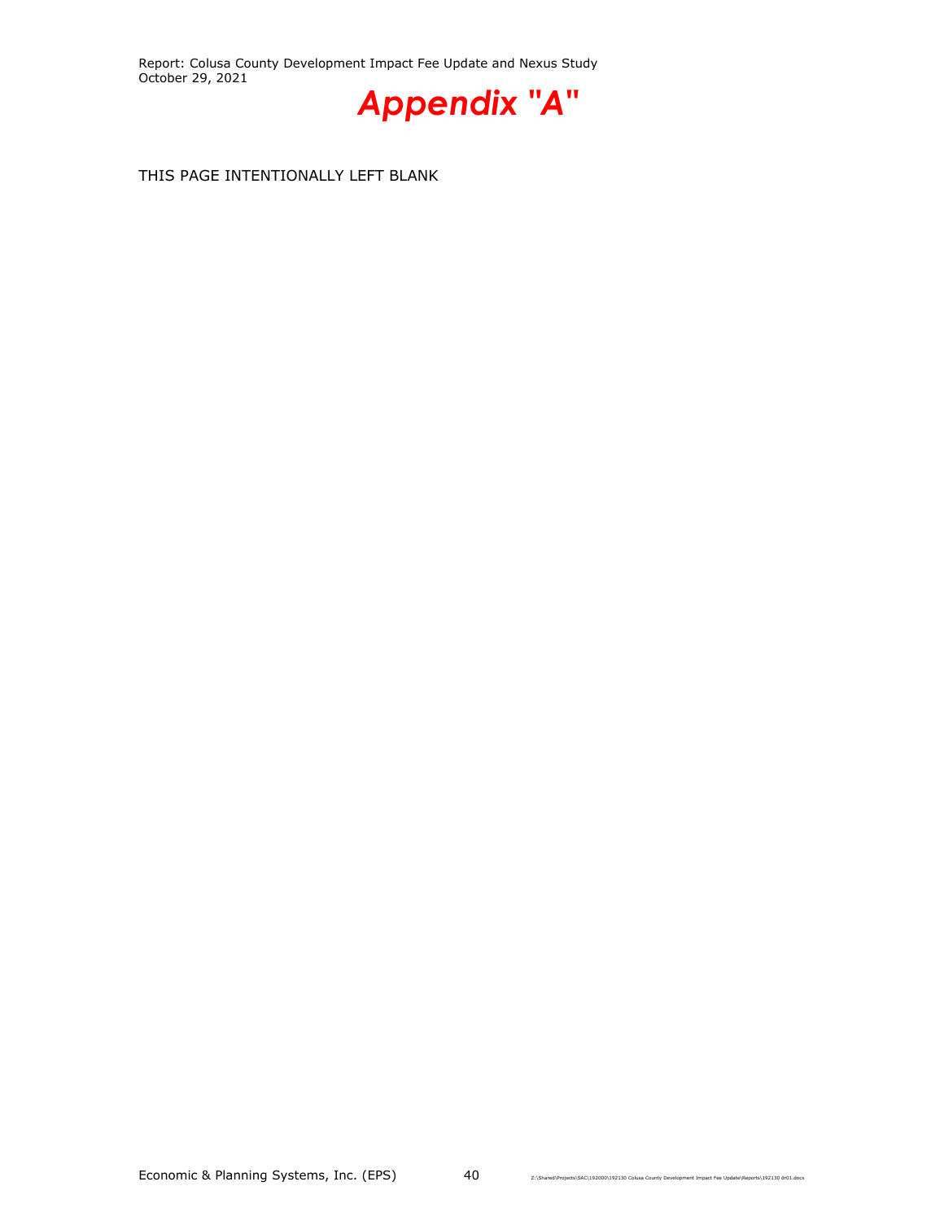# *Appendix "A"*

THIS PAGE INTENTIONALLY LEFT BLANK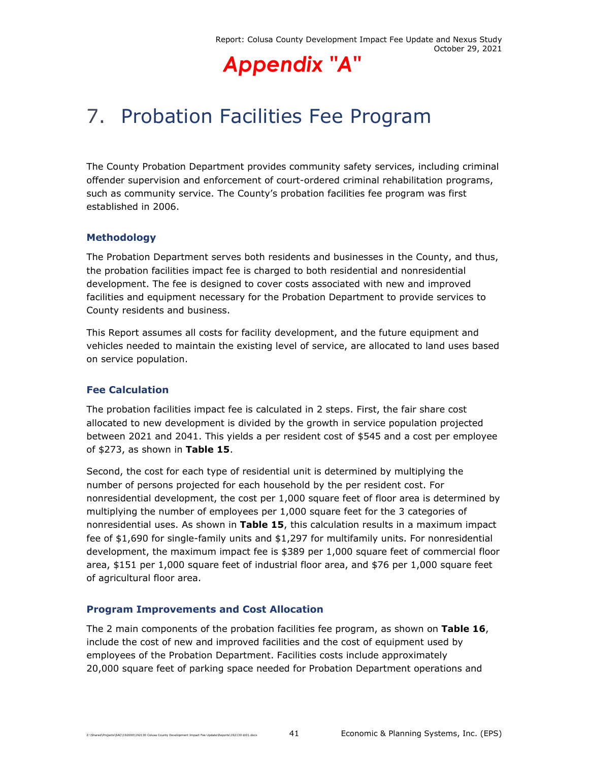# Appendix "A"

# 7. Probation Facilities Fee Program

The County Probation Department provides community safety services, including criminal offender supervision and enforcement of court-ordered criminal rehabilitation programs, such as community service. The County's probation facilities fee program was first established in 2006.

### Methodology

The Probation Department serves both residents and businesses in the County, and thus, the probation facilities impact fee is charged to both residential and nonresidential development. The fee is designed to cover costs associated with new and improved facilities and equipment necessary for the Probation Department to provide services to County residents and business.

This Report assumes all costs for facility development, and the future equipment and vehicles needed to maintain the existing level of service, are allocated to land uses based on service population.

### Fee Calculation

The probation facilities impact fee is calculated in 2 steps. First, the fair share cost allocated to new development is divided by the growth in service population projected between 2021 and 2041. This yields a per resident cost of $545 and a cost per employee of $273, as shown in **Table 15**.

Second, the cost for each type of residential unit is determined by multiplying the number of persons projected for each household by the per resident cost. For nonresidential development, the cost per 1,000 square feet of floor area is determined by multiplying the number of employees per 1,000 square feet for the 3 categories of nonresidential uses. As shown in **Table 15**, this calculation results in a maximum impact fee of $1,690 for single-family units and $1,297 for multifamily units. For nonresidential development, the maximum impact fee is $389 per 1,000 square feet of commercial floor area, $151 per 1,000 square feet of industrial floor area, and $76 per 1,000 square feet of agricultural floor area.

### Program Improvements and Cost Allocation

The 2 main components of the probation facilities fee program, as shown on **Table 16**, include the cost of new and improved facilities and the cost of equipment used by employees of the Probation Department. Facilities costs include approximately 20,000 square feet of parking space needed for Probation Department operations and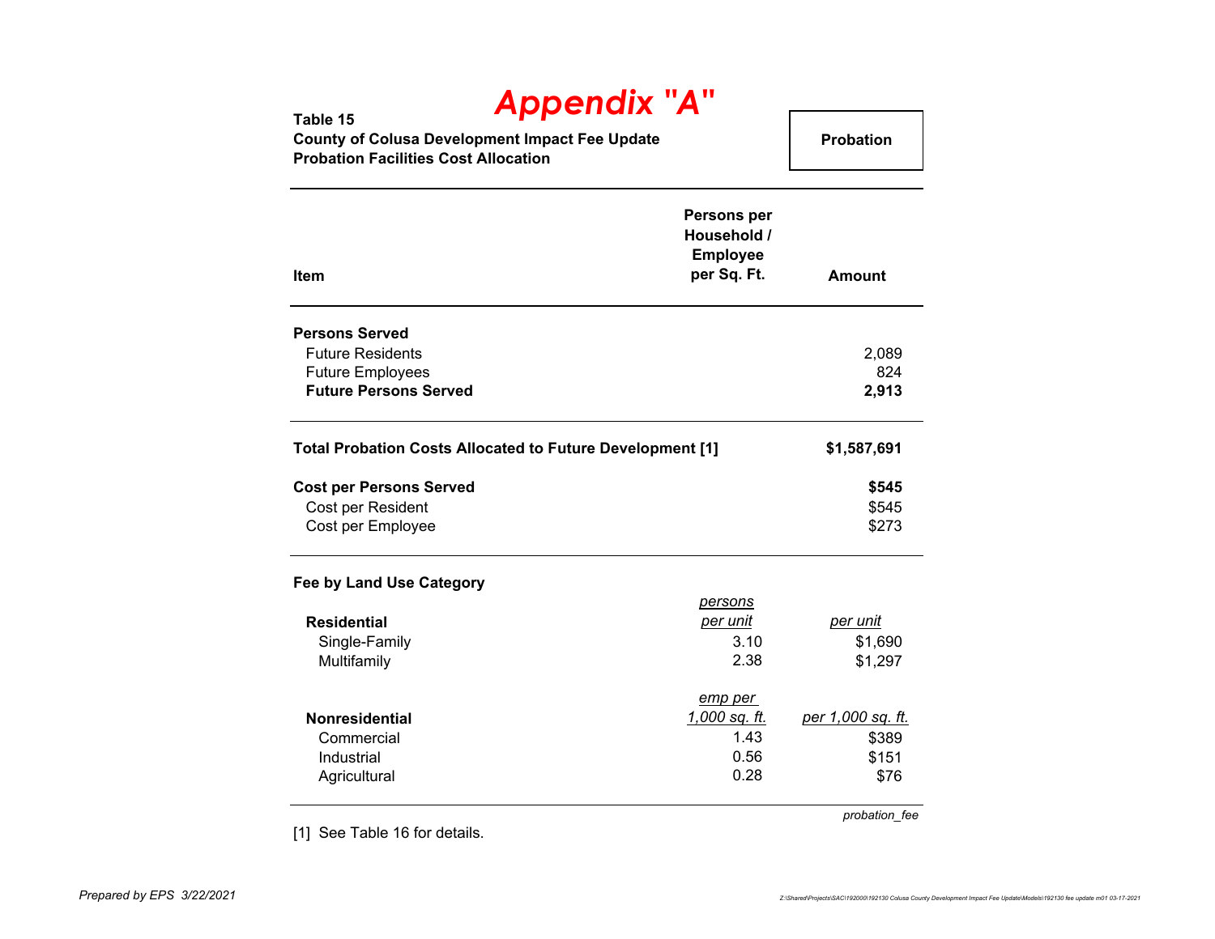# Appendix "A"

**Table 15**
**County of Colusa Development Impact Fee Update**
**Probation Facilities Cost Allocation**

**Probation**

| Item | Persons per Household / Employee per Sq. Ft. | Amount |
|---|---|---|
| **Persons Served** | | |
| Future Residents | | 2,089 |
| Future Employees | | 824 |
| **Future Persons Served** | | **2,913** |
| | | |
| **Total Probation Costs Allocated to Future Development [1]** | | **$1,587,691** |
| | | |
| **Cost per Persons Served** | | **$545** |
| Cost per Resident | | $545 |
| Cost per Employee | | $273 |
| | | |
| **Fee by Land Use Category** | | |
| **Residential** | *persons per unit* | *per unit* |
| Single-Family | 3.10 | $1,690 |
| Multifamily | 2.38 | $1,297 |
| | | |
| **Nonresidential** | *emp per 1,000 sq. ft.* | *per 1,000 sq. ft.* |
| Commercial | 1.43 | $389 |
| Industrial | 0.56 | $151 |
| Agricultural | 0.28 | $76 |

*probation_fee*

[1] See Table 16 for details.

*Prepared by EPS 3/22/2021*

Z:\Shared\Projects\SAC\192000\192130 Colusa County Development Impact Fee Update\Models\192130 fee update m01 03-17-2021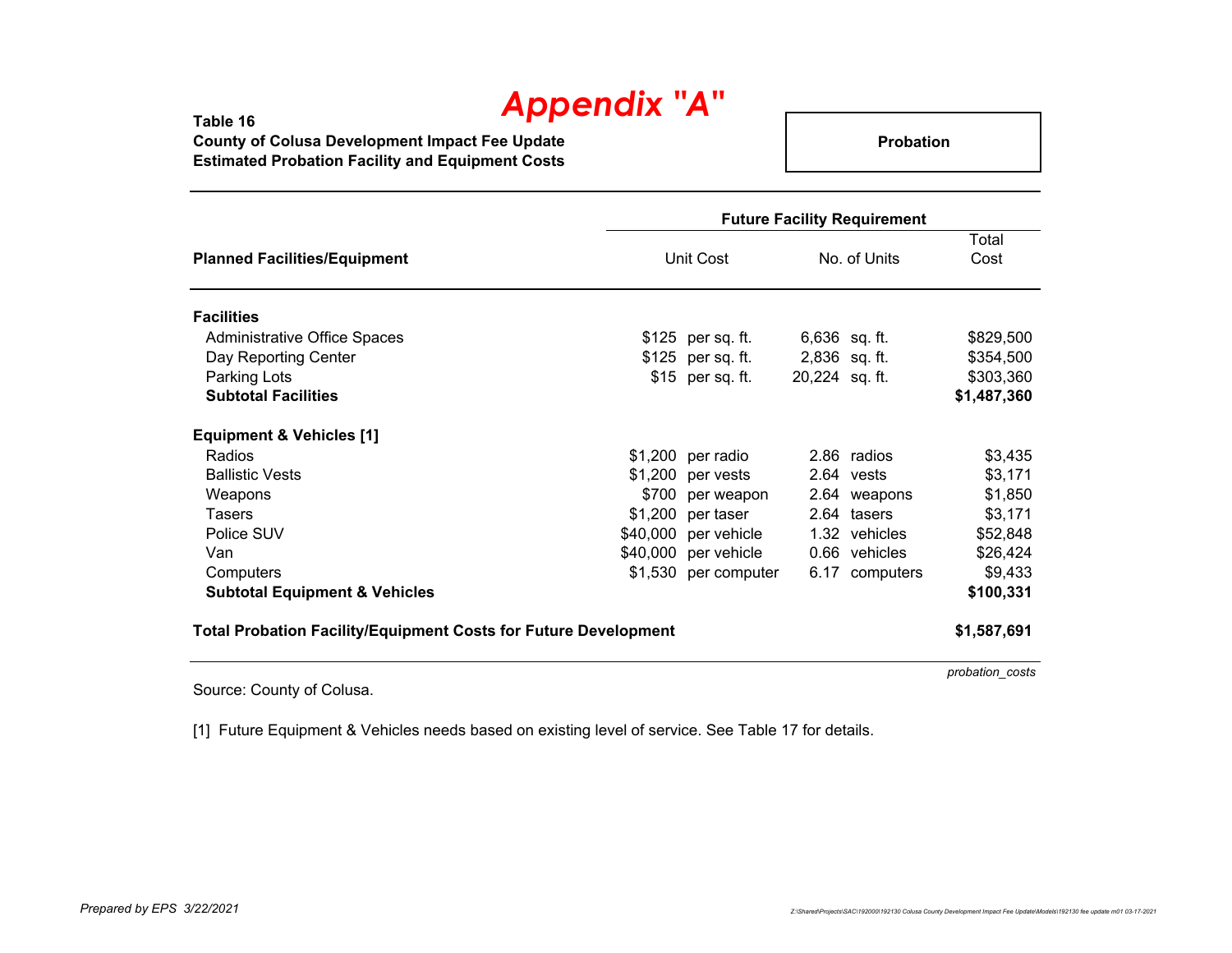# Appendix "A"

**Table 16**
**County of Colusa Development Impact Fee Update**
**Estimated Probation Facility and Equipment Costs**

**Probation**

| Planned Facilities/Equipment | Future Facility Requirement | | | | |
|---|---|---|---|---|---|
| | Unit Cost | | No. of Units | | Total Cost |
| **Facilities** | | | | | |
| Administrative Office Spaces | $125 | per sq. ft. | 6,636 | sq. ft. | $829,500 |
| Day Reporting Center | $125 | per sq. ft. | 2,836 | sq. ft. | $354,500 |
| Parking Lots | $15 | per sq. ft. | 20,224 | sq. ft. | $303,360 |
| **Subtotal Facilities** | | | | | **$1,487,360** |
| **Equipment & Vehicles [1]** | | | | | |
| Radios | $1,200 | per radio | 2.86 | radios | $3,435 |
| Ballistic Vests | $1,200 | per vests | 2.64 | vests | $3,171 |
| Weapons | $700 | per weapon | 2.64 | weapons | $1,850 |
| Tasers | $1,200 | per taser | 2.64 | tasers | $3,171 |
| Police SUV | $40,000 | per vehicle | 1.32 | vehicles | $52,848 |
| Van | $40,000 | per vehicle | 0.66 | vehicles | $26,424 |
| Computers | $1,530 | per computer | 6.17 | computers | $9,433 |
| **Subtotal Equipment & Vehicles** | | | | | **$100,331** |
| **Total Probation Facility/Equipment Costs for Future Development** | | | | | **$1,587,691** |

*probation_costs*

Source: County of Colusa.

[1] Future Equipment & Vehicles needs based on existing level of service. See Table 17 for details.

*Prepared by EPS 3/22/2021*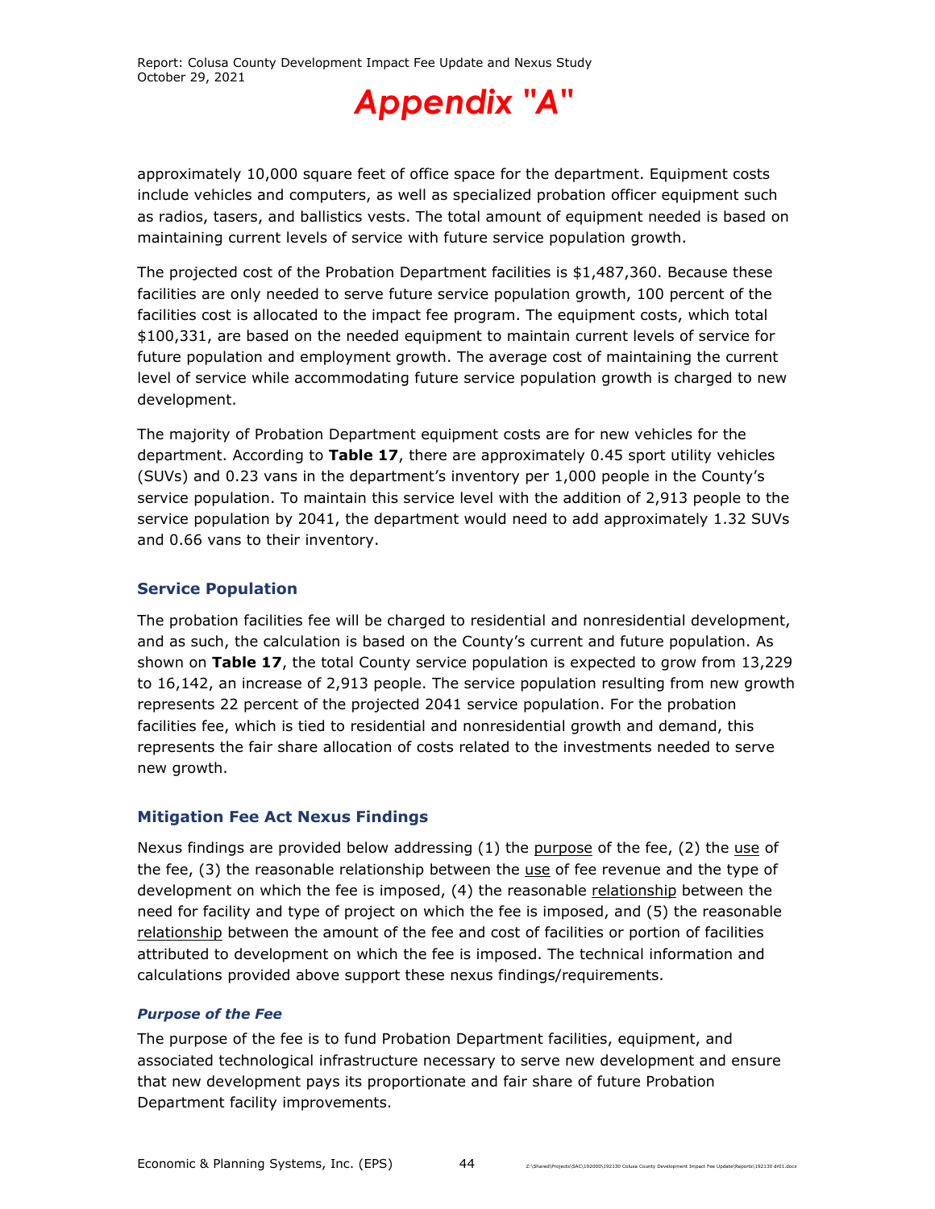# Appendix "A"

approximately 10,000 square feet of office space for the department. Equipment costs include vehicles and computers, as well as specialized probation officer equipment such as radios, tasers, and ballistics vests. The total amount of equipment needed is based on maintaining current levels of service with future service population growth.

The projected cost of the Probation Department facilities is $1,487,360. Because these facilities are only needed to serve future service population growth, 100 percent of the facilities cost is allocated to the impact fee program. The equipment costs, which total $100,331, are based on the needed equipment to maintain current levels of service for future population and employment growth. The average cost of maintaining the current level of service while accommodating future service population growth is charged to new development.

The majority of Probation Department equipment costs are for new vehicles for the department. According to **Table 17**, there are approximately 0.45 sport utility vehicles (SUVs) and 0.23 vans in the department's inventory per 1,000 people in the County's service population. To maintain this service level with the addition of 2,913 people to the service population by 2041, the department would need to add approximately 1.32 SUVs and 0.66 vans to their inventory.

## Service Population

The probation facilities fee will be charged to residential and nonresidential development, and as such, the calculation is based on the County's current and future population. As shown on **Table 17**, the total County service population is expected to grow from 13,229 to 16,142, an increase of 2,913 people. The service population resulting from new growth represents 22 percent of the projected 2041 service population. For the probation facilities fee, which is tied to residential and nonresidential growth and demand, this represents the fair share allocation of costs related to the investments needed to serve new growth.

## Mitigation Fee Act Nexus Findings

Nexus findings are provided below addressing (1) the purpose of the fee, (2) the use of the fee, (3) the reasonable relationship between the use of fee revenue and the type of development on which the fee is imposed, (4) the reasonable relationship between the need for facility and type of project on which the fee is imposed, and (5) the reasonable relationship between the amount of the fee and cost of facilities or portion of facilities attributed to development on which the fee is imposed. The technical information and calculations provided above support these nexus findings/requirements.

### *Purpose of the Fee*

The purpose of the fee is to fund Probation Department facilities, equipment, and associated technological infrastructure necessary to serve new development and ensure that new development pays its proportionate and fair share of future Probation Department facility improvements.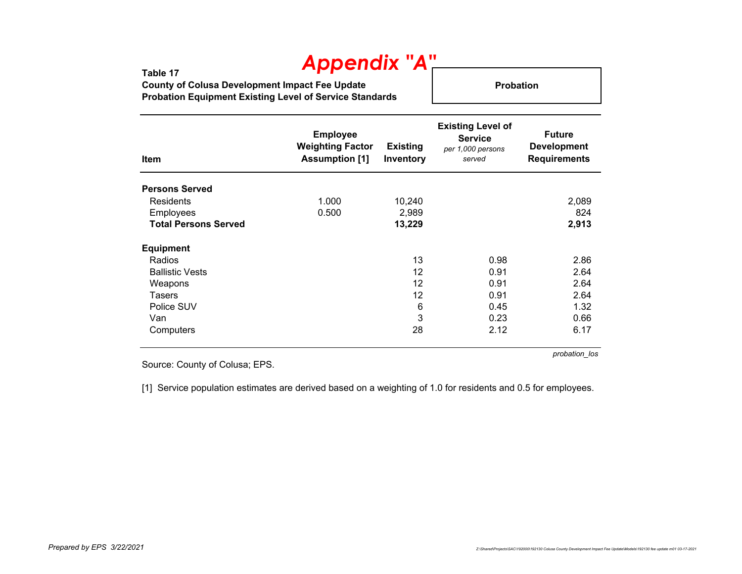# Appendix "A"

**Table 17**
**County of Colusa Development Impact Fee Update**
**Probation Equipment Existing Level of Service Standards**

**Probation**

| Item | Employee Weighting Factor Assumption [1] | Existing Inventory | Existing Level of Service *per 1,000 persons served* | Future Development Requirements |
|---|---|---|---|---|
| **Persons Served** | | | | |
| Residents | 1.000 | 10,240 | | 2,089 |
| Employees | 0.500 | 2,989 | | 824 |
| **Total Persons Served** | | **13,229** | | **2,913** |
| **Equipment** | | | | |
| Radios | | 13 | 0.98 | 2.86 |
| Ballistic Vests | | 12 | 0.91 | 2.64 |
| Weapons | | 12 | 0.91 | 2.64 |
| Tasers | | 12 | 0.91 | 2.64 |
| Police SUV | | 6 | 0.45 | 1.32 |
| Van | | 3 | 0.23 | 0.66 |
| Computers | | 28 | 2.12 | 6.17 |

*probation_los*

Source: County of Colusa; EPS.

[1] Service population estimates are derived based on a weighting of 1.0 for residents and 0.5 for employees.

*Prepared by EPS 3/22/2021*

Z:\Shared\Projects\SAC\192000\192130 Colusa County Development Impact Fee Update\Models\192130 fee update m01 03-17-2021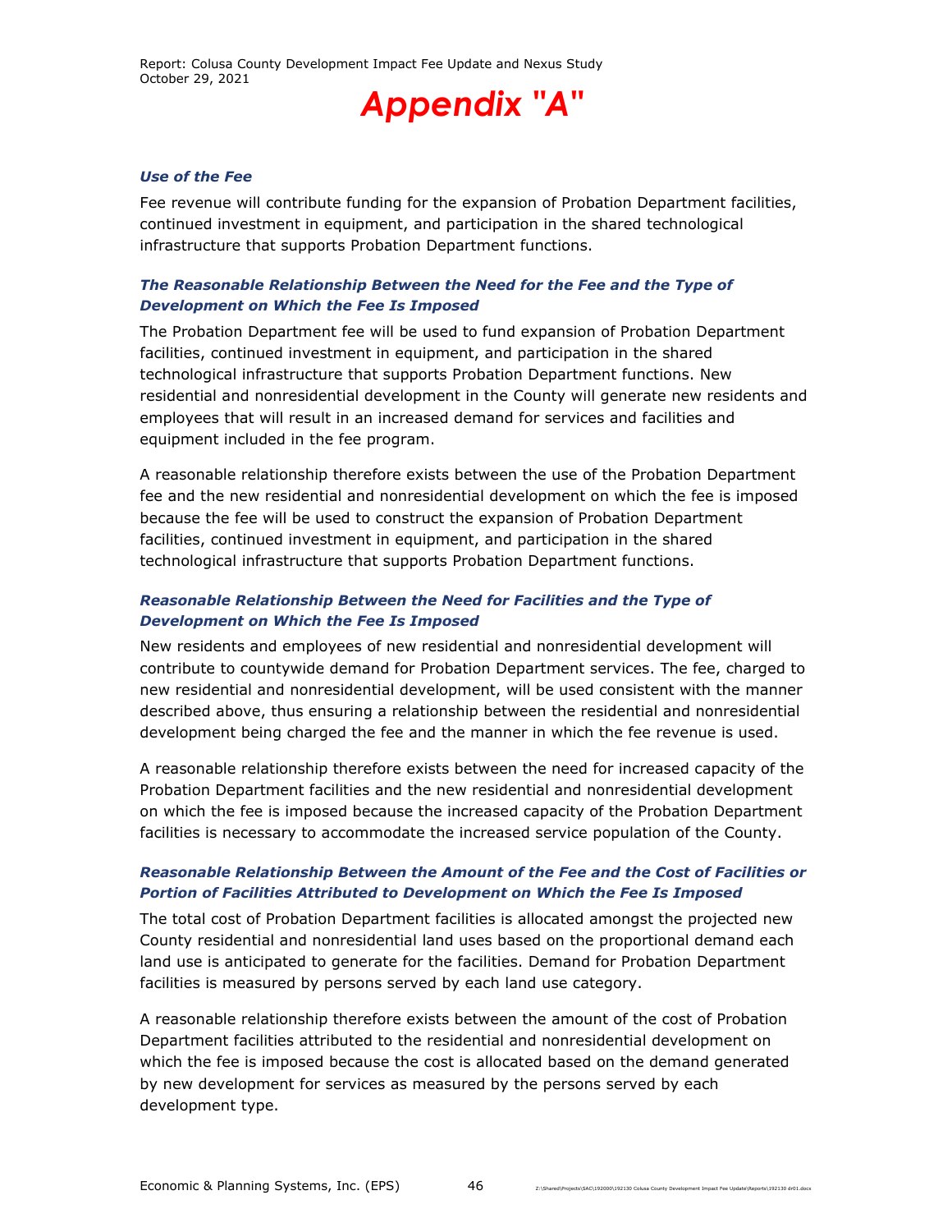# Appendix "A"

#### *Use of the Fee*

Fee revenue will contribute funding for the expansion of Probation Department facilities, continued investment in equipment, and participation in the shared technological infrastructure that supports Probation Department functions.

#### *The Reasonable Relationship Between the Need for the Fee and the Type of Development on Which the Fee Is Imposed*

The Probation Department fee will be used to fund expansion of Probation Department facilities, continued investment in equipment, and participation in the shared technological infrastructure that supports Probation Department functions. New residential and nonresidential development in the County will generate new residents and employees that will result in an increased demand for services and facilities and equipment included in the fee program.

A reasonable relationship therefore exists between the use of the Probation Department fee and the new residential and nonresidential development on which the fee is imposed because the fee will be used to construct the expansion of Probation Department facilities, continued investment in equipment, and participation in the shared technological infrastructure that supports Probation Department functions.

#### *Reasonable Relationship Between the Need for Facilities and the Type of Development on Which the Fee Is Imposed*

New residents and employees of new residential and nonresidential development will contribute to countywide demand for Probation Department services. The fee, charged to new residential and nonresidential development, will be used consistent with the manner described above, thus ensuring a relationship between the residential and nonresidential development being charged the fee and the manner in which the fee revenue is used.

A reasonable relationship therefore exists between the need for increased capacity of the Probation Department facilities and the new residential and nonresidential development on which the fee is imposed because the increased capacity of the Probation Department facilities is necessary to accommodate the increased service population of the County.

#### *Reasonable Relationship Between the Amount of the Fee and the Cost of Facilities or Portion of Facilities Attributed to Development on Which the Fee Is Imposed*

The total cost of Probation Department facilities is allocated amongst the projected new County residential and nonresidential land uses based on the proportional demand each land use is anticipated to generate for the facilities. Demand for Probation Department facilities is measured by persons served by each land use category.

A reasonable relationship therefore exists between the amount of the cost of Probation Department facilities attributed to the residential and nonresidential development on which the fee is imposed because the cost is allocated based on the demand generated by new development for services as measured by the persons served by each development type.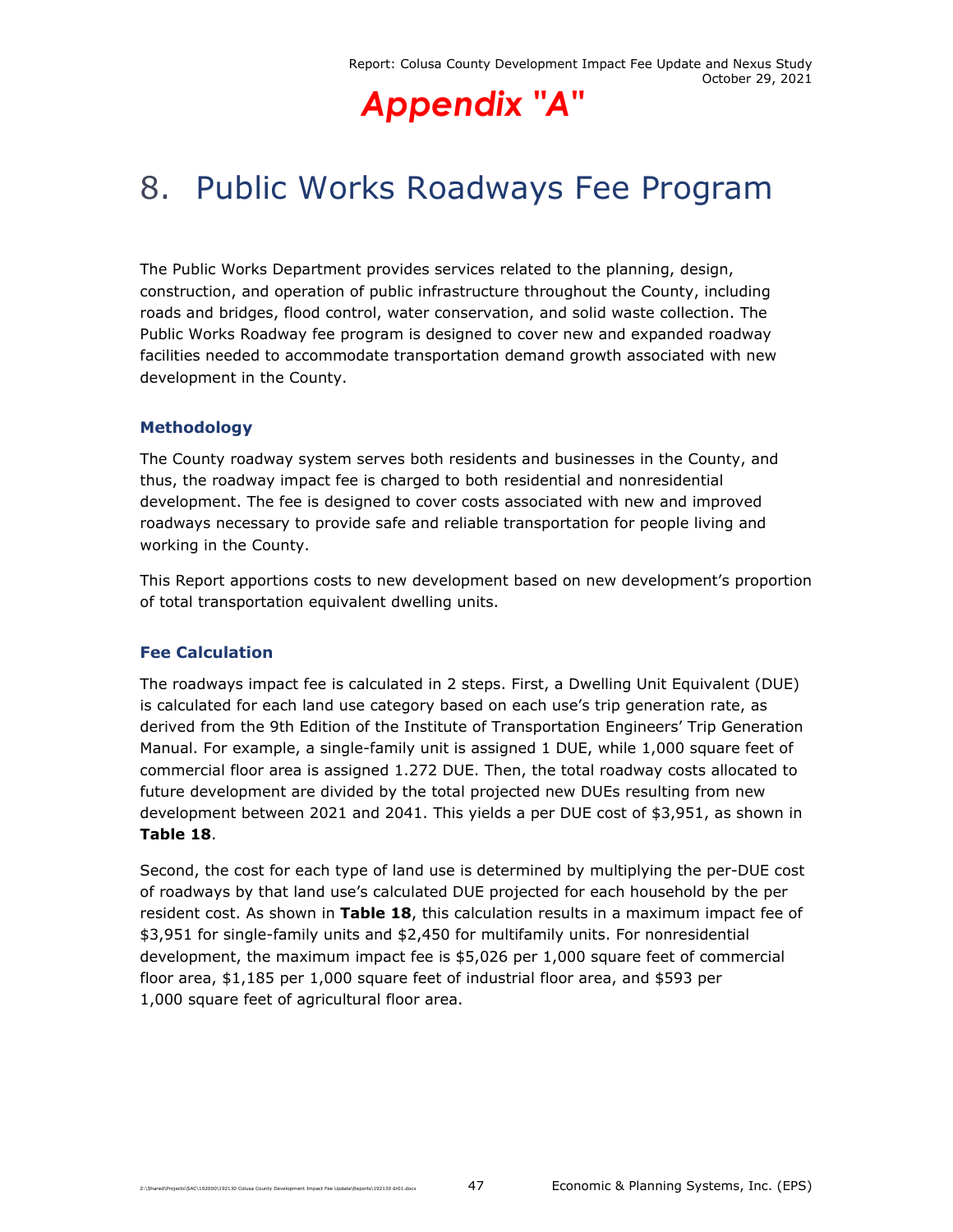# Appendix "A"

# 8. Public Works Roadways Fee Program

The Public Works Department provides services related to the planning, design, construction, and operation of public infrastructure throughout the County, including roads and bridges, flood control, water conservation, and solid waste collection. The Public Works Roadway fee program is designed to cover new and expanded roadway facilities needed to accommodate transportation demand growth associated with new development in the County.

### Methodology

The County roadway system serves both residents and businesses in the County, and thus, the roadway impact fee is charged to both residential and nonresidential development. The fee is designed to cover costs associated with new and improved roadways necessary to provide safe and reliable transportation for people living and working in the County.

This Report apportions costs to new development based on new development's proportion of total transportation equivalent dwelling units.

### Fee Calculation

The roadways impact fee is calculated in 2 steps. First, a Dwelling Unit Equivalent (DUE) is calculated for each land use category based on each use's trip generation rate, as derived from the 9th Edition of the Institute of Transportation Engineers' Trip Generation Manual. For example, a single-family unit is assigned 1 DUE, while 1,000 square feet of commercial floor area is assigned 1.272 DUE. Then, the total roadway costs allocated to future development are divided by the total projected new DUEs resulting from new development between 2021 and 2041. This yields a per DUE cost of $3,951, as shown in **Table 18**.

Second, the cost for each type of land use is determined by multiplying the per-DUE cost of roadways by that land use's calculated DUE projected for each household by the per resident cost. As shown in **Table 18**, this calculation results in a maximum impact fee of $3,951 for single-family units and $2,450 for multifamily units. For nonresidential development, the maximum impact fee is $5,026 per 1,000 square feet of commercial floor area, $1,185 per 1,000 square feet of industrial floor area, and $593 per 1,000 square feet of agricultural floor area.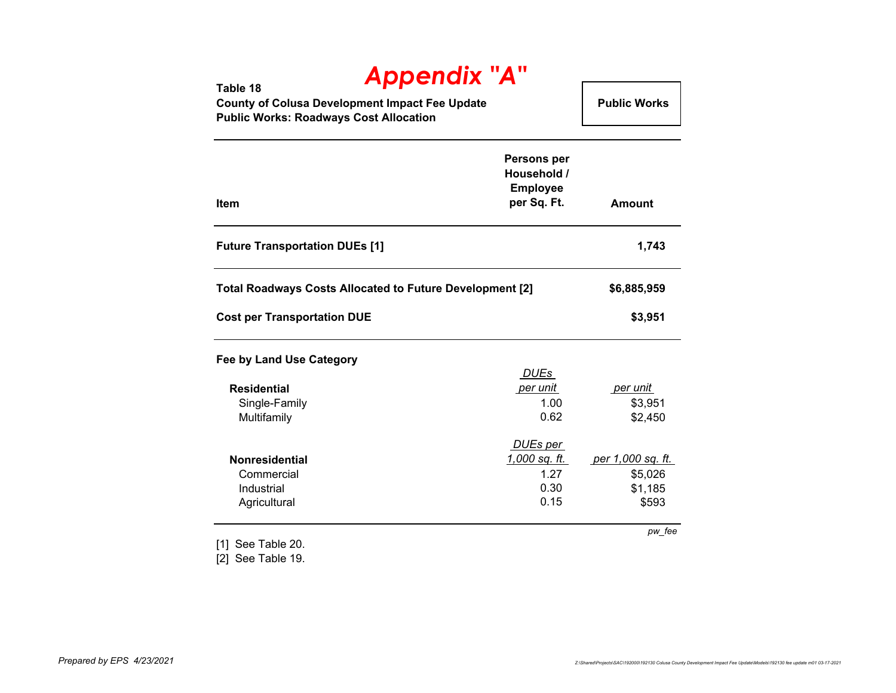# Appendix "A"

**Table 18**
**County of Colusa Development Impact Fee Update**
**Public Works: Roadways Cost Allocation**

**Public Works**

| Item | Persons per Household / Employee per Sq. Ft. | Amount |
|---|---|---|
| **Future Transportation DUEs [1]** | | **1,743** |
| **Total Roadways Costs Allocated to Future Development [2]** | | **$6,885,959** |
| **Cost per Transportation DUE** | | **$3,951** |
| **Fee by Land Use Category** | | |
| | *DUEs per unit* | *per unit* |
| **Residential** | | |
| Single-Family | 1.00 | $3,951 |
| Multifamily | 0.62 | $2,450 |
| | *DUEs per 1,000 sq. ft.* | *per 1,000 sq. ft.* |
| **Nonresidential** | | |
| Commercial | 1.27 | $5,026 |
| Industrial | 0.30 | $1,185 |
| Agricultural | 0.15 | $593 |

*pw_fee*

[1] See Table 20.
[2] See Table 19.

*Prepared by EPS 4/23/2021*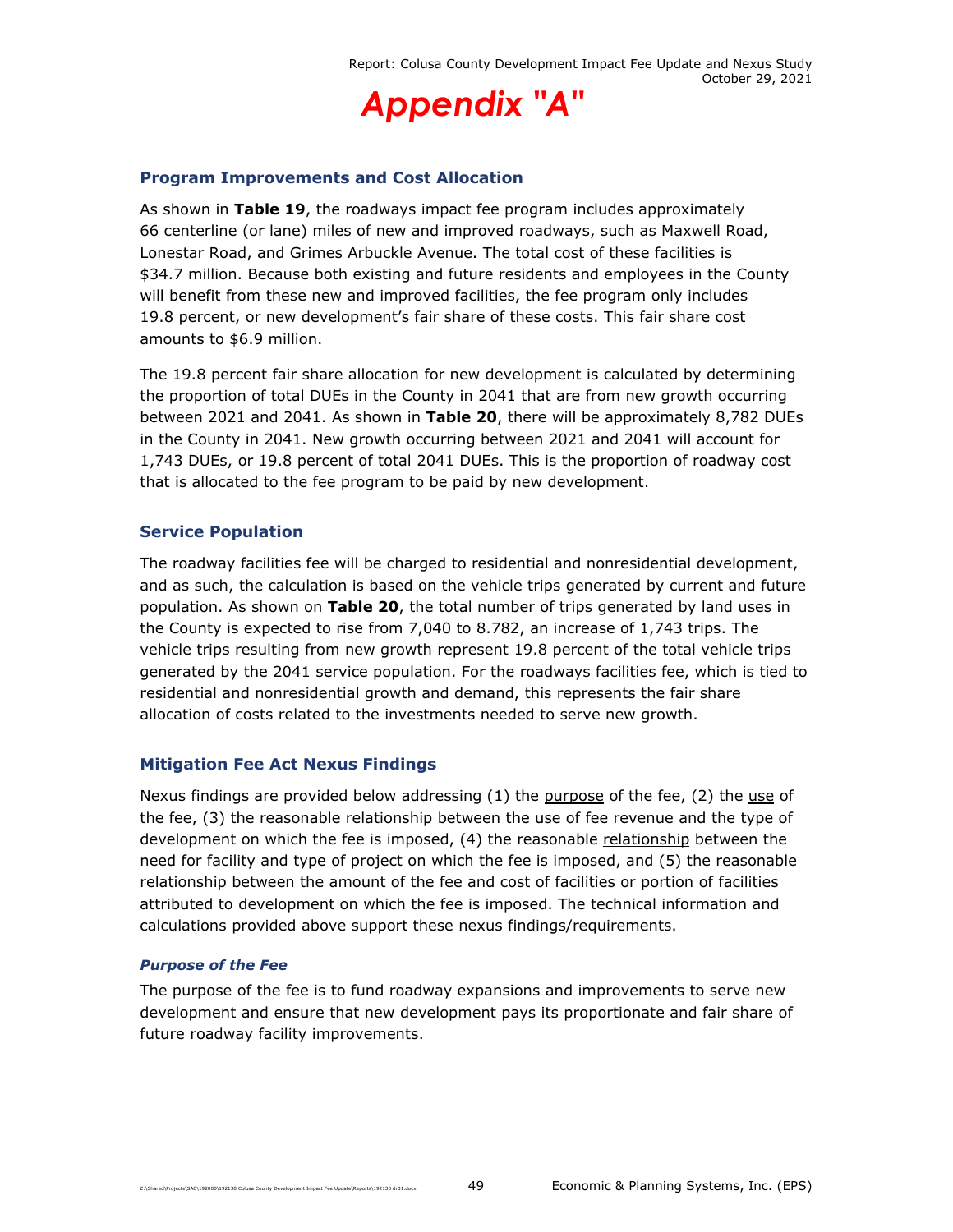# Appendix "A"

## Program Improvements and Cost Allocation

As shown in **Table 19**, the roadways impact fee program includes approximately 66 centerline (or lane) miles of new and improved roadways, such as Maxwell Road, Lonestar Road, and Grimes Arbuckle Avenue. The total cost of these facilities is $34.7 million. Because both existing and future residents and employees in the County will benefit from these new and improved facilities, the fee program only includes 19.8 percent, or new development's fair share of these costs. This fair share cost amounts to $6.9 million.

The 19.8 percent fair share allocation for new development is calculated by determining the proportion of total DUEs in the County in 2041 that are from new growth occurring between 2021 and 2041. As shown in **Table 20**, there will be approximately 8,782 DUEs in the County in 2041. New growth occurring between 2021 and 2041 will account for 1,743 DUEs, or 19.8 percent of total 2041 DUEs. This is the proportion of roadway cost that is allocated to the fee program to be paid by new development.

## Service Population

The roadway facilities fee will be charged to residential and nonresidential development, and as such, the calculation is based on the vehicle trips generated by current and future population. As shown on **Table 20**, the total number of trips generated by land uses in the County is expected to rise from 7,040 to 8.782, an increase of 1,743 trips. The vehicle trips resulting from new growth represent 19.8 percent of the total vehicle trips generated by the 2041 service population. For the roadways facilities fee, which is tied to residential and nonresidential growth and demand, this represents the fair share allocation of costs related to the investments needed to serve new growth.

## Mitigation Fee Act Nexus Findings

Nexus findings are provided below addressing (1) the purpose of the fee, (2) the use of the fee, (3) the reasonable relationship between the use of fee revenue and the type of development on which the fee is imposed, (4) the reasonable relationship between the need for facility and type of project on which the fee is imposed, and (5) the reasonable relationship between the amount of the fee and cost of facilities or portion of facilities attributed to development on which the fee is imposed. The technical information and calculations provided above support these nexus findings/requirements.

### *Purpose of the Fee*

The purpose of the fee is to fund roadway expansions and improvements to serve new development and ensure that new development pays its proportionate and fair share of future roadway facility improvements.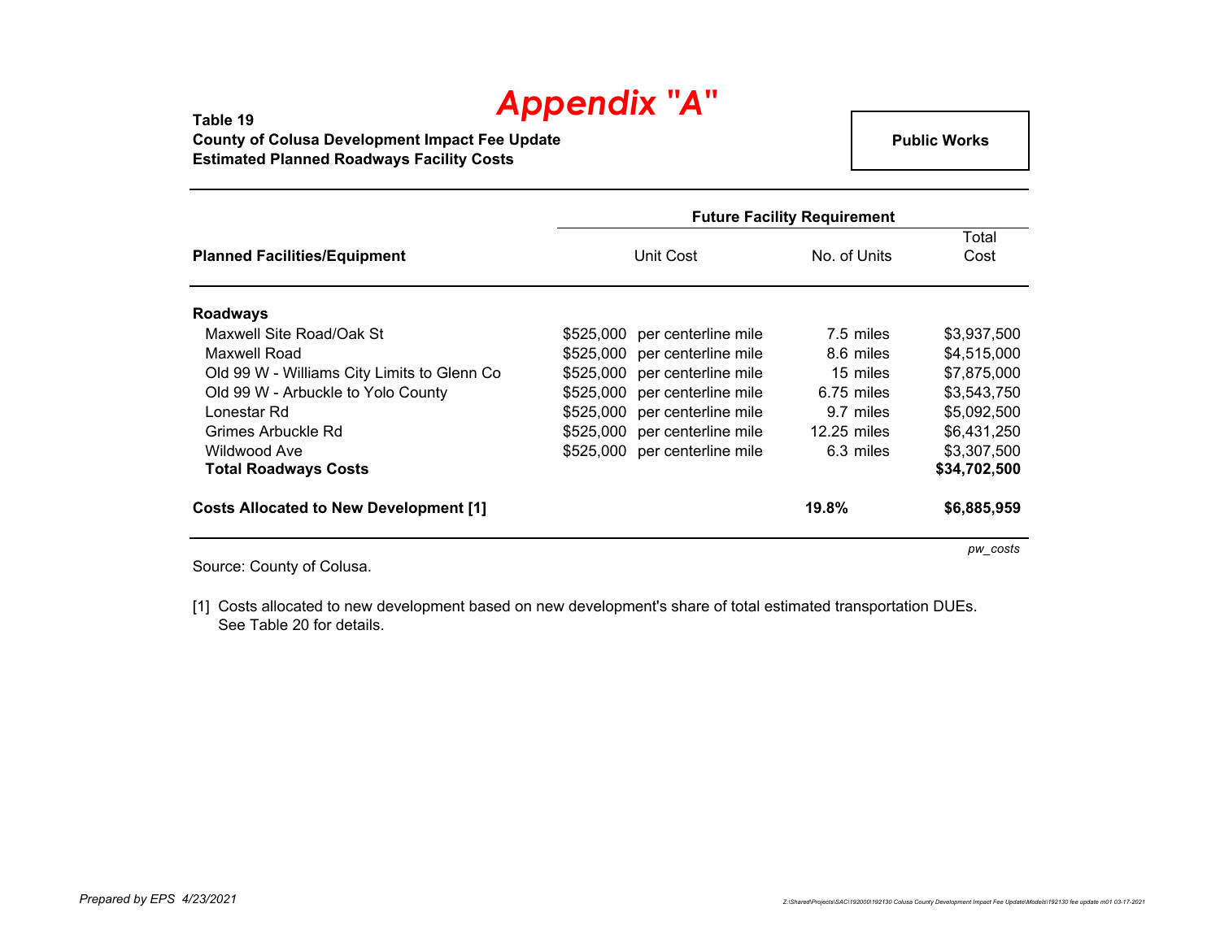# *Appendix "A"*

**Table 19**
**County of Colusa Development Impact Fee Update**
**Estimated Planned Roadways Facility Costs**

**Public Works**

| Planned Facilities/Equipment | Future Facility Requirement | | | |
|---|---|---|---|---|
| | Unit Cost | | No. of Units | Total Cost |
| **Roadways** | | | | |
| Maxwell Site Road/Oak St | $525,000 | per centerline mile | 7.5 miles | $3,937,500 |
| Maxwell Road | $525,000 | per centerline mile | 8.6 miles | $4,515,000 |
| Old 99 W - Williams City Limits to Glenn Co | $525,000 | per centerline mile | 15 miles | $7,875,000 |
| Old 99 W - Arbuckle to Yolo County | $525,000 | per centerline mile | 6.75 miles | $3,543,750 |
| Lonestar Rd | $525,000 | per centerline mile | 9.7 miles | $5,092,500 |
| Grimes Arbuckle Rd | $525,000 | per centerline mile | 12.25 miles | $6,431,250 |
| Wildwood Ave | $525,000 | per centerline mile | 6.3 miles | $3,307,500 |
| **Total Roadways Costs** | | | | **$34,702,500** |
| **Costs Allocated to New Development [1]** | | | **19.8%** | **$6,885,959** |

*pw_costs*

Source: County of Colusa.

[1] Costs allocated to new development based on new development's share of total estimated transportation DUEs. See Table 20 for details.

*Prepared by EPS 4/23/2021*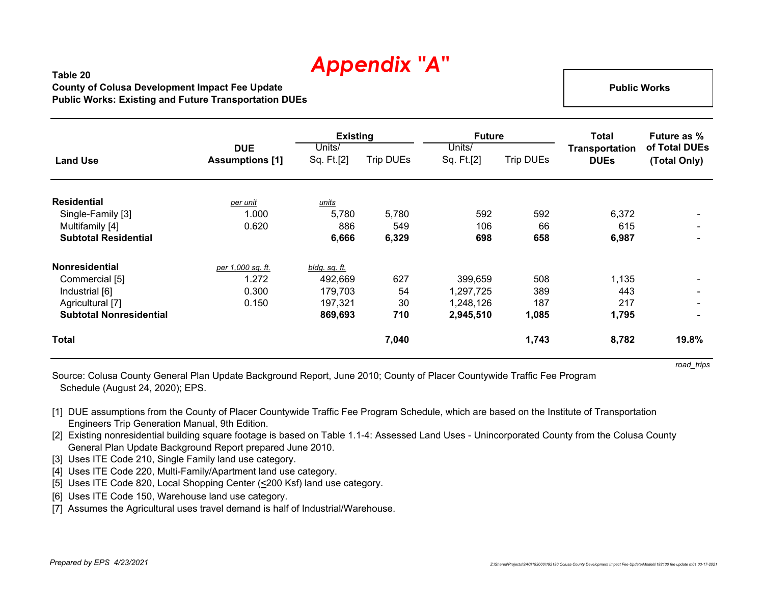# Appendix "A"

**Table 20**
**County of Colusa Development Impact Fee Update**
**Public Works: Existing and Future Transportation DUEs**

**Public Works**

| Land Use | DUE Assumptions [1] | Existing | | Future | | Total Transportation DUEs | Future as % of Total DUEs (Total Only) |
|---|---|---|---|---|---|---|---|
| | | Units/ Sq. Ft.[2] | Trip DUEs | Units/ Sq. Ft.[2] | Trip DUEs | | |
| **Residential** | *per unit* | *units* | | | | | |
| Single-Family [3] | 1.000 | 5,780 | 5,780 | 592 | 592 | 6,372 | - |
| Multifamily [4] | 0.620 | 886 | 549 | 106 | 66 | 615 | - |
| **Subtotal Residential** | | **6,666** | **6,329** | **698** | **658** | **6,987** | - |
| **Nonresidential** | *per 1,000 sq. ft.* | *bldg. sq. ft.* | | | | | |
| Commercial [5] | 1.272 | 492,669 | 627 | 399,659 | 508 | 1,135 | - |
| Industrial [6] | 0.300 | 179,703 | 54 | 1,297,725 | 389 | 443 | - |
| Agricultural [7] | 0.150 | 197,321 | 30 | 1,248,126 | 187 | 217 | - |
| **Subtotal Nonresidential** | | **869,693** | **710** | **2,945,510** | **1,085** | **1,795** | - |
| **Total** | | | **7,040** | | **1,743** | **8,782** | **19.8%** |

*road_trips*

Source: Colusa County General Plan Update Background Report, June 2010; County of Placer Countywide Traffic Fee Program Schedule (August 24, 2020); EPS.

[1] DUE assumptions from the County of Placer Countywide Traffic Fee Program Schedule, which are based on the Institute of Transportation Engineers Trip Generation Manual, 9th Edition.
[2] Existing nonresidential building square footage is based on Table 1.1-4: Assessed Land Uses - Unincorporated County from the Colusa County General Plan Update Background Report prepared June 2010.
[3] Uses ITE Code 210, Single Family land use category.
[4] Uses ITE Code 220, Multi-Family/Apartment land use category.
[5] Uses ITE Code 820, Local Shopping Center (≤200 Ksf) land use category.
[6] Uses ITE Code 150, Warehouse land use category.
[7] Assumes the Agricultural uses travel demand is half of Industrial/Warehouse.

*Prepared by EPS 4/23/2021*

Z:\Shared\Projects\SAC\192000\192130 Colusa County Development Impact Fee Update\Models\192130 fee update m01 03-17-2021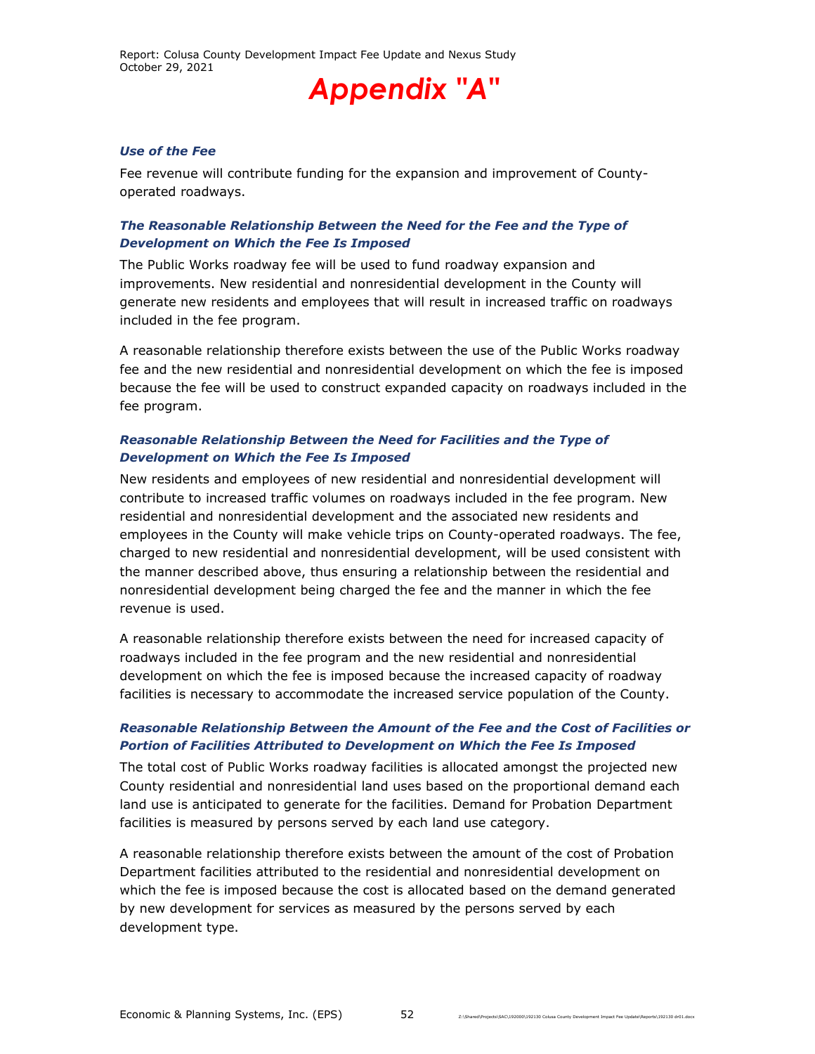# Appendix "A"

***Use of the Fee***

Fee revenue will contribute funding for the expansion and improvement of County-operated roadways.

***The Reasonable Relationship Between the Need for the Fee and the Type of Development on Which the Fee Is Imposed***

The Public Works roadway fee will be used to fund roadway expansion and improvements. New residential and nonresidential development in the County will generate new residents and employees that will result in increased traffic on roadways included in the fee program.

A reasonable relationship therefore exists between the use of the Public Works roadway fee and the new residential and nonresidential development on which the fee is imposed because the fee will be used to construct expanded capacity on roadways included in the fee program.

***Reasonable Relationship Between the Need for Facilities and the Type of Development on Which the Fee Is Imposed***

New residents and employees of new residential and nonresidential development will contribute to increased traffic volumes on roadways included in the fee program. New residential and nonresidential development and the associated new residents and employees in the County will make vehicle trips on County-operated roadways. The fee, charged to new residential and nonresidential development, will be used consistent with the manner described above, thus ensuring a relationship between the residential and nonresidential development being charged the fee and the manner in which the fee revenue is used.

A reasonable relationship therefore exists between the need for increased capacity of roadways included in the fee program and the new residential and nonresidential development on which the fee is imposed because the increased capacity of roadway facilities is necessary to accommodate the increased service population of the County.

***Reasonable Relationship Between the Amount of the Fee and the Cost of Facilities or Portion of Facilities Attributed to Development on Which the Fee Is Imposed***

The total cost of Public Works roadway facilities is allocated amongst the projected new County residential and nonresidential land uses based on the proportional demand each land use is anticipated to generate for the facilities. Demand for Probation Department facilities is measured by persons served by each land use category.

A reasonable relationship therefore exists between the amount of the cost of Probation Department facilities attributed to the residential and nonresidential development on which the fee is imposed because the cost is allocated based on the demand generated by new development for services as measured by the persons served by each development type.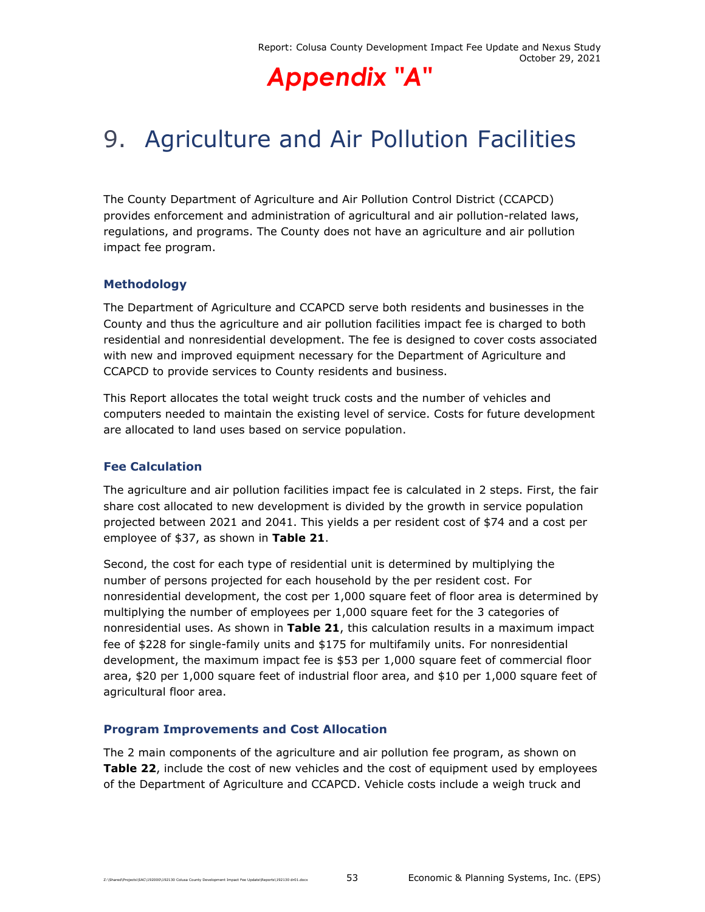# Appendix "A"

# 9. Agriculture and Air Pollution Facilities

The County Department of Agriculture and Air Pollution Control District (CCAPCD) provides enforcement and administration of agricultural and air pollution-related laws, regulations, and programs. The County does not have an agriculture and air pollution impact fee program.

### Methodology

The Department of Agriculture and CCAPCD serve both residents and businesses in the County and thus the agriculture and air pollution facilities impact fee is charged to both residential and nonresidential development. The fee is designed to cover costs associated with new and improved equipment necessary for the Department of Agriculture and CCAPCD to provide services to County residents and business.

This Report allocates the total weight truck costs and the number of vehicles and computers needed to maintain the existing level of service. Costs for future development are allocated to land uses based on service population.

### Fee Calculation

The agriculture and air pollution facilities impact fee is calculated in 2 steps. First, the fair share cost allocated to new development is divided by the growth in service population projected between 2021 and 2041. This yields a per resident cost of $74 and a cost per employee of $37, as shown in **Table 21**.

Second, the cost for each type of residential unit is determined by multiplying the number of persons projected for each household by the per resident cost. For nonresidential development, the cost per 1,000 square feet of floor area is determined by multiplying the number of employees per 1,000 square feet for the 3 categories of nonresidential uses. As shown in **Table 21**, this calculation results in a maximum impact fee of $228 for single-family units and $175 for multifamily units. For nonresidential development, the maximum impact fee is $53 per 1,000 square feet of commercial floor area, $20 per 1,000 square feet of industrial floor area, and $10 per 1,000 square feet of agricultural floor area.

### Program Improvements and Cost Allocation

The 2 main components of the agriculture and air pollution fee program, as shown on **Table 22**, include the cost of new vehicles and the cost of equipment used by employees of the Department of Agriculture and CCAPCD. Vehicle costs include a weigh truck and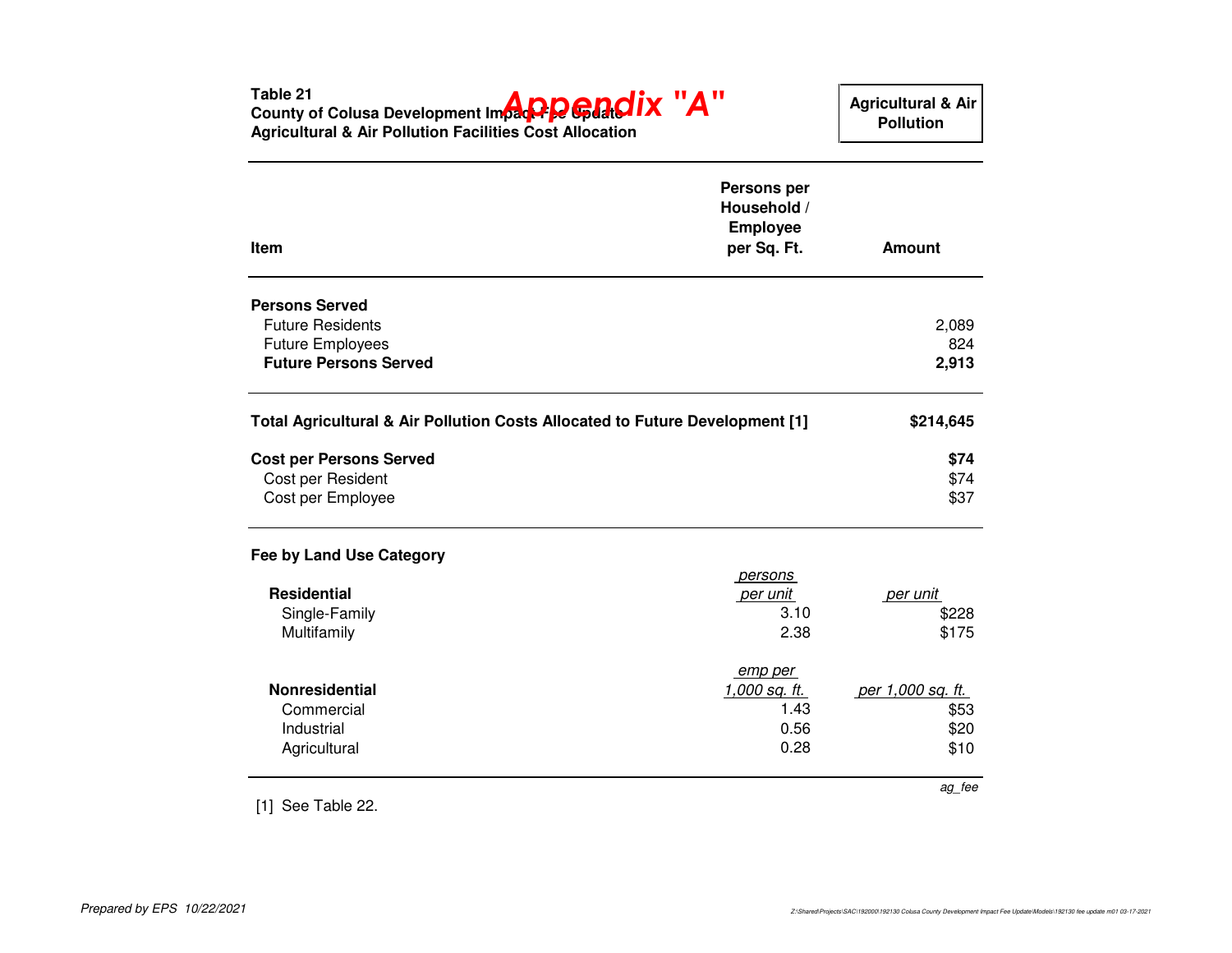**Appendix "A"**

**Table 21**
**County of Colusa Development Impact Fee Update**
**Agricultural & Air Pollution Facilities Cost Allocation**

**Agricultural & Air Pollution**

| Item | Persons per Household / Employee per Sq. Ft. | Amount |
|---|---|---|
| **Persons Served** | | |
| Future Residents | | 2,089 |
| Future Employees | | 824 |
| **Future Persons Served** | | **2,913** |
| **Total Agricultural & Air Pollution Costs Allocated to Future Development [1]** | | **$214,645** |
| **Cost per Persons Served** | | **$74** |
| Cost per Resident | | $74 |
| Cost per Employee | | $37 |
| **Fee by Land Use Category** | | |
| **Residential** | *persons per unit* | *per unit* |
| Single-Family | 3.10 | $228 |
| Multifamily | 2.38 | $175 |
| **Nonresidential** | *emp per 1,000 sq. ft.* | *per 1,000 sq. ft.* |
| Commercial | 1.43 | $53 |
| Industrial | 0.56 | $20 |
| Agricultural | 0.28 | $10 |

*ag_fee*

[1] See Table 22.

*Prepared by EPS 10/22/2021*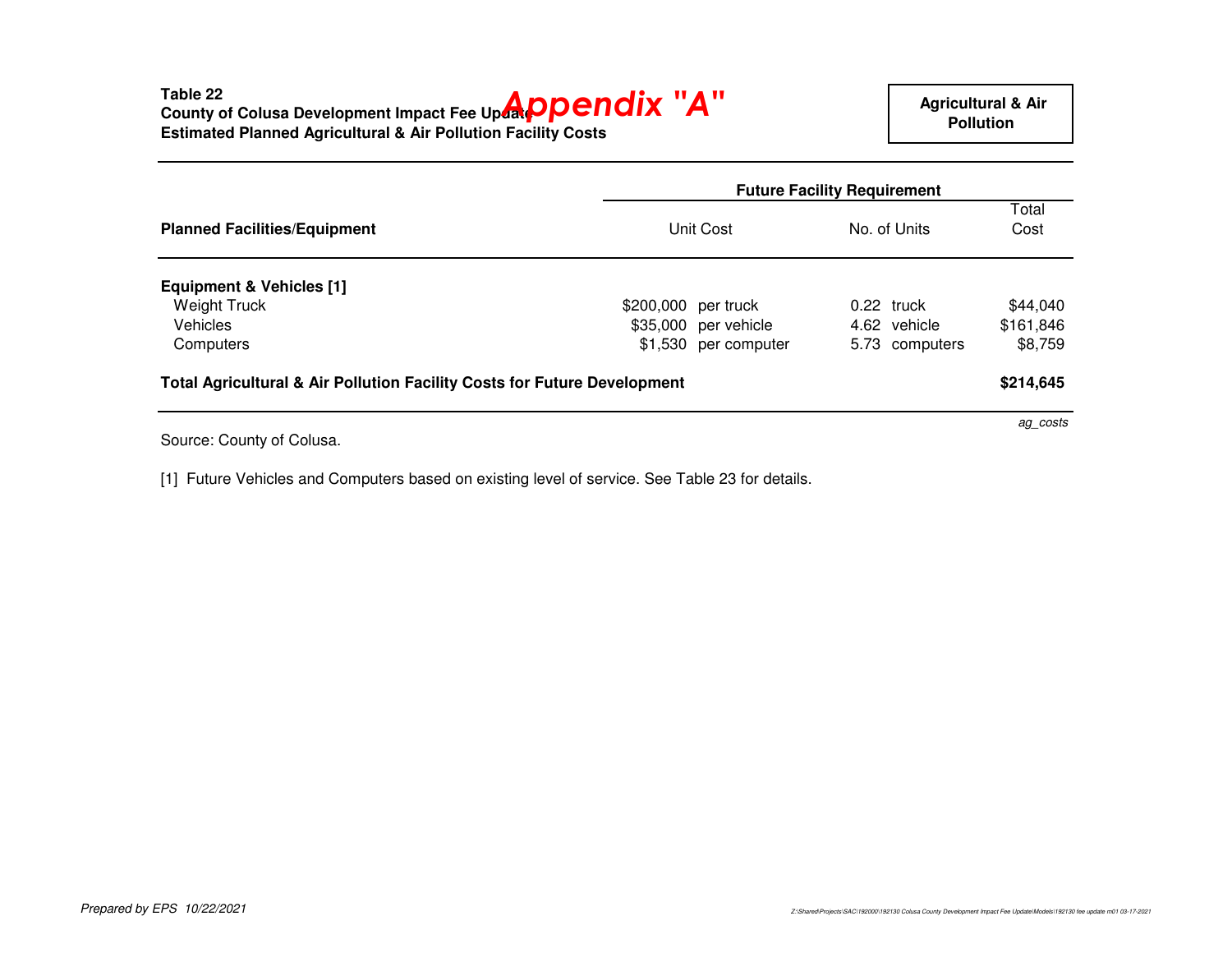**Table 22**
**County of Colusa Development Impact Fee Update**
**Estimated Planned Agricultural & Air Pollution Facility Costs**

***Appendix "A"***

**Agricultural & Air Pollution**

| Planned Facilities/Equipment | Future Facility Requirement | | | | |
|---|---|---|---|---|---|
| | Unit Cost | | No. of Units | | Total Cost |
| **Equipment & Vehicles [1]** | | | | | |
| Weight Truck | $200,000 | per truck | 0.22 | truck | $44,040 |
| Vehicles | $35,000 | per vehicle | 4.62 | vehicle | $161,846 |
| Computers | $1,530 | per computer | 5.73 | computers | $8,759 |
| **Total Agricultural & Air Pollution Facility Costs for Future Development** | | | | | **$214,645** |

*ag_costs*

Source: County of Colusa.

[1] Future Vehicles and Computers based on existing level of service. See Table 23 for details.

*Prepared by EPS 10/22/2021*

*Z:\Shared\Projects\SAC\192000\192130 Colusa County Development Impact Fee Update\Models\192130 fee update m01 03-17-2021*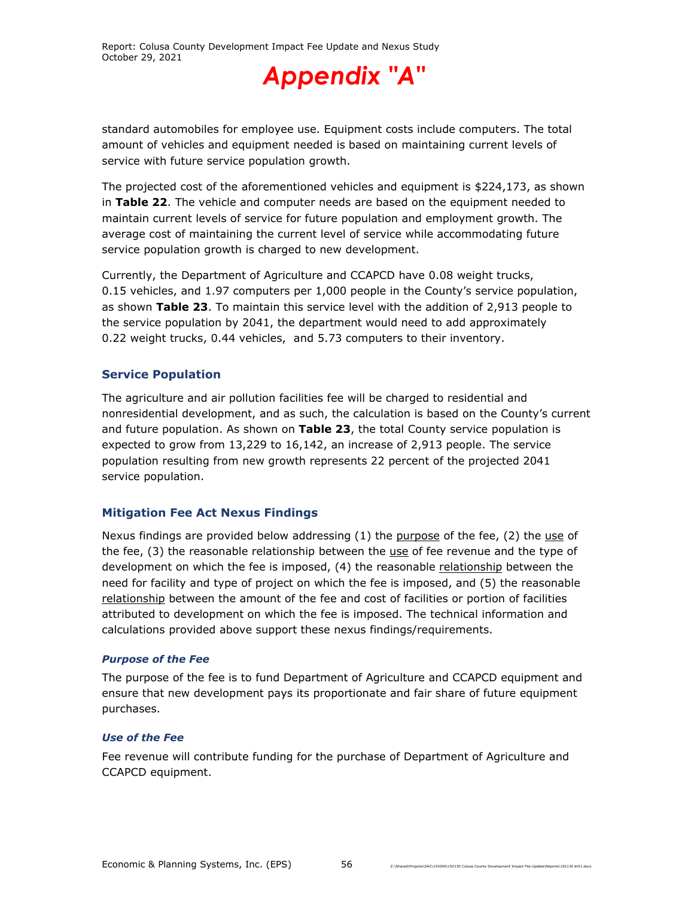standard automobiles for employee use. Equipment costs include computers. The total amount of vehicles and equipment needed is based on maintaining current levels of service with future service population growth.

The projected cost of the aforementioned vehicles and equipment is $224,173, as shown in **Table 22**. The vehicle and computer needs are based on the equipment needed to maintain current levels of service for future population and employment growth. The average cost of maintaining the current level of service while accommodating future service population growth is charged to new development.

Currently, the Department of Agriculture and CCAPCD have 0.08 weight trucks, 0.15 vehicles, and 1.97 computers per 1,000 people in the County's service population, as shown **Table 23**. To maintain this service level with the addition of 2,913 people to the service population by 2041, the department would need to add approximately 0.22 weight trucks, 0.44 vehicles, and 5.73 computers to their inventory.

### Service Population

The agriculture and air pollution facilities fee will be charged to residential and nonresidential development, and as such, the calculation is based on the County's current and future population. As shown on **Table 23**, the total County service population is expected to grow from 13,229 to 16,142, an increase of 2,913 people. The service population resulting from new growth represents 22 percent of the projected 2041 service population.

### Mitigation Fee Act Nexus Findings

Nexus findings are provided below addressing (1) the purpose of the fee, (2) the use of the fee, (3) the reasonable relationship between the use of fee revenue and the type of development on which the fee is imposed, (4) the reasonable relationship between the need for facility and type of project on which the fee is imposed, and (5) the reasonable relationship between the amount of the fee and cost of facilities or portion of facilities attributed to development on which the fee is imposed. The technical information and calculations provided above support these nexus findings/requirements.

#### *Purpose of the Fee*

The purpose of the fee is to fund Department of Agriculture and CCAPCD equipment and ensure that new development pays its proportionate and fair share of future equipment purchases.

#### *Use of the Fee*

Fee revenue will contribute funding for the purchase of Department of Agriculture and CCAPCD equipment.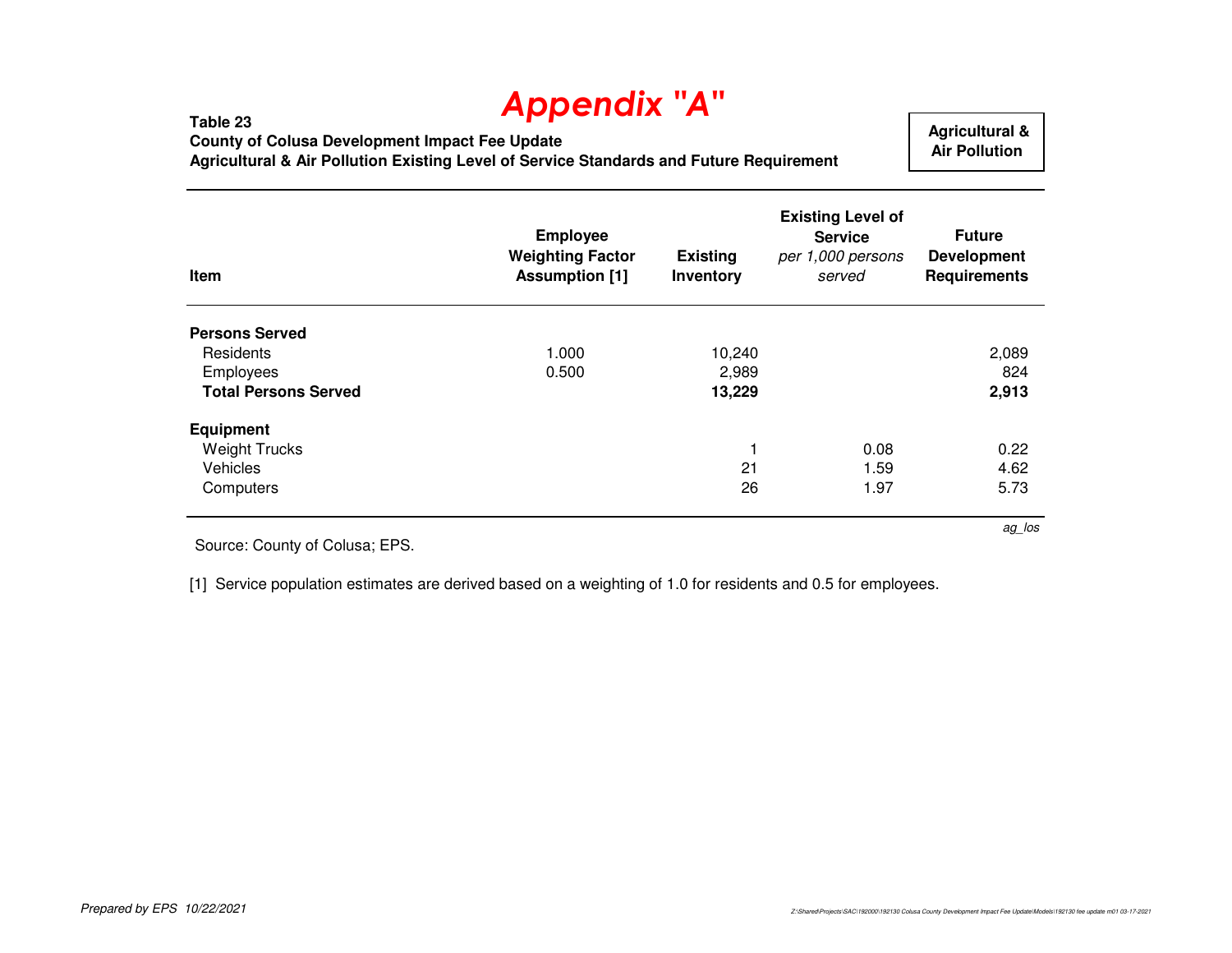# Appendix "A"

**Table 23**
**County of Colusa Development Impact Fee Update**
**Agricultural & Air Pollution Existing Level of Service Standards and Future Requirement**

**Agricultural & Air Pollution**

| Item | Employee Weighting Factor Assumption [1] | Existing Inventory | Existing Level of Service *per 1,000 persons served* | Future Development Requirements |
|---|---|---|---|---|
| **Persons Served** | | | | |
| Residents | 1.000 | 10,240 | | 2,089 |
| Employees | 0.500 | 2,989 | | 824 |
| **Total Persons Served** | | **13,229** | | **2,913** |
| **Equipment** | | | | |
| Weight Trucks | | 1 | 0.08 | 0.22 |
| Vehicles | | 21 | 1.59 | 4.62 |
| Computers | | 26 | 1.97 | 5.73 |

*ag_los*

Source: County of Colusa; EPS.

[1] Service population estimates are derived based on a weighting of 1.0 for residents and 0.5 for employees.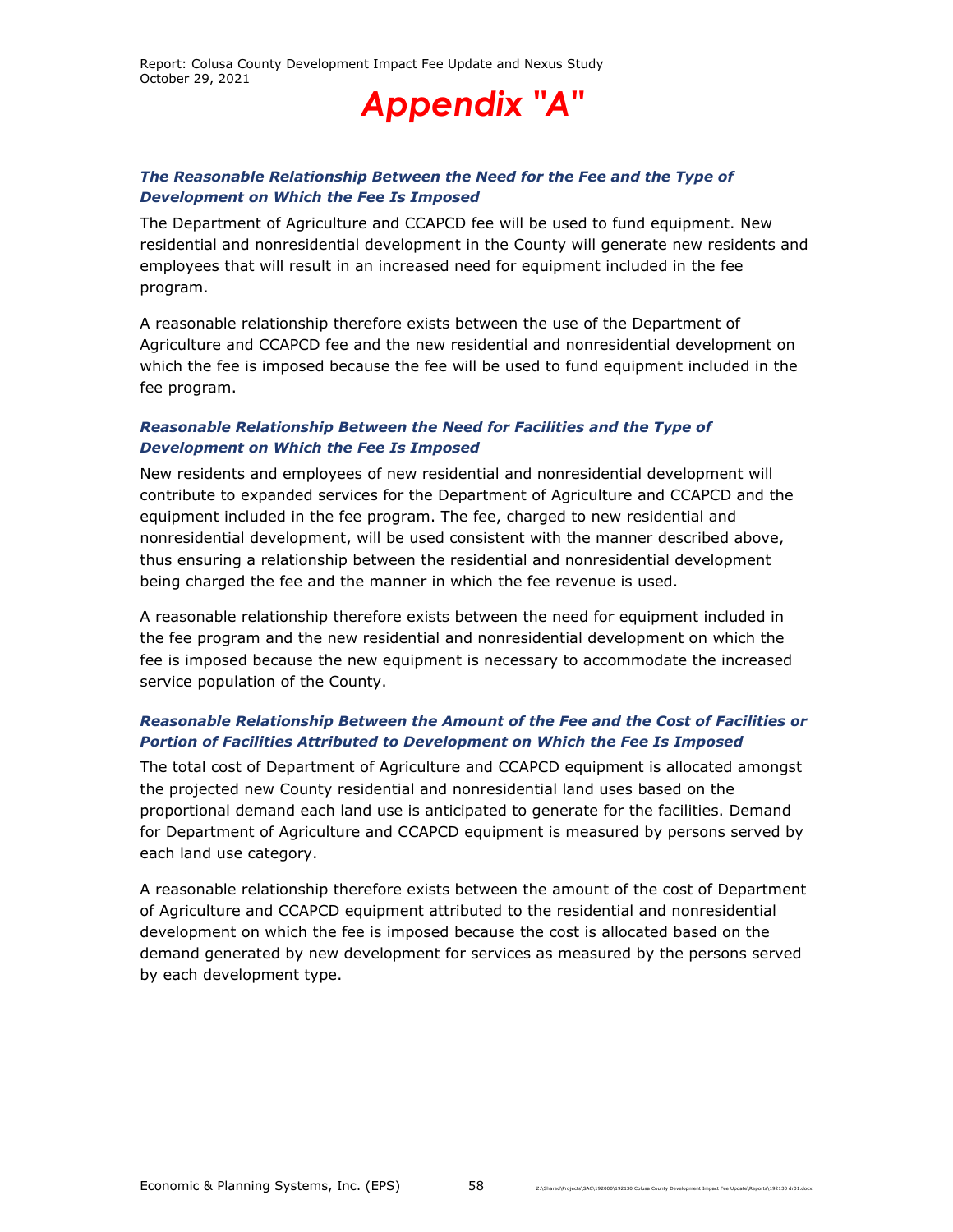# Appendix "A"

### *The Reasonable Relationship Between the Need for the Fee and the Type of Development on Which the Fee Is Imposed*

The Department of Agriculture and CCAPCD fee will be used to fund equipment. New residential and nonresidential development in the County will generate new residents and employees that will result in an increased need for equipment included in the fee program.

A reasonable relationship therefore exists between the use of the Department of Agriculture and CCAPCD fee and the new residential and nonresidential development on which the fee is imposed because the fee will be used to fund equipment included in the fee program.

### *Reasonable Relationship Between the Need for Facilities and the Type of Development on Which the Fee Is Imposed*

New residents and employees of new residential and nonresidential development will contribute to expanded services for the Department of Agriculture and CCAPCD and the equipment included in the fee program. The fee, charged to new residential and nonresidential development, will be used consistent with the manner described above, thus ensuring a relationship between the residential and nonresidential development being charged the fee and the manner in which the fee revenue is used.

A reasonable relationship therefore exists between the need for equipment included in the fee program and the new residential and nonresidential development on which the fee is imposed because the new equipment is necessary to accommodate the increased service population of the County.

### *Reasonable Relationship Between the Amount of the Fee and the Cost of Facilities or Portion of Facilities Attributed to Development on Which the Fee Is Imposed*

The total cost of Department of Agriculture and CCAPCD equipment is allocated amongst the projected new County residential and nonresidential land uses based on the proportional demand each land use is anticipated to generate for the facilities. Demand for Department of Agriculture and CCAPCD equipment is measured by persons served by each land use category.

A reasonable relationship therefore exists between the amount of the cost of Department of Agriculture and CCAPCD equipment attributed to the residential and nonresidential development on which the fee is imposed because the cost is allocated based on the demand generated by new development for services as measured by the persons served by each development type.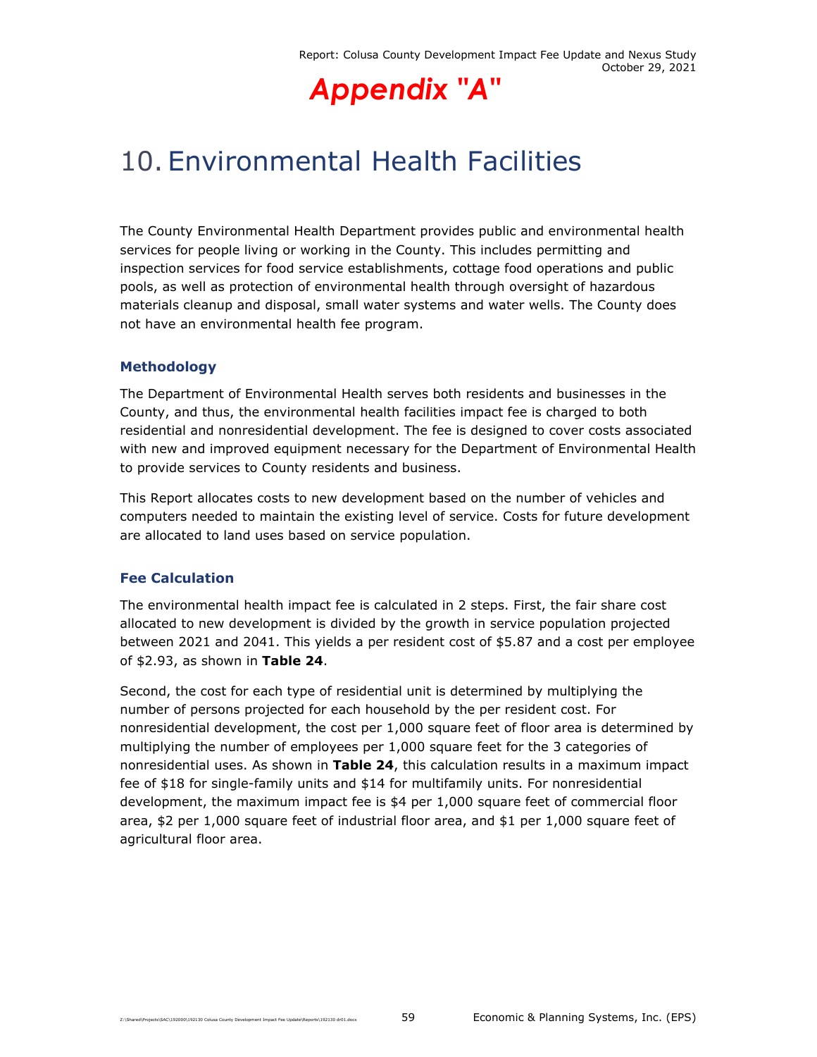# Appendix "A"

# 10. Environmental Health Facilities

The County Environmental Health Department provides public and environmental health services for people living or working in the County. This includes permitting and inspection services for food service establishments, cottage food operations and public pools, as well as protection of environmental health through oversight of hazardous materials cleanup and disposal, small water systems and water wells. The County does not have an environmental health fee program.

### Methodology

The Department of Environmental Health serves both residents and businesses in the County, and thus, the environmental health facilities impact fee is charged to both residential and nonresidential development. The fee is designed to cover costs associated with new and improved equipment necessary for the Department of Environmental Health to provide services to County residents and business.

This Report allocates costs to new development based on the number of vehicles and computers needed to maintain the existing level of service. Costs for future development are allocated to land uses based on service population.

### Fee Calculation

The environmental health impact fee is calculated in 2 steps. First, the fair share cost allocated to new development is divided by the growth in service population projected between 2021 and 2041. This yields a per resident cost of $5.87 and a cost per employee of $2.93, as shown in **Table 24**.

Second, the cost for each type of residential unit is determined by multiplying the number of persons projected for each household by the per resident cost. For nonresidential development, the cost per 1,000 square feet of floor area is determined by multiplying the number of employees per 1,000 square feet for the 3 categories of nonresidential uses. As shown in **Table 24**, this calculation results in a maximum impact fee of $18 for single-family units and $14 for multifamily units. For nonresidential development, the maximum impact fee is $4 per 1,000 square feet of commercial floor area, $2 per 1,000 square feet of industrial floor area, and $1 per 1,000 square feet of agricultural floor area.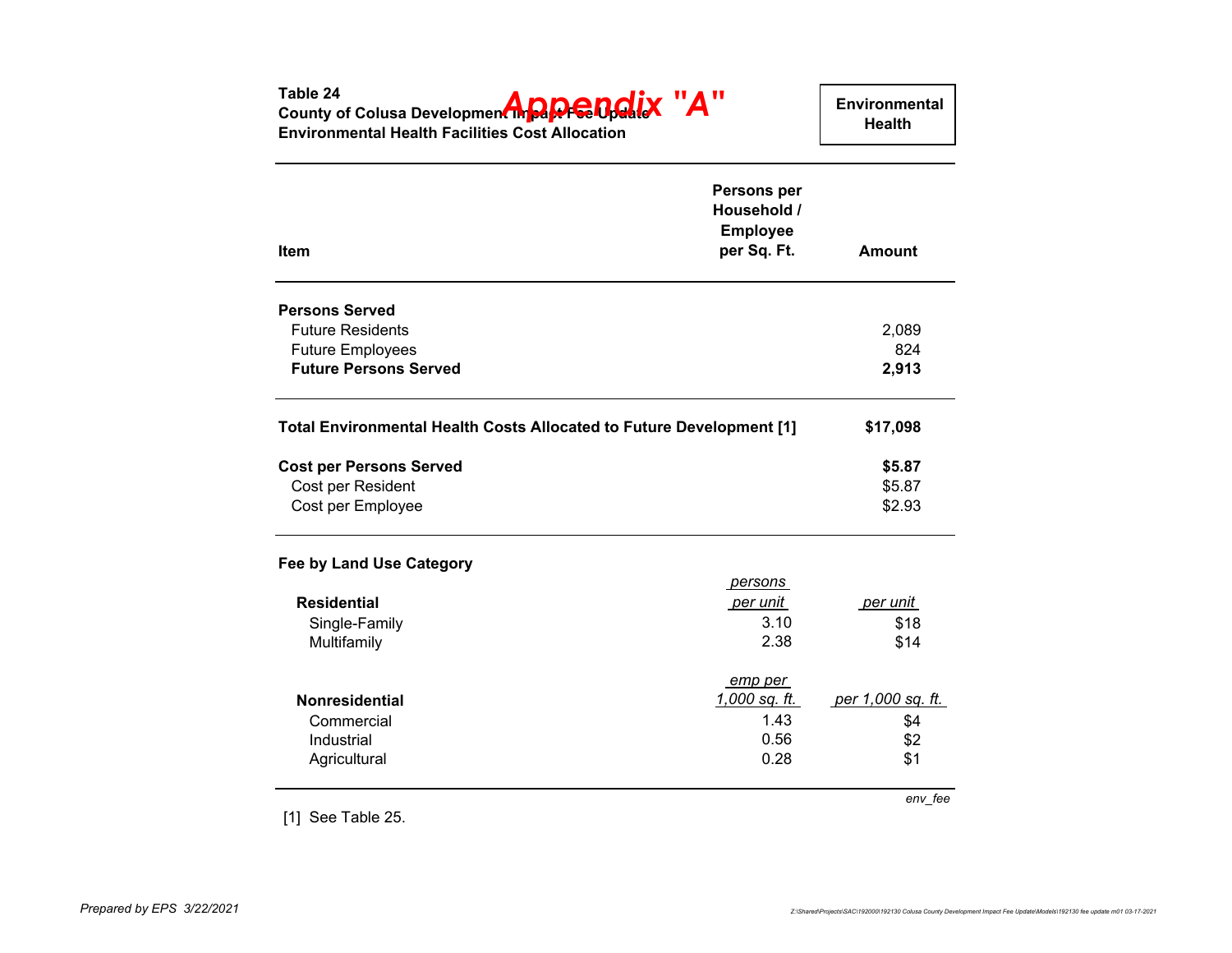**Appendix "A"**

**Table 24**
**County of Colusa Development Impact Fee Update**
**Environmental Health Facilities Cost Allocation**

**Environmental Health**

| Item | Persons per Household / Employee per Sq. Ft. | Amount |
|---|---|---|
| **Persons Served** | | |
| Future Residents | | 2,089 |
| Future Employees | | 824 |
| **Future Persons Served** | | **2,913** |
| **Total Environmental Health Costs Allocated to Future Development [1]** | | **$17,098** |
| **Cost per Persons Served** | | **$5.87** |
| Cost per Resident | | $5.87 |
| Cost per Employee | | $2.93 |
| **Fee by Land Use Category** | | |
| **Residential** | *persons per unit* | *per unit* |
| Single-Family | 3.10 | $18 |
| Multifamily | 2.38 | $14 |
| **Nonresidential** | *emp per 1,000 sq. ft.* | *per 1,000 sq. ft.* |
| Commercial | 1.43 | $4 |
| Industrial | 0.56 | $2 |
| Agricultural | 0.28 | $1 |

*env_fee*

[1] See Table 25.

*Prepared by EPS 3/22/2021*

Z:\Shared\Projects\SAC\192000\192130 Colusa County Development Impact Fee Update\Models\192130 fee update m01 03-17-2021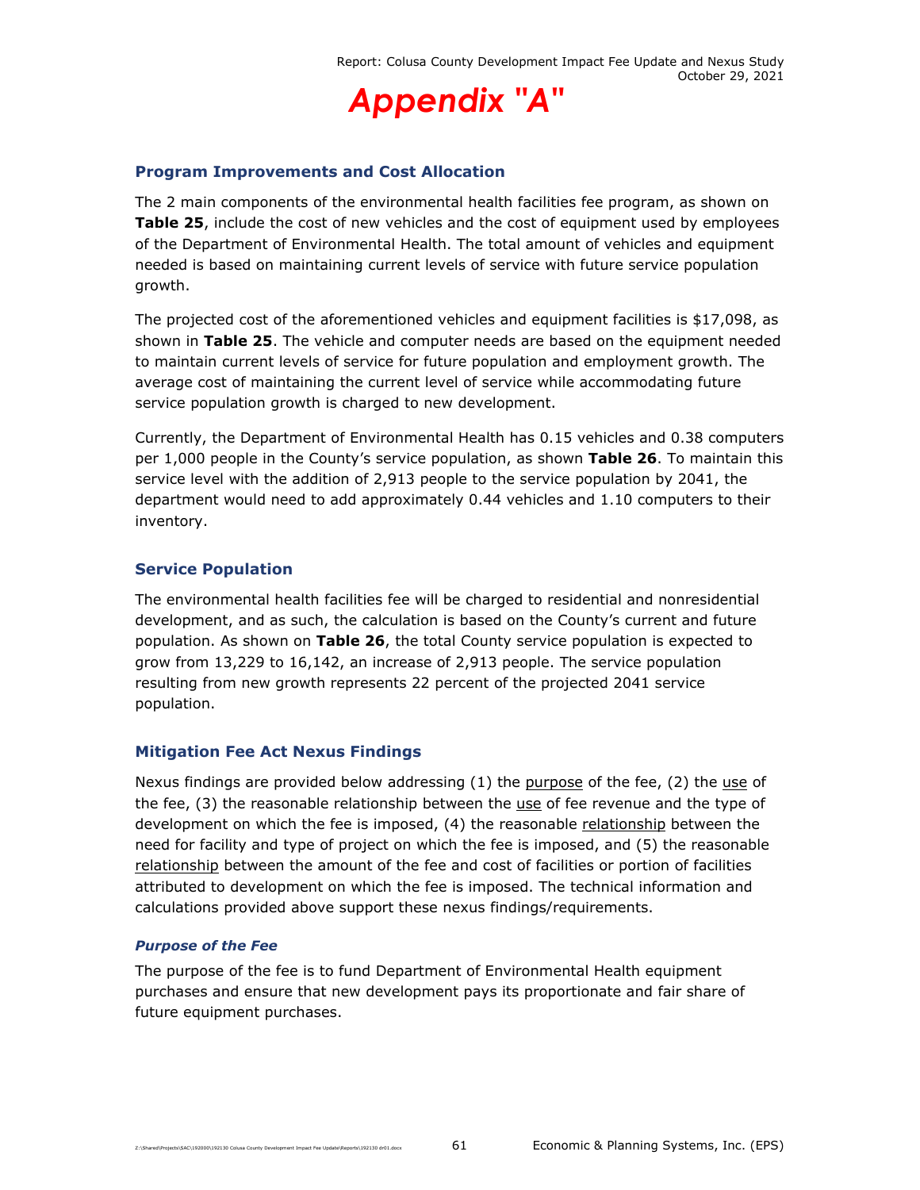# Appendix "A"

### Program Improvements and Cost Allocation

The 2 main components of the environmental health facilities fee program, as shown on **Table 25**, include the cost of new vehicles and the cost of equipment used by employees of the Department of Environmental Health. The total amount of vehicles and equipment needed is based on maintaining current levels of service with future service population growth.

The projected cost of the aforementioned vehicles and equipment facilities is $17,098, as shown in **Table 25**. The vehicle and computer needs are based on the equipment needed to maintain current levels of service for future population and employment growth. The average cost of maintaining the current level of service while accommodating future service population growth is charged to new development.

Currently, the Department of Environmental Health has 0.15 vehicles and 0.38 computers per 1,000 people in the County's service population, as shown **Table 26**. To maintain this service level with the addition of 2,913 people to the service population by 2041, the department would need to add approximately 0.44 vehicles and 1.10 computers to their inventory.

### Service Population

The environmental health facilities fee will be charged to residential and nonresidential development, and as such, the calculation is based on the County's current and future population. As shown on **Table 26**, the total County service population is expected to grow from 13,229 to 16,142, an increase of 2,913 people. The service population resulting from new growth represents 22 percent of the projected 2041 service population.

### Mitigation Fee Act Nexus Findings

Nexus findings are provided below addressing (1) the purpose of the fee, (2) the use of the fee, (3) the reasonable relationship between the use of fee revenue and the type of development on which the fee is imposed, (4) the reasonable relationship between the need for facility and type of project on which the fee is imposed, and (5) the reasonable relationship between the amount of the fee and cost of facilities or portion of facilities attributed to development on which the fee is imposed. The technical information and calculations provided above support these nexus findings/requirements.

#### *Purpose of the Fee*

The purpose of the fee is to fund Department of Environmental Health equipment purchases and ensure that new development pays its proportionate and fair share of future equipment purchases.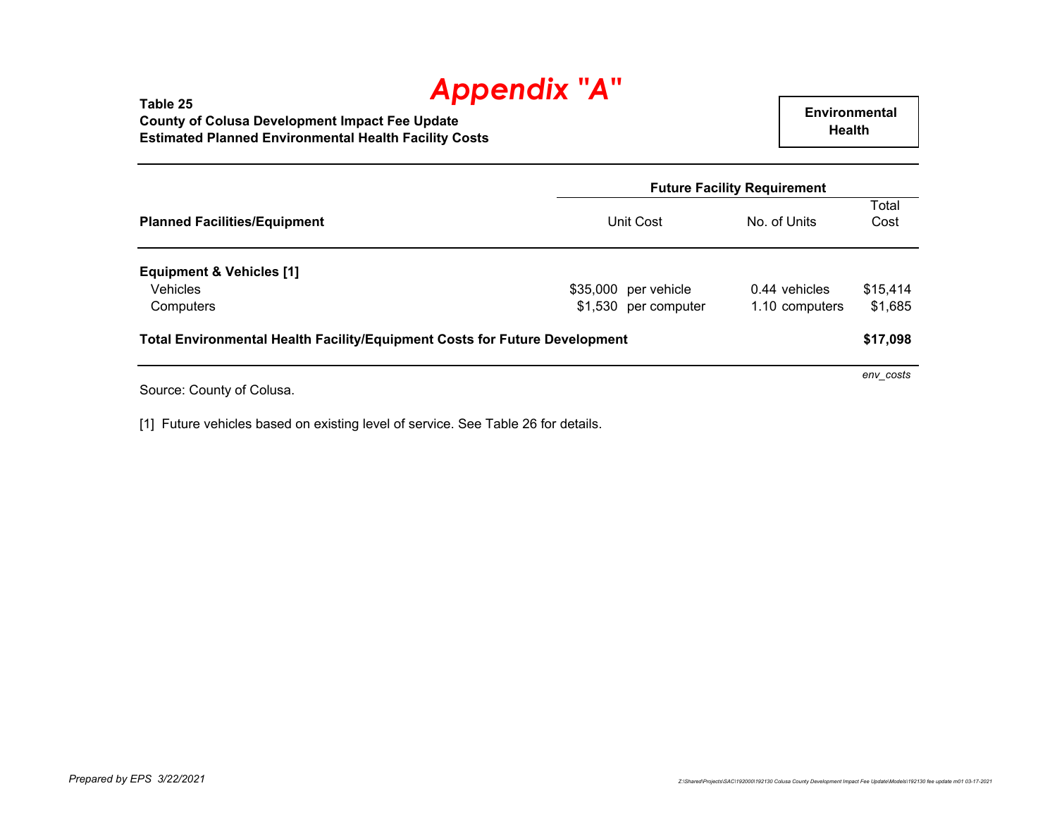# Appendix "A"

**Table 25**
**County of Colusa Development Impact Fee Update**
**Estimated Planned Environmental Health Facility Costs**

**Environmental Health**

| Planned Facilities/Equipment | Future Facility Requirement | | |
|---|---|---|---|
| | Unit Cost | No. of Units | Total Cost |
| **Equipment & Vehicles [1]** | | | |
| Vehicles | $35,000 per vehicle | 0.44 vehicles | $15,414 |
| Computers | $1,530 per computer | 1.10 computers | $1,685 |
| **Total Environmental Health Facility/Equipment Costs for Future Development** | | | **$17,098** |

*env_costs*

Source: County of Colusa.

[1] Future vehicles based on existing level of service. See Table 26 for details.

*Prepared by EPS 3/22/2021*

*Z:\Shared\Projects\SAC\192000\192130 Colusa County Development Impact Fee Update\Models\192130 fee update m01 03-17-2021*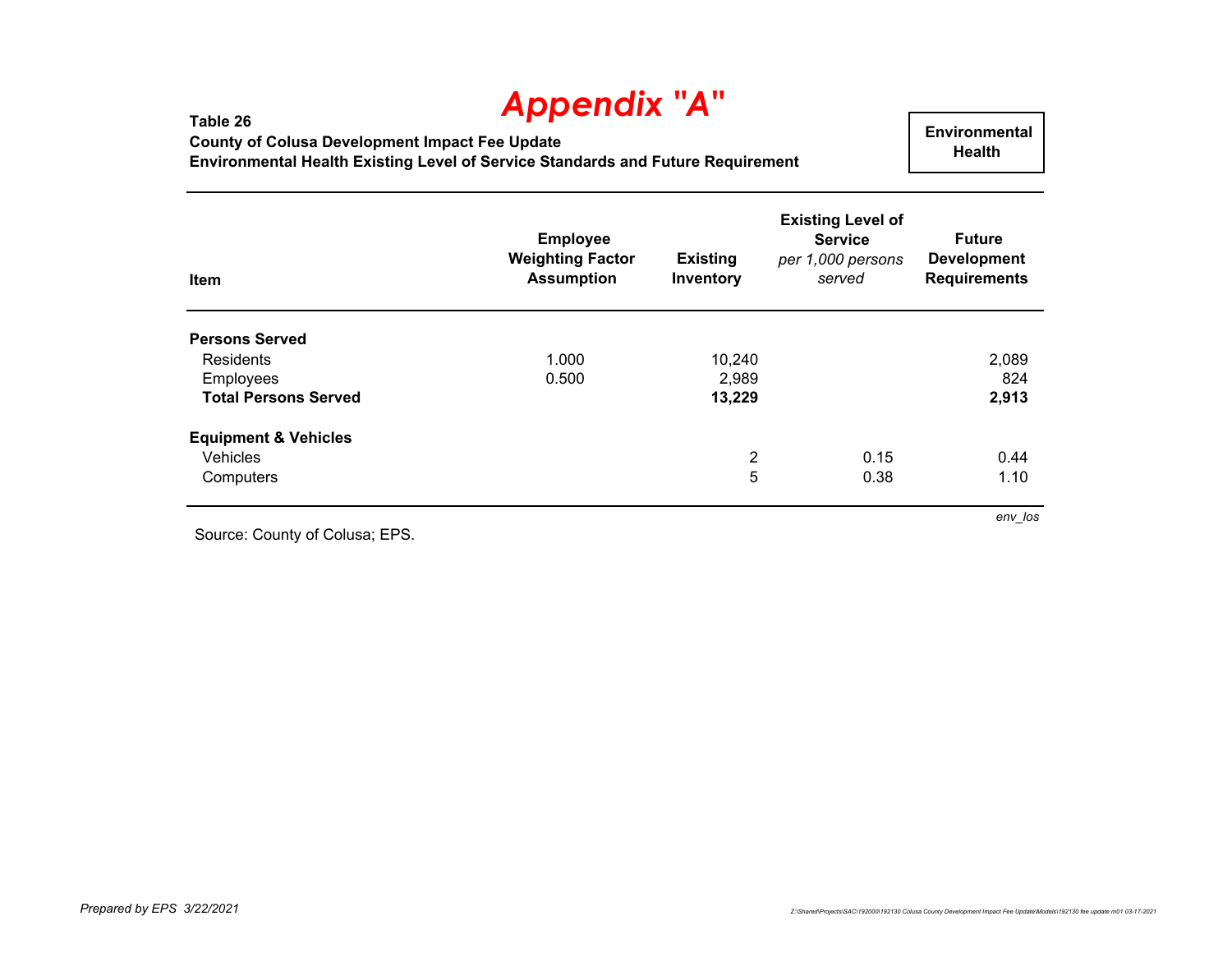# Appendix "A"

**Table 26**
**County of Colusa Development Impact Fee Update**
**Environmental Health Existing Level of Service Standards and Future Requirement**

**Environmental Health**

| Item | Employee Weighting Factor Assumption | Existing Inventory | Existing Level of Service *per 1,000 persons served* | Future Development Requirements |
|---|---|---|---|---|
| **Persons Served** | | | | |
| Residents | 1.000 | 10,240 | | 2,089 |
| Employees | 0.500 | 2,989 | | 824 |
| **Total Persons Served** | | **13,229** | | **2,913** |
| **Equipment & Vehicles** | | | | |
| Vehicles | | 2 | 0.15 | 0.44 |
| Computers | | 5 | 0.38 | 1.10 |

*env_los*

Source: County of Colusa; EPS.

*Prepared by EPS 3/22/2021*

Z:\Shared\Projects\SAC\192000\192130 Colusa County Development Impact Fee Update\Models\192130 fee update m01 03-17-2021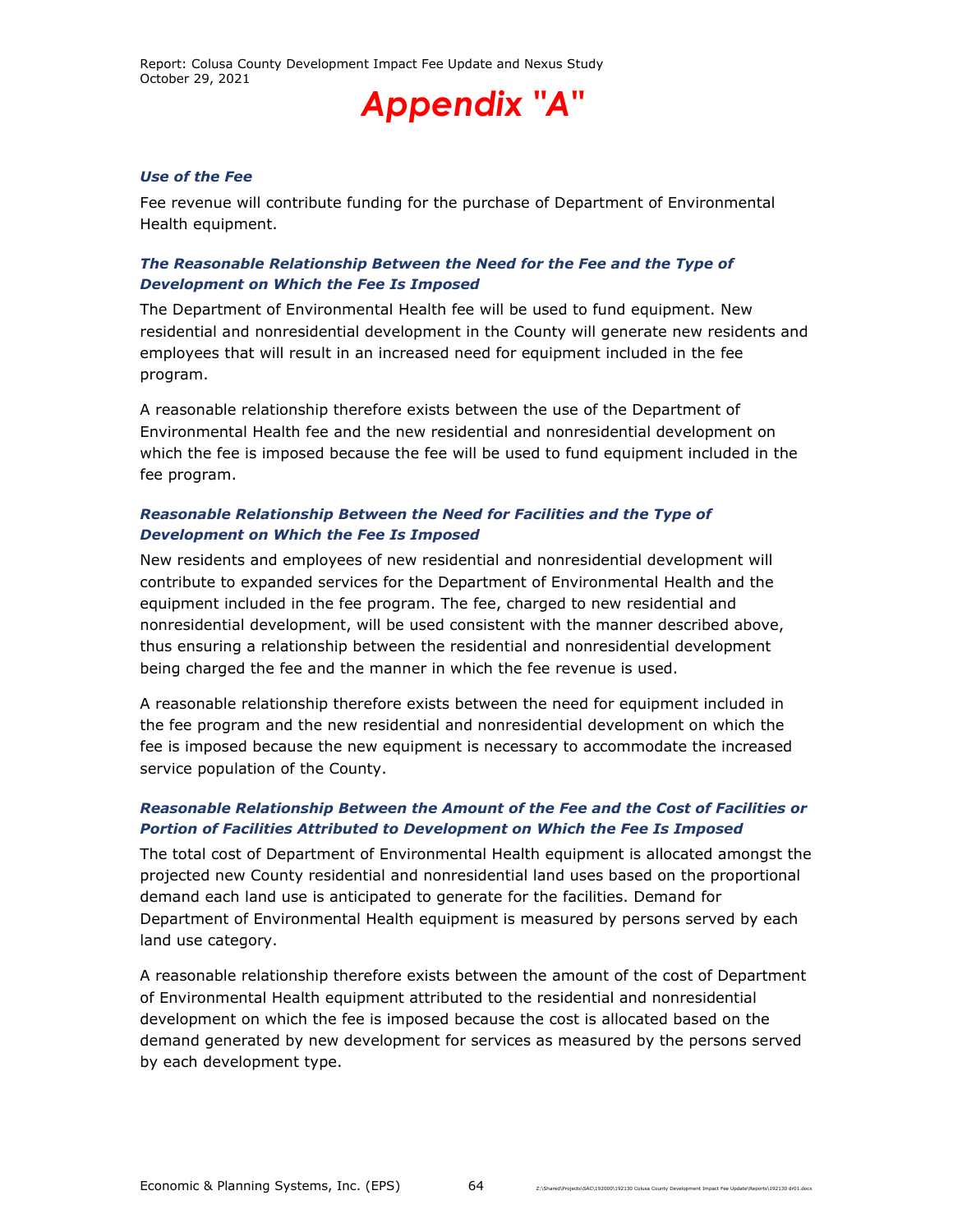# Appendix "A"

***Use of the Fee***

Fee revenue will contribute funding for the purchase of Department of Environmental Health equipment.

***The Reasonable Relationship Between the Need for the Fee and the Type of Development on Which the Fee Is Imposed***

The Department of Environmental Health fee will be used to fund equipment. New residential and nonresidential development in the County will generate new residents and employees that will result in an increased need for equipment included in the fee program.

A reasonable relationship therefore exists between the use of the Department of Environmental Health fee and the new residential and nonresidential development on which the fee is imposed because the fee will be used to fund equipment included in the fee program.

***Reasonable Relationship Between the Need for Facilities and the Type of Development on Which the Fee Is Imposed***

New residents and employees of new residential and nonresidential development will contribute to expanded services for the Department of Environmental Health and the equipment included in the fee program. The fee, charged to new residential and nonresidential development, will be used consistent with the manner described above, thus ensuring a relationship between the residential and nonresidential development being charged the fee and the manner in which the fee revenue is used.

A reasonable relationship therefore exists between the need for equipment included in the fee program and the new residential and nonresidential development on which the fee is imposed because the new equipment is necessary to accommodate the increased service population of the County.

***Reasonable Relationship Between the Amount of the Fee and the Cost of Facilities or Portion of Facilities Attributed to Development on Which the Fee Is Imposed***

The total cost of Department of Environmental Health equipment is allocated amongst the projected new County residential and nonresidential land uses based on the proportional demand each land use is anticipated to generate for the facilities. Demand for Department of Environmental Health equipment is measured by persons served by each land use category.

A reasonable relationship therefore exists between the amount of the cost of Department of Environmental Health equipment attributed to the residential and nonresidential development on which the fee is imposed because the cost is allocated based on the demand generated by new development for services as measured by the persons served by each development type.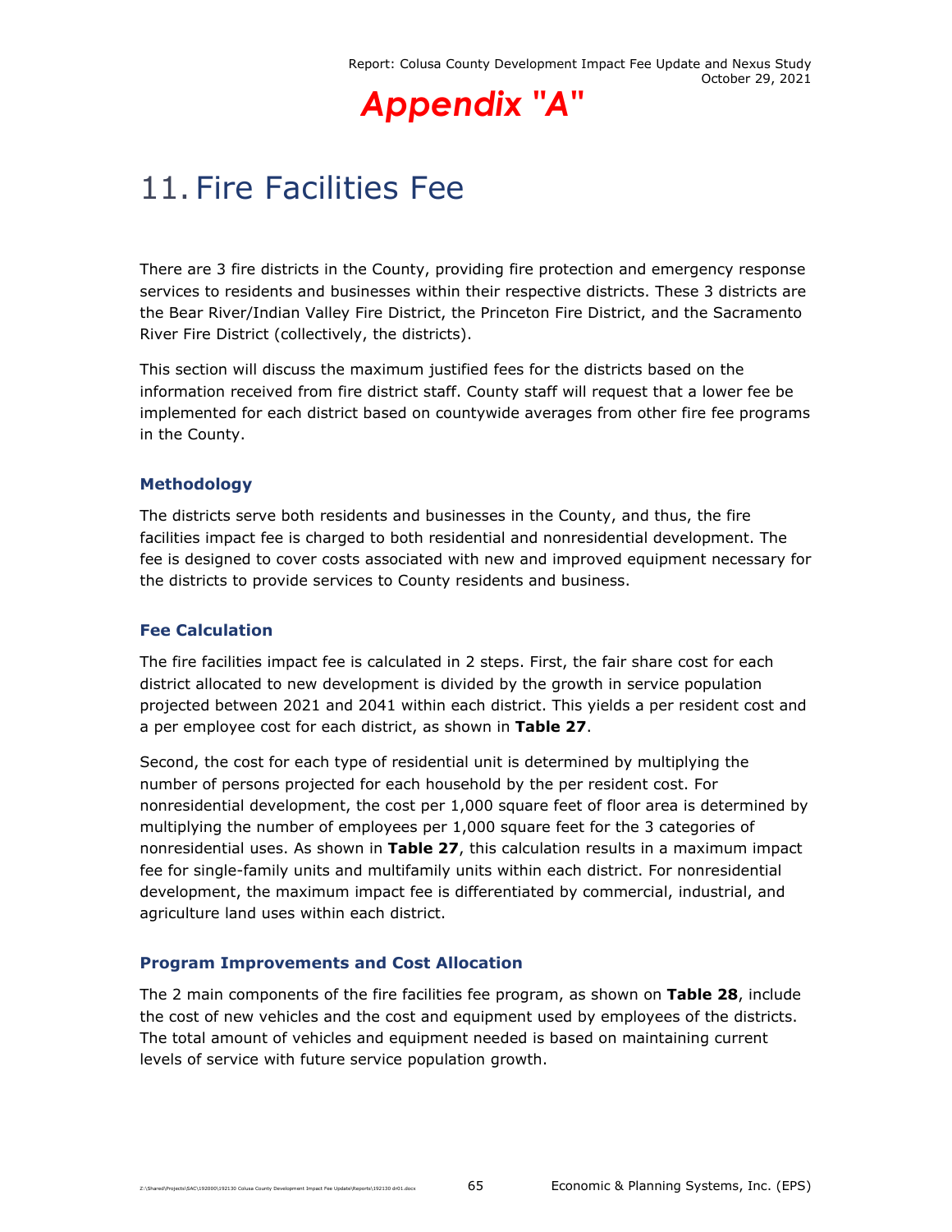# Appendix "A"

# 11. Fire Facilities Fee

There are 3 fire districts in the County, providing fire protection and emergency response services to residents and businesses within their respective districts. These 3 districts are the Bear River/Indian Valley Fire District, the Princeton Fire District, and the Sacramento River Fire District (collectively, the districts).

This section will discuss the maximum justified fees for the districts based on the information received from fire district staff. County staff will request that a lower fee be implemented for each district based on countywide averages from other fire fee programs in the County.

### Methodology

The districts serve both residents and businesses in the County, and thus, the fire facilities impact fee is charged to both residential and nonresidential development. The fee is designed to cover costs associated with new and improved equipment necessary for the districts to provide services to County residents and business.

### Fee Calculation

The fire facilities impact fee is calculated in 2 steps. First, the fair share cost for each district allocated to new development is divided by the growth in service population projected between 2021 and 2041 within each district. This yields a per resident cost and a per employee cost for each district, as shown in **Table 27**.

Second, the cost for each type of residential unit is determined by multiplying the number of persons projected for each household by the per resident cost. For nonresidential development, the cost per 1,000 square feet of floor area is determined by multiplying the number of employees per 1,000 square feet for the 3 categories of nonresidential uses. As shown in **Table 27**, this calculation results in a maximum impact fee for single-family units and multifamily units within each district. For nonresidential development, the maximum impact fee is differentiated by commercial, industrial, and agriculture land uses within each district.

### Program Improvements and Cost Allocation

The 2 main components of the fire facilities fee program, as shown on **Table 28**, include the cost of new vehicles and the cost and equipment used by employees of the districts. The total amount of vehicles and equipment needed is based on maintaining current levels of service with future service population growth.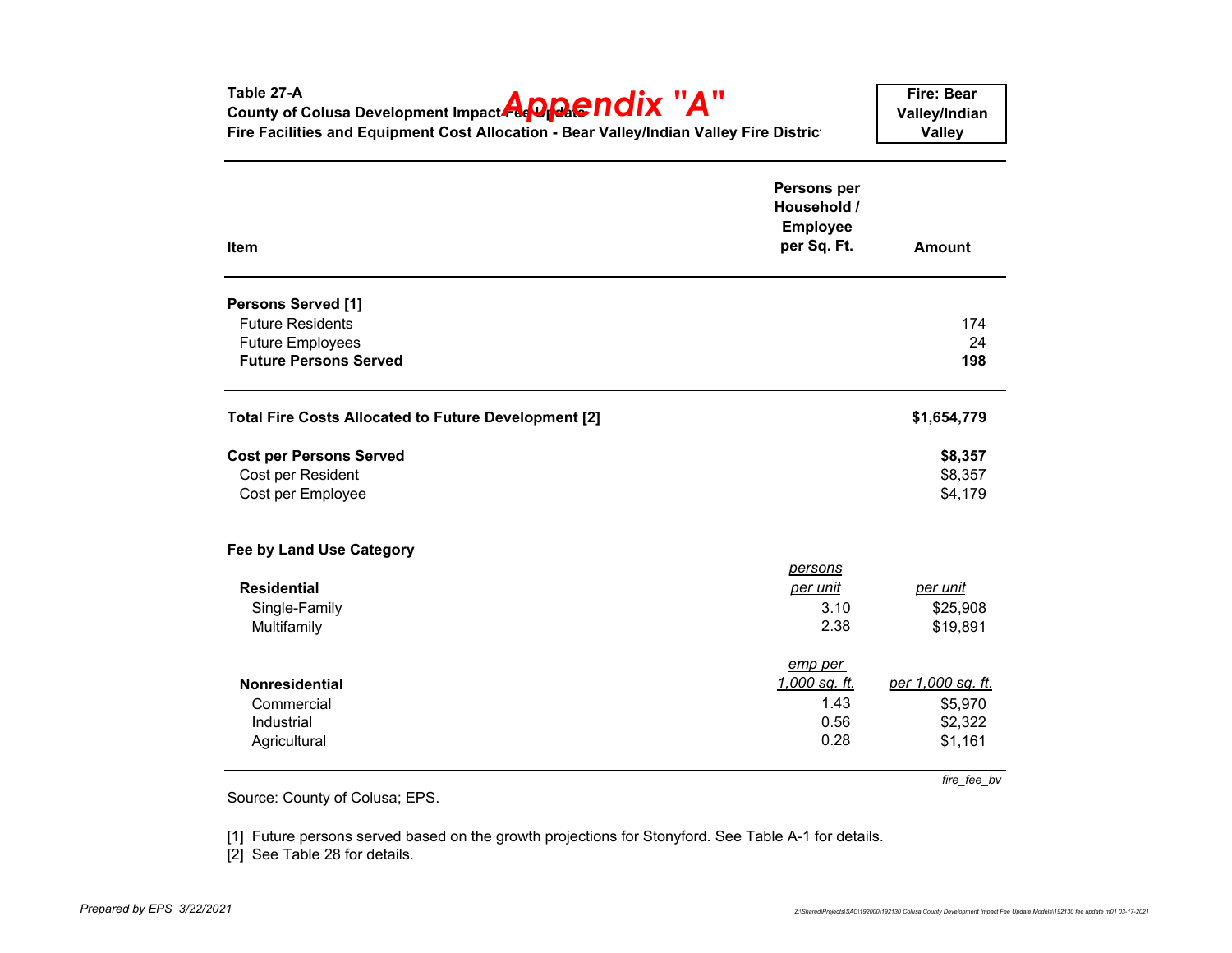# Appendix "A"

**Table 27-A**
**County of Colusa Development Impact Fee Update**
**Fire Facilities and Equipment Cost Allocation - Bear Valley/Indian Valley Fire District**

**Fire: Bear Valley/Indian Valley**

| Item | Persons per Household / Employee per Sq. Ft. | Amount |
|---|---|---|
| **Persons Served [1]** | | |
| Future Residents | | 174 |
| Future Employees | | 24 |
| **Future Persons Served** | | **198** |
| **Total Fire Costs Allocated to Future Development [2]** | | **$1,654,779** |
| **Cost per Persons Served** | | **$8,357** |
| Cost per Resident | | $8,357 |
| Cost per Employee | | $4,179 |
| **Fee by Land Use Category** | | |
| **Residential** | *persons per unit* | *per unit* |
| Single-Family | 3.10 | $25,908 |
| Multifamily | 2.38 | $19,891 |
| **Nonresidential** | *emp per 1,000 sq. ft.* | *per 1,000 sq. ft.* |
| Commercial | 1.43 | $5,970 |
| Industrial | 0.56 | $2,322 |
| Agricultural | 0.28 | $1,161 |

*fire_fee_bv*

Source: County of Colusa; EPS.

[1] Future persons served based on the growth projections for Stonyford. See Table A-1 for details.
[2] See Table 28 for details.

*Prepared by EPS 3/22/2021*

Z:\Shared\Projects\SAC\192000\192130 Colusa County Development Impact Fee Update\Models\192130 fee update m01 03-17-2021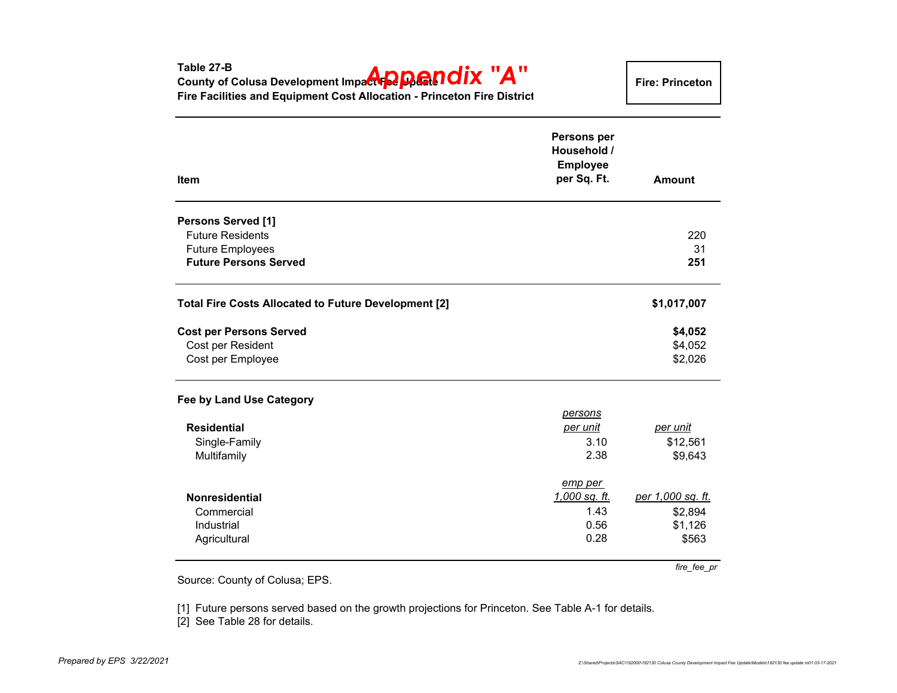Table 27-B
County of Colusa Development Impact Fee Update
Fire Facilities and Equipment Cost Allocation - Princeton Fire District

**Appendix "A"**

**Fire: Princeton**

| Item | Persons per Household / Employee per Sq. Ft. | Amount |
|---|---|---|
| **Persons Served [1]** | | |
| Future Residents | | 220 |
| Future Employees | | 31 |
| **Future Persons Served** | | **251** |
| | | |
| **Total Fire Costs Allocated to Future Development [2]** | | **$1,017,007** |
| | | |
| **Cost per Persons Served** | | **$4,052** |
| Cost per Resident | | $4,052 |
| Cost per Employee | | $2,026 |
| | | |
| **Fee by Land Use Category** | | |
| **Residential** | *persons per unit* | *per unit* |
| Single-Family | 3.10 | $12,561 |
| Multifamily | 2.38 | $9,643 |
| | | |
| **Nonresidential** | *emp per 1,000 sq. ft.* | *per 1,000 sq. ft.* |
| Commercial | 1.43 | $2,894 |
| Industrial | 0.56 | $1,126 |
| Agricultural | 0.28 | $563 |

*fire_fee_pr*

Source: County of Colusa; EPS.

[1] Future persons served based on the growth projections for Princeton. See Table A-1 for details.
[2] See Table 28 for details.

*Prepared by EPS 3/22/2021*

Z:\Shared\Projects\SAC\192000\192130 Colusa County Development Impact Fee Update\Models\192130 fee update m01 03-17-2021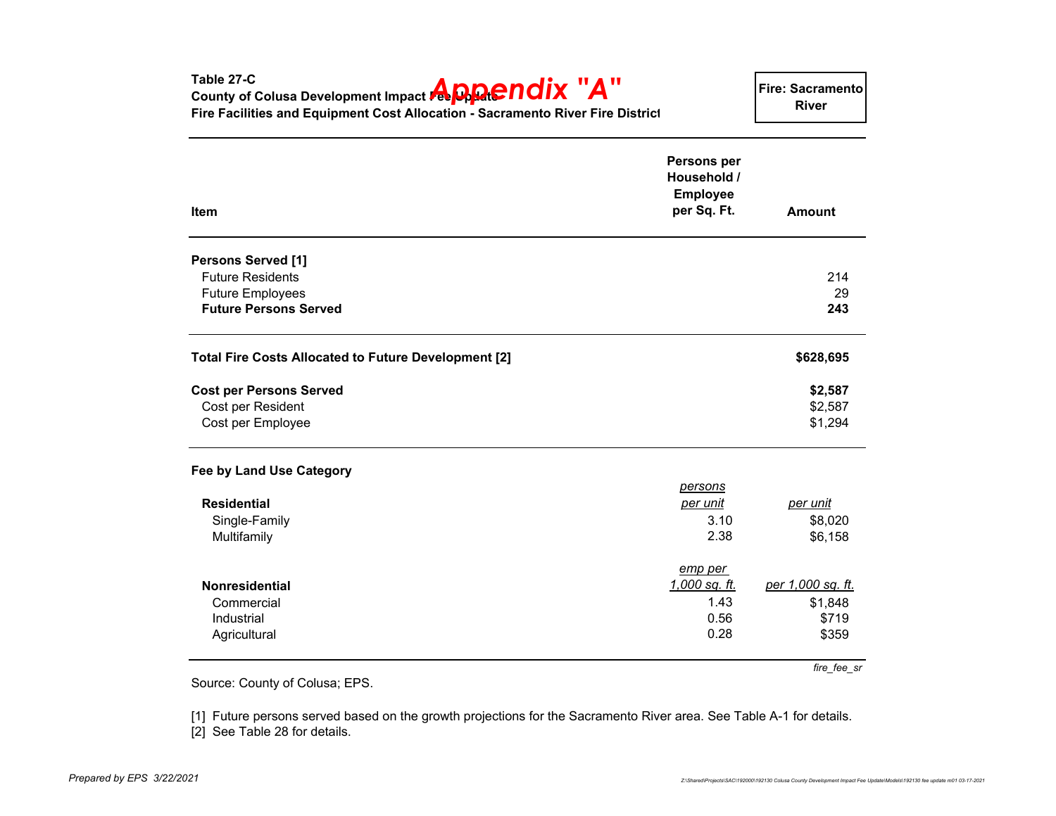# Appendix "A"

**Table 27-C**
**County of Colusa Development Impact Fee Update**
**Fire Facilities and Equipment Cost Allocation - Sacramento River Fire District**

**Fire: Sacramento River**

| Item | Persons per Household / Employee per Sq. Ft. | Amount |
|---|---|---|
| **Persons Served [1]** | | |
| Future Residents | | 214 |
| Future Employees | | 29 |
| **Future Persons Served** | | **243** |
| **Total Fire Costs Allocated to Future Development [2]** | | **$628,695** |
| **Cost per Persons Served** | | **$2,587** |
| Cost per Resident | | $2,587 |
| Cost per Employee | | $1,294 |
| **Fee by Land Use Category** | | |
| **Residential** | *persons per unit* | *per unit* |
| Single-Family | 3.10 | $8,020 |
| Multifamily | 2.38 | $6,158 |
| **Nonresidential** | *emp per 1,000 sq. ft.* | *per 1,000 sq. ft.* |
| Commercial | 1.43 | $1,848 |
| Industrial | 0.56 | $719 |
| Agricultural | 0.28 | $359 |

*fire_fee_sr*

Source: County of Colusa; EPS.

[1] Future persons served based on the growth projections for the Sacramento River area. See Table A-1 for details.
[2] See Table 28 for details.

*Prepared by EPS 3/22/2021*

Z:\Shared\Projects\SAC\192000\192130 Colusa County Development Impact Fee Update\Models\192130 fee update m01 03-17-2021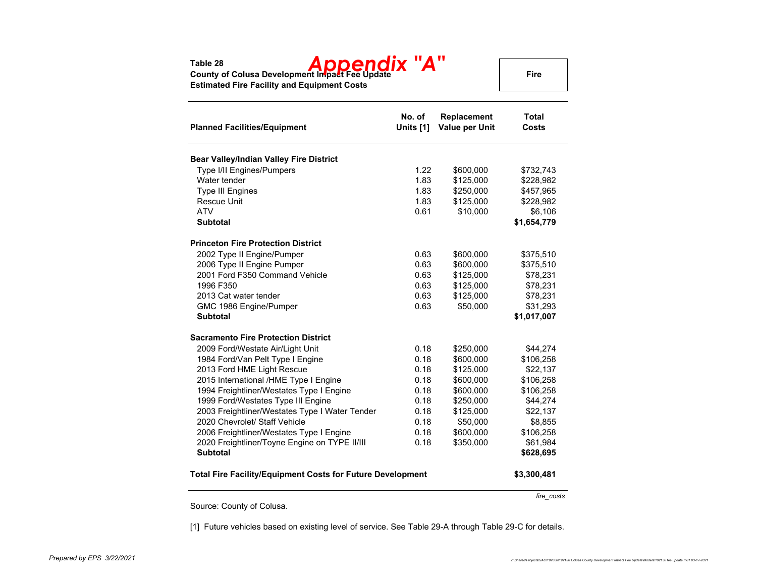# Appendix "A"

**Table 28**
**County of Colusa Development Impact Fee Update**
**Estimated Fire Facility and Equipment Costs**

**Fire**

| Planned Facilities/Equipment | No. of Units [1] | Replacement Value per Unit | Total Costs |
|---|---|---|---|
| **Bear Valley/Indian Valley Fire District** | | | |
| Type I/II Engines/Pumpers | 1.22 | $600,000 | $732,743 |
| Water tender | 1.83 | $125,000 | $228,982 |
| Type III Engines | 1.83 | $250,000 | $457,965 |
| Rescue Unit | 1.83 | $125,000 | $228,982 |
| ATV | 0.61 | $10,000 | $6,106 |
| **Subtotal** | | | **$1,654,779** |
| **Princeton Fire Protection District** | | | |
| 2002 Type II Engine/Pumper | 0.63 | $600,000 | $375,510 |
| 2006 Type II Engine Pumper | 0.63 | $600,000 | $375,510 |
| 2001 Ford F350 Command Vehicle | 0.63 | $125,000 | $78,231 |
| 1996 F350 | 0.63 | $125,000 | $78,231 |
| 2013 Cat water tender | 0.63 | $125,000 | $78,231 |
| GMC 1986 Engine/Pumper | 0.63 | $50,000 | $31,293 |
| **Subtotal** | | | **$1,017,007** |
| **Sacramento Fire Protection District** | | | |
| 2009 Ford/Westate Air/Light Unit | 0.18 | $250,000 | $44,274 |
| 1984 Ford/Van Pelt Type I Engine | 0.18 | $600,000 | $106,258 |
| 2013 Ford HME Light Rescue | 0.18 | $125,000 | $22,137 |
| 2015 International /HME Type I Engine | 0.18 | $600,000 | $106,258 |
| 1994 Freightliner/Westates Type I Engine | 0.18 | $600,000 | $106,258 |
| 1999 Ford/Westates Type III Engine | 0.18 | $250,000 | $44,274 |
| 2003 Freightliner/Westates Type I Water Tender | 0.18 | $125,000 | $22,137 |
| 2020 Chevrolet/ Staff Vehicle | 0.18 | $50,000 | $8,855 |
| 2006 Freightliner/Westates Type I Engine | 0.18 | $600,000 | $106,258 |
| 2020 Freightliner/Toyne Engine on TYPE II/III | 0.18 | $350,000 | $61,984 |
| **Subtotal** | | | **$628,695** |
| **Total Fire Facility/Equipment Costs for Future Development** | | | **$3,300,481** |

*fire_costs*

Source: County of Colusa.

[1] Future vehicles based on existing level of service. See Table 29-A through Table 29-C for details.

*Prepared by EPS 3/22/2021*

Z:\Shared\Projects\SAC\192000\192130 Colusa County Development Impact Fee Update\Models\192130 fee update m01 03-17-2021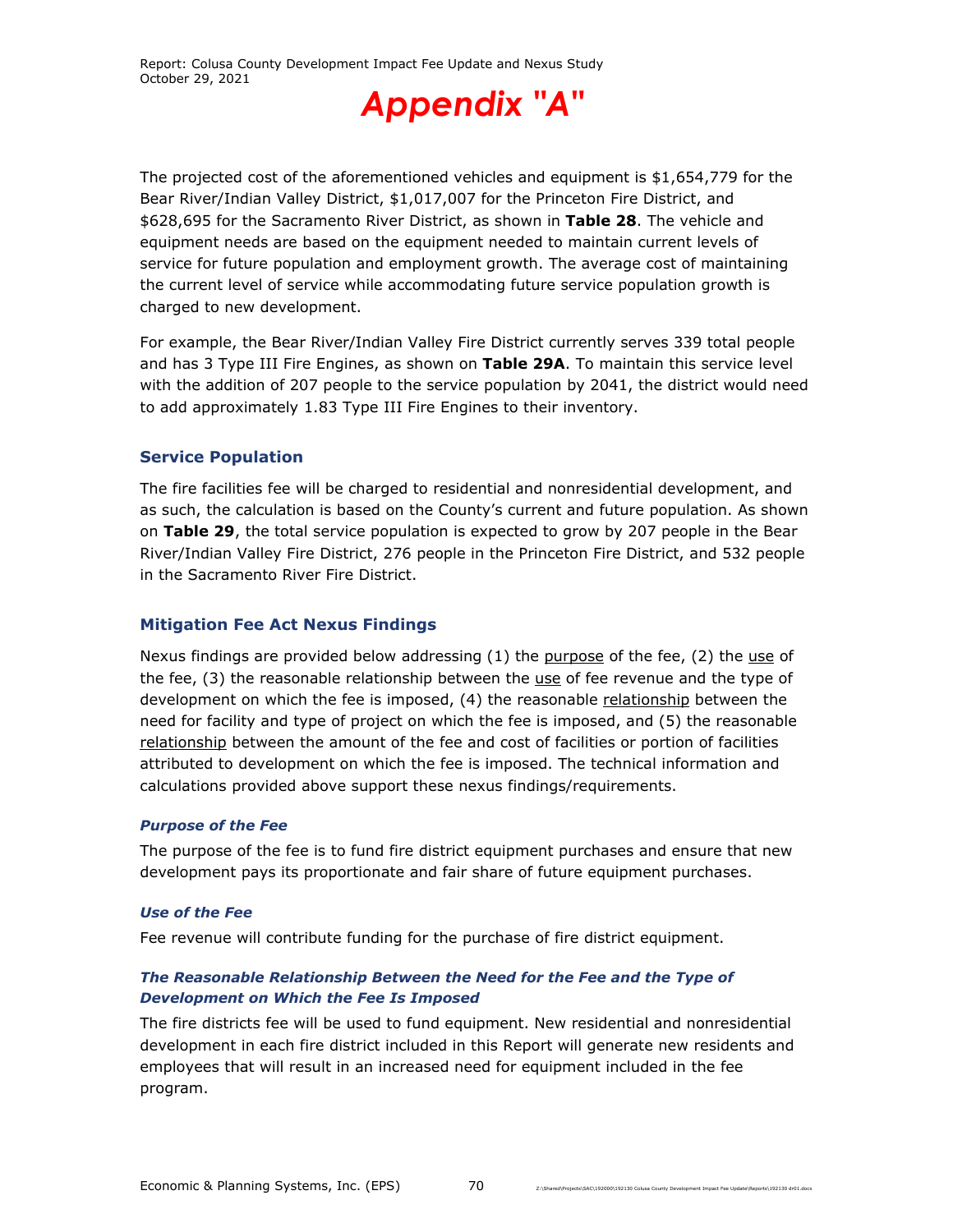# Appendix "A"

The projected cost of the aforementioned vehicles and equipment is $1,654,779 for the Bear River/Indian Valley District, $1,017,007 for the Princeton Fire District, and $628,695 for the Sacramento River District, as shown in **Table 28**. The vehicle and equipment needs are based on the equipment needed to maintain current levels of service for future population and employment growth. The average cost of maintaining the current level of service while accommodating future service population growth is charged to new development.

For example, the Bear River/Indian Valley Fire District currently serves 339 total people and has 3 Type III Fire Engines, as shown on **Table 29A**. To maintain this service level with the addition of 207 people to the service population by 2041, the district would need to add approximately 1.83 Type III Fire Engines to their inventory.

## Service Population

The fire facilities fee will be charged to residential and nonresidential development, and as such, the calculation is based on the County's current and future population. As shown on **Table 29**, the total service population is expected to grow by 207 people in the Bear River/Indian Valley Fire District, 276 people in the Princeton Fire District, and 532 people in the Sacramento River Fire District.

## Mitigation Fee Act Nexus Findings

Nexus findings are provided below addressing (1) the purpose of the fee, (2) the use of the fee, (3) the reasonable relationship between the use of fee revenue and the type of development on which the fee is imposed, (4) the reasonable relationship between the need for facility and type of project on which the fee is imposed, and (5) the reasonable relationship between the amount of the fee and cost of facilities or portion of facilities attributed to development on which the fee is imposed. The technical information and calculations provided above support these nexus findings/requirements.

### *Purpose of the Fee*

The purpose of the fee is to fund fire district equipment purchases and ensure that new development pays its proportionate and fair share of future equipment purchases.

### *Use of the Fee*

Fee revenue will contribute funding for the purchase of fire district equipment.

### *The Reasonable Relationship Between the Need for the Fee and the Type of Development on Which the Fee Is Imposed*

The fire districts fee will be used to fund equipment. New residential and nonresidential development in each fire district included in this Report will generate new residents and employees that will result in an increased need for equipment included in the fee program.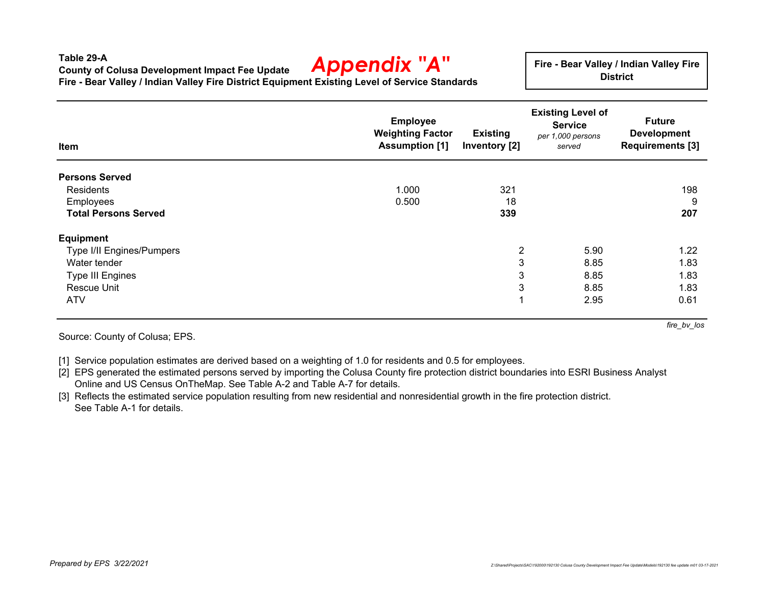**Table 29-A**
**County of Colusa Development Impact Fee Update**
**Fire - Bear Valley / Indian Valley Fire District Equipment Existing Level of Service Standards**

*Appendix "A"*

**Fire - Bear Valley / Indian Valley Fire District**

| Item | Employee Weighting Factor Assumption [1] | Existing Inventory [2] | Existing Level of Service *per 1,000 persons served* | Future Development Requirements [3] |
|---|---|---|---|---|
| **Persons Served** | | | | |
| Residents | 1.000 | 321 | | 198 |
| Employees | 0.500 | 18 | | 9 |
| **Total Persons Served** | | **339** | | **207** |
| **Equipment** | | | | |
| Type I/II Engines/Pumpers | | 2 | 5.90 | 1.22 |
| Water tender | | 3 | 8.85 | 1.83 |
| Type III Engines | | 3 | 8.85 | 1.83 |
| Rescue Unit | | 3 | 8.85 | 1.83 |
| ATV | | 1 | 2.95 | 0.61 |

*fire_bv_los*

Source: County of Colusa; EPS.

[1] Service population estimates are derived based on a weighting of 1.0 for residents and 0.5 for employees.
[2] EPS generated the estimated persons served by importing the Colusa County fire protection district boundaries into ESRI Business Analyst Online and US Census OnTheMap. See Table A-2 and Table A-7 for details.
[3] Reflects the estimated service population resulting from new residential and nonresidential growth in the fire protection district. See Table A-1 for details.

*Prepared by EPS 3/22/2021*

Z:\Shared\Projects\SAC\192000\192130 Colusa County Development Impact Fee Update\Models\192130 fee update m01 03-17-2021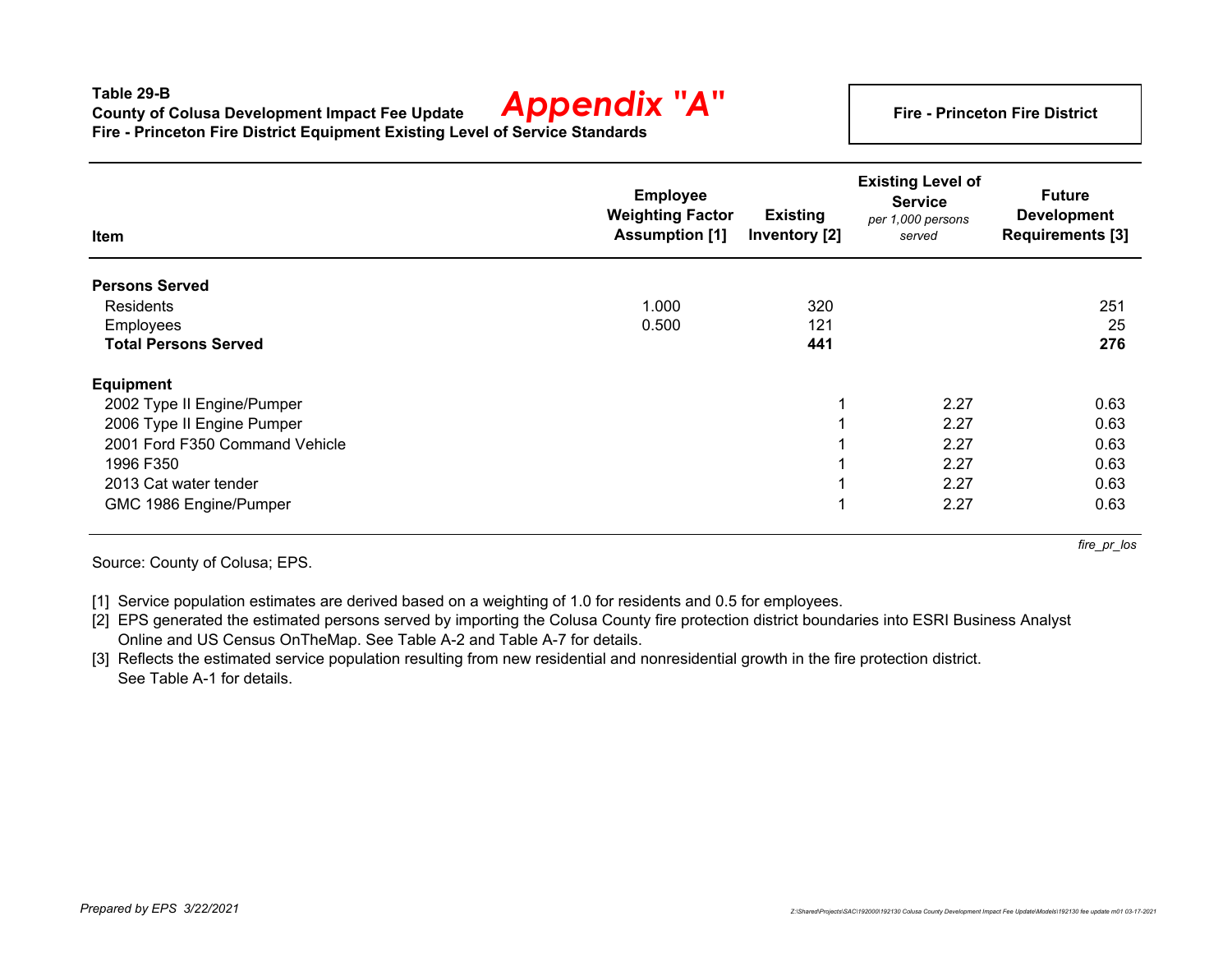**Table 29-B**
**County of Colusa Development Impact Fee Update**
**Fire - Princeton Fire District Equipment Existing Level of Service Standards**

*Appendix "A"*

**Fire - Princeton Fire District**

| Item | Employee Weighting Factor Assumption [1] | Existing Inventory [2] | Existing Level of Service *per 1,000 persons served* | Future Development Requirements [3] |
|---|---|---|---|---|
| **Persons Served** | | | | |
| Residents | 1.000 | 320 | | 251 |
| Employees | 0.500 | 121 | | 25 |
| **Total Persons Served** | | **441** | | **276** |
| **Equipment** | | | | |
| 2002 Type II Engine/Pumper | | 1 | 2.27 | 0.63 |
| 2006 Type II Engine Pumper | | 1 | 2.27 | 0.63 |
| 2001 Ford F350 Command Vehicle | | 1 | 2.27 | 0.63 |
| 1996 F350 | | 1 | 2.27 | 0.63 |
| 2013 Cat water tender | | 1 | 2.27 | 0.63 |
| GMC 1986 Engine/Pumper | | 1 | 2.27 | 0.63 |

*fire_pr_los*

Source: County of Colusa; EPS.

[1] Service population estimates are derived based on a weighting of 1.0 for residents and 0.5 for employees.
[2] EPS generated the estimated persons served by importing the Colusa County fire protection district boundaries into ESRI Business Analyst Online and US Census OnTheMap. See Table A-2 and Table A-7 for details.
[3] Reflects the estimated service population resulting from new residential and nonresidential growth in the fire protection district. See Table A-1 for details.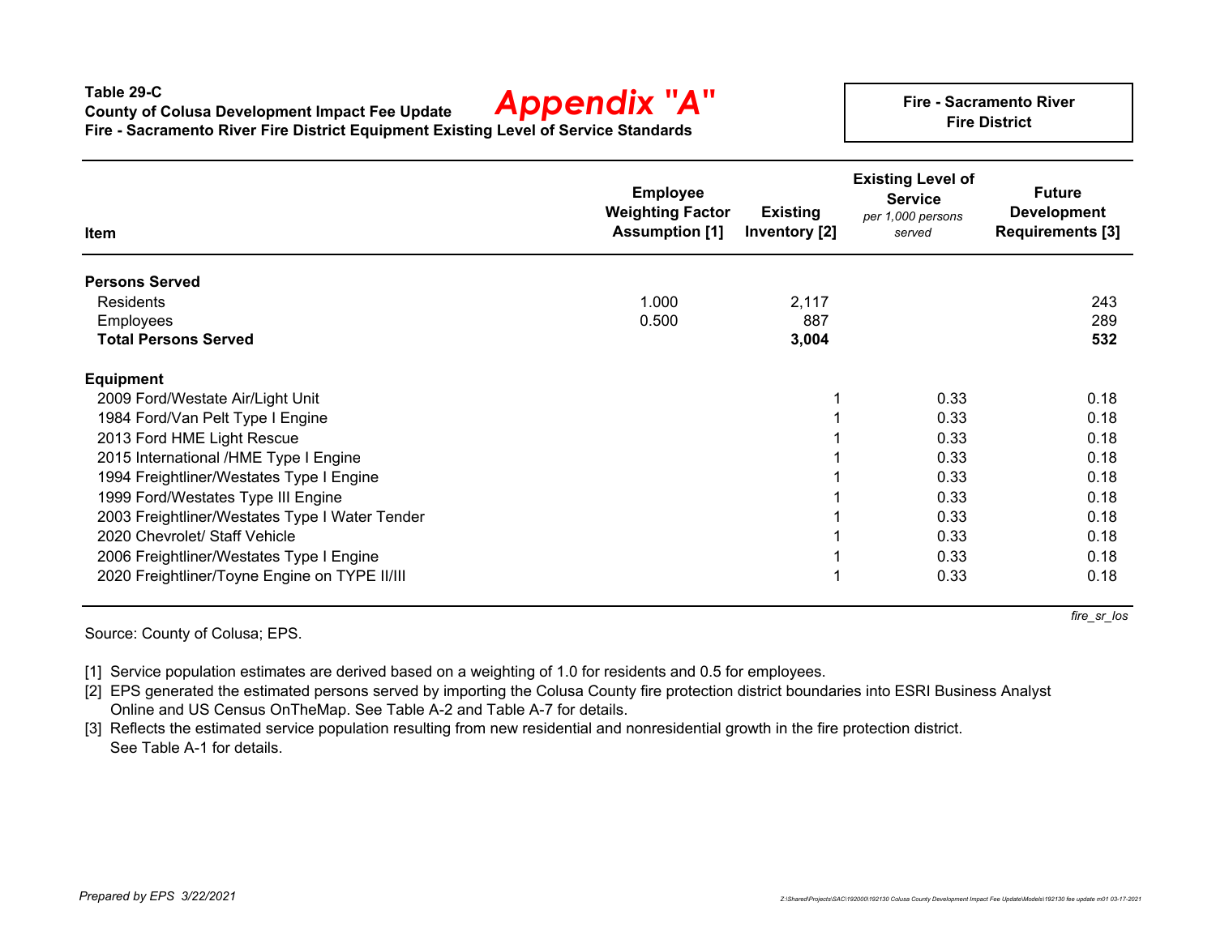**Table 29-C**
**County of Colusa Development Impact Fee Update**
**Fire - Sacramento River Fire District Equipment Existing Level of Service Standards**

# Appendix "A"

**Fire - Sacramento River Fire District**

| Item | Employee Weighting Factor Assumption [1] | Existing Inventory [2] | Existing Level of Service *per 1,000 persons served* | Future Development Requirements [3] |
|---|---|---|---|---|
| **Persons Served** | | | | |
| Residents | 1.000 | 2,117 | | 243 |
| Employees | 0.500 | 887 | | 289 |
| **Total Persons Served** | | **3,004** | | **532** |
| **Equipment** | | | | |
| 2009 Ford/Westate Air/Light Unit | | 1 | 0.33 | 0.18 |
| 1984 Ford/Van Pelt Type I Engine | | 1 | 0.33 | 0.18 |
| 2013 Ford HME Light Rescue | | 1 | 0.33 | 0.18 |
| 2015 International /HME Type I Engine | | 1 | 0.33 | 0.18 |
| 1994 Freightliner/Westates Type I Engine | | 1 | 0.33 | 0.18 |
| 1999 Ford/Westates Type III Engine | | 1 | 0.33 | 0.18 |
| 2003 Freightliner/Westates Type I Water Tender | | 1 | 0.33 | 0.18 |
| 2020 Chevrolet/ Staff Vehicle | | 1 | 0.33 | 0.18 |
| 2006 Freightliner/Westates Type I Engine | | 1 | 0.33 | 0.18 |
| 2020 Freightliner/Toyne Engine on TYPE II/III | | 1 | 0.33 | 0.18 |

*fire_sr_los*

Source: County of Colusa; EPS.

[1] Service population estimates are derived based on a weighting of 1.0 for residents and 0.5 for employees.
[2] EPS generated the estimated persons served by importing the Colusa County fire protection district boundaries into ESRI Business Analyst Online and US Census OnTheMap. See Table A-2 and Table A-7 for details.
[3] Reflects the estimated service population resulting from new residential and nonresidential growth in the fire protection district. See Table A-1 for details.

*Prepared by EPS 3/22/2021*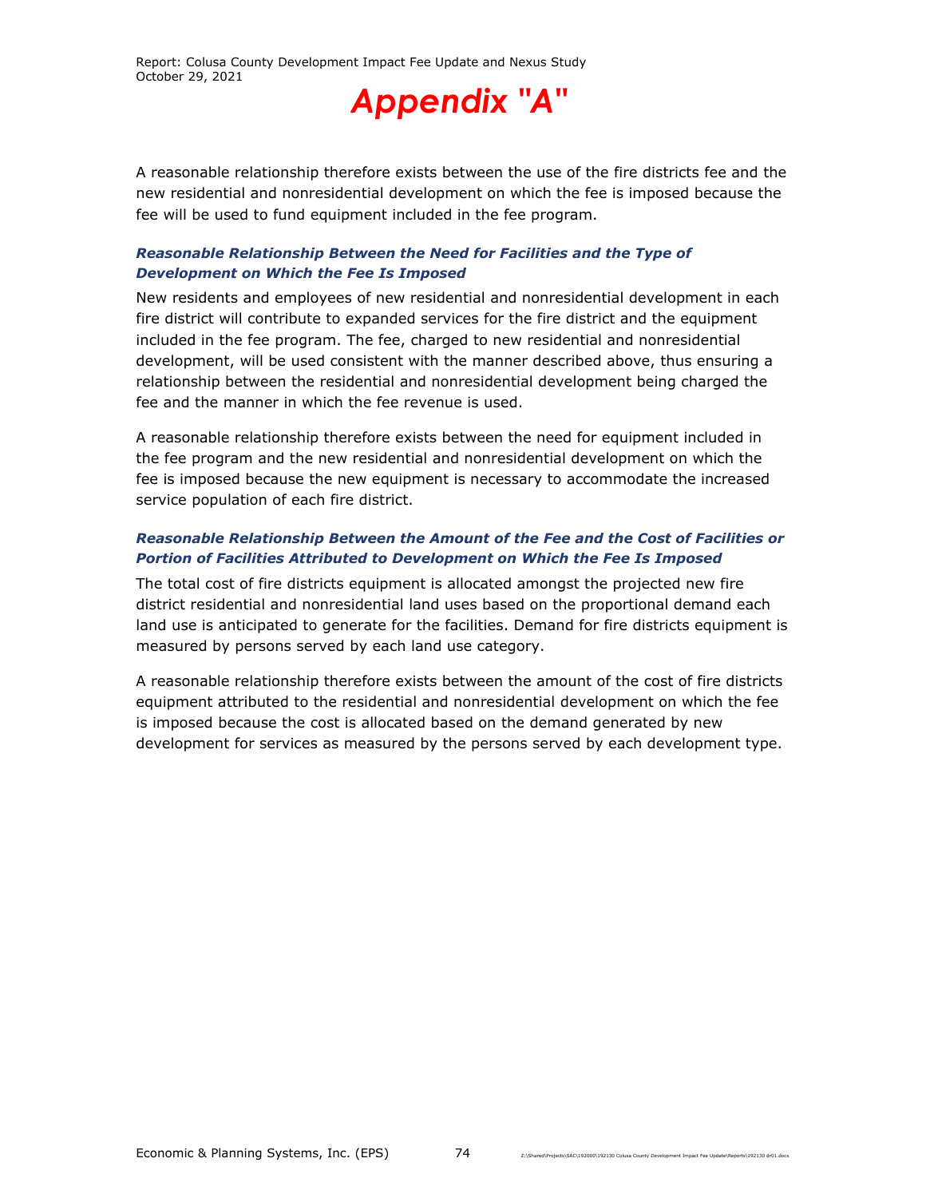# *Appendix "A"*

A reasonable relationship therefore exists between the use of the fire districts fee and the new residential and nonresidential development on which the fee is imposed because the fee will be used to fund equipment included in the fee program.

### *Reasonable Relationship Between the Need for Facilities and the Type of Development on Which the Fee Is Imposed*

New residents and employees of new residential and nonresidential development in each fire district will contribute to expanded services for the fire district and the equipment included in the fee program. The fee, charged to new residential and nonresidential development, will be used consistent with the manner described above, thus ensuring a relationship between the residential and nonresidential development being charged the fee and the manner in which the fee revenue is used.

A reasonable relationship therefore exists between the need for equipment included in the fee program and the new residential and nonresidential development on which the fee is imposed because the new equipment is necessary to accommodate the increased service population of each fire district.

### *Reasonable Relationship Between the Amount of the Fee and the Cost of Facilities or Portion of Facilities Attributed to Development on Which the Fee Is Imposed*

The total cost of fire districts equipment is allocated amongst the projected new fire district residential and nonresidential land uses based on the proportional demand each land use is anticipated to generate for the facilities. Demand for fire districts equipment is measured by persons served by each land use category.

A reasonable relationship therefore exists between the amount of the cost of fire districts equipment attributed to the residential and nonresidential development on which the fee is imposed because the cost is allocated based on the demand generated by new development for services as measured by the persons served by each development type.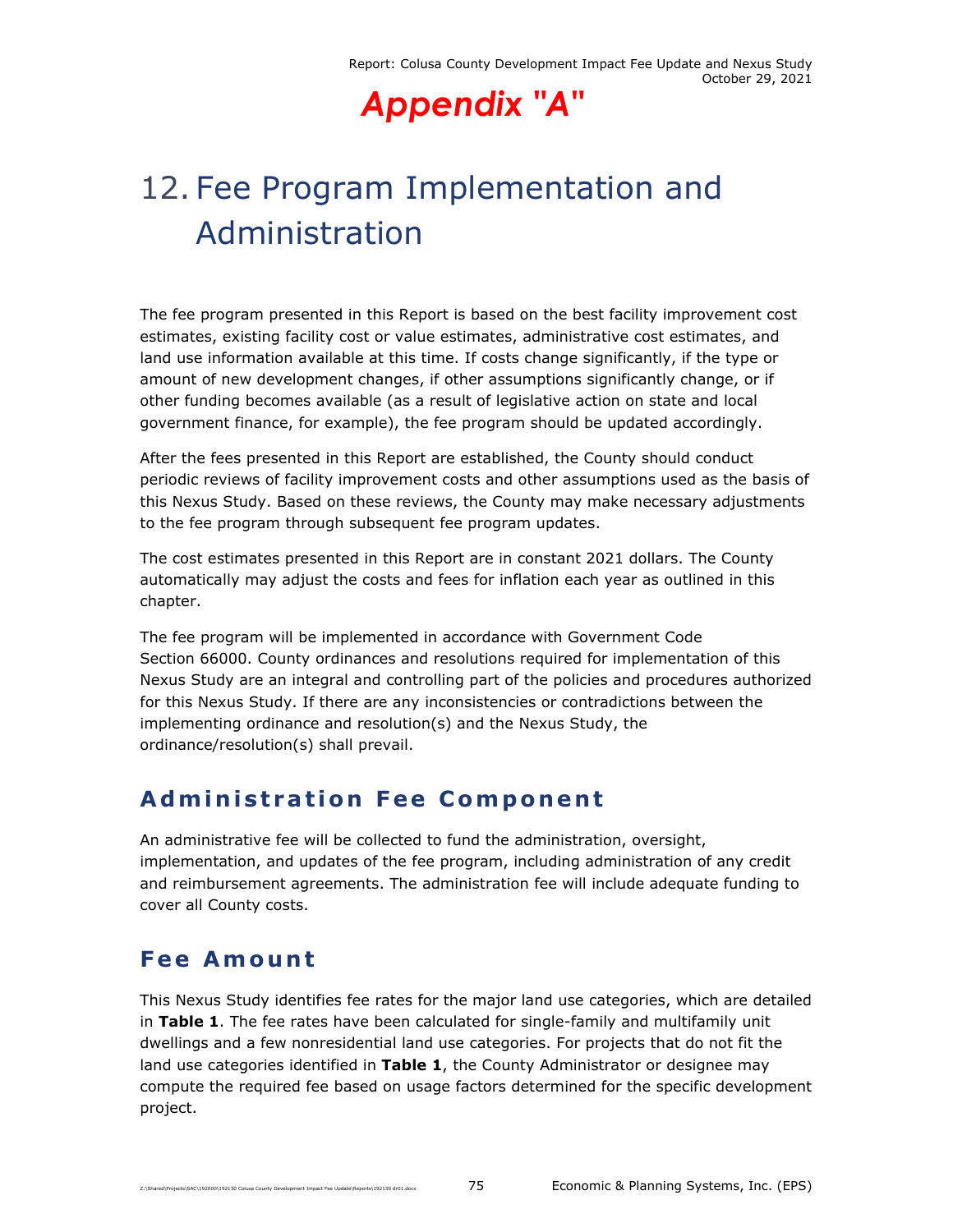# Appendix "A"

# 12. Fee Program Implementation and Administration

The fee program presented in this Report is based on the best facility improvement cost estimates, existing facility cost or value estimates, administrative cost estimates, and land use information available at this time. If costs change significantly, if the type or amount of new development changes, if other assumptions significantly change, or if other funding becomes available (as a result of legislative action on state and local government finance, for example), the fee program should be updated accordingly.

After the fees presented in this Report are established, the County should conduct periodic reviews of facility improvement costs and other assumptions used as the basis of this Nexus Study. Based on these reviews, the County may make necessary adjustments to the fee program through subsequent fee program updates.

The cost estimates presented in this Report are in constant 2021 dollars. The County automatically may adjust the costs and fees for inflation each year as outlined in this chapter.

The fee program will be implemented in accordance with Government Code Section 66000. County ordinances and resolutions required for implementation of this Nexus Study are an integral and controlling part of the policies and procedures authorized for this Nexus Study. If there are any inconsistencies or contradictions between the implementing ordinance and resolution(s) and the Nexus Study, the ordinance/resolution(s) shall prevail.

## Administration Fee Component

An administrative fee will be collected to fund the administration, oversight, implementation, and updates of the fee program, including administration of any credit and reimbursement agreements. The administration fee will include adequate funding to cover all County costs.

## Fee Amount

This Nexus Study identifies fee rates for the major land use categories, which are detailed in **Table 1**. The fee rates have been calculated for single-family and multifamily unit dwellings and a few nonresidential land use categories. For projects that do not fit the land use categories identified in **Table 1**, the County Administrator or designee may compute the required fee based on usage factors determined for the specific development project.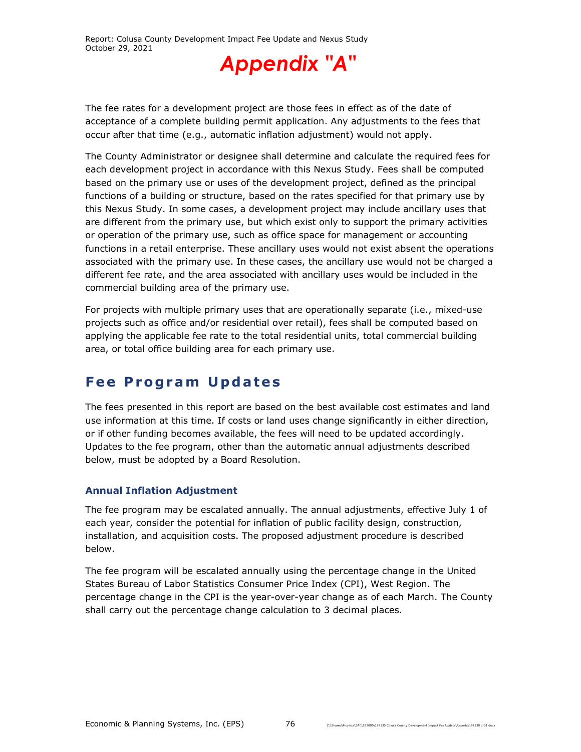# Appendix "A"

The fee rates for a development project are those fees in effect as of the date of acceptance of a complete building permit application. Any adjustments to the fees that occur after that time (e.g., automatic inflation adjustment) would not apply.

The County Administrator or designee shall determine and calculate the required fees for each development project in accordance with this Nexus Study. Fees shall be computed based on the primary use or uses of the development project, defined as the principal functions of a building or structure, based on the rates specified for that primary use by this Nexus Study. In some cases, a development project may include ancillary uses that are different from the primary use, but which exist only to support the primary activities or operation of the primary use, such as office space for management or accounting functions in a retail enterprise. These ancillary uses would not exist absent the operations associated with the primary use. In these cases, the ancillary use would not be charged a different fee rate, and the area associated with ancillary uses would be included in the commercial building area of the primary use.

For projects with multiple primary uses that are operationally separate (i.e., mixed-use projects such as office and/or residential over retail), fees shall be computed based on applying the applicable fee rate to the total residential units, total commercial building area, or total office building area for each primary use.

## Fee Program Updates

The fees presented in this report are based on the best available cost estimates and land use information at this time. If costs or land uses change significantly in either direction, or if other funding becomes available, the fees will need to be updated accordingly. Updates to the fee program, other than the automatic annual adjustments described below, must be adopted by a Board Resolution.

### Annual Inflation Adjustment

The fee program may be escalated annually. The annual adjustments, effective July 1 of each year, consider the potential for inflation of public facility design, construction, installation, and acquisition costs. The proposed adjustment procedure is described below.

The fee program will be escalated annually using the percentage change in the United States Bureau of Labor Statistics Consumer Price Index (CPI), West Region. The percentage change in the CPI is the year-over-year change as of each March. The County shall carry out the percentage change calculation to 3 decimal places.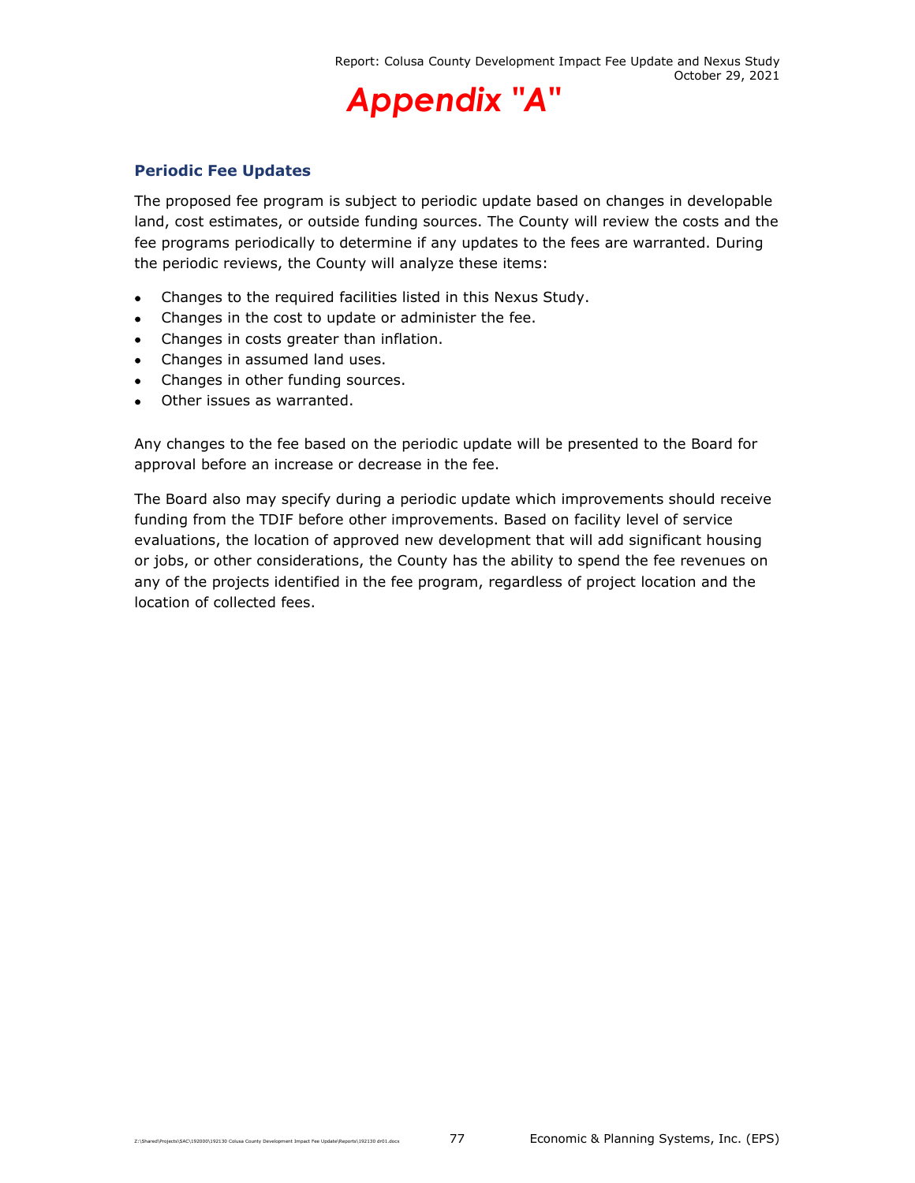# Appendix "A"

### Periodic Fee Updates

The proposed fee program is subject to periodic update based on changes in developable land, cost estimates, or outside funding sources. The County will review the costs and the fee programs periodically to determine if any updates to the fees are warranted. During the periodic reviews, the County will analyze these items:

- Changes to the required facilities listed in this Nexus Study.
- Changes in the cost to update or administer the fee.
- Changes in costs greater than inflation.
- Changes in assumed land uses.
- Changes in other funding sources.
- Other issues as warranted.

Any changes to the fee based on the periodic update will be presented to the Board for approval before an increase or decrease in the fee.

The Board also may specify during a periodic update which improvements should receive funding from the TDIF before other improvements. Based on facility level of service evaluations, the location of approved new development that will add significant housing or jobs, or other considerations, the County has the ability to spend the fee revenues on any of the projects identified in the fee program, regardless of project location and the location of collected fees.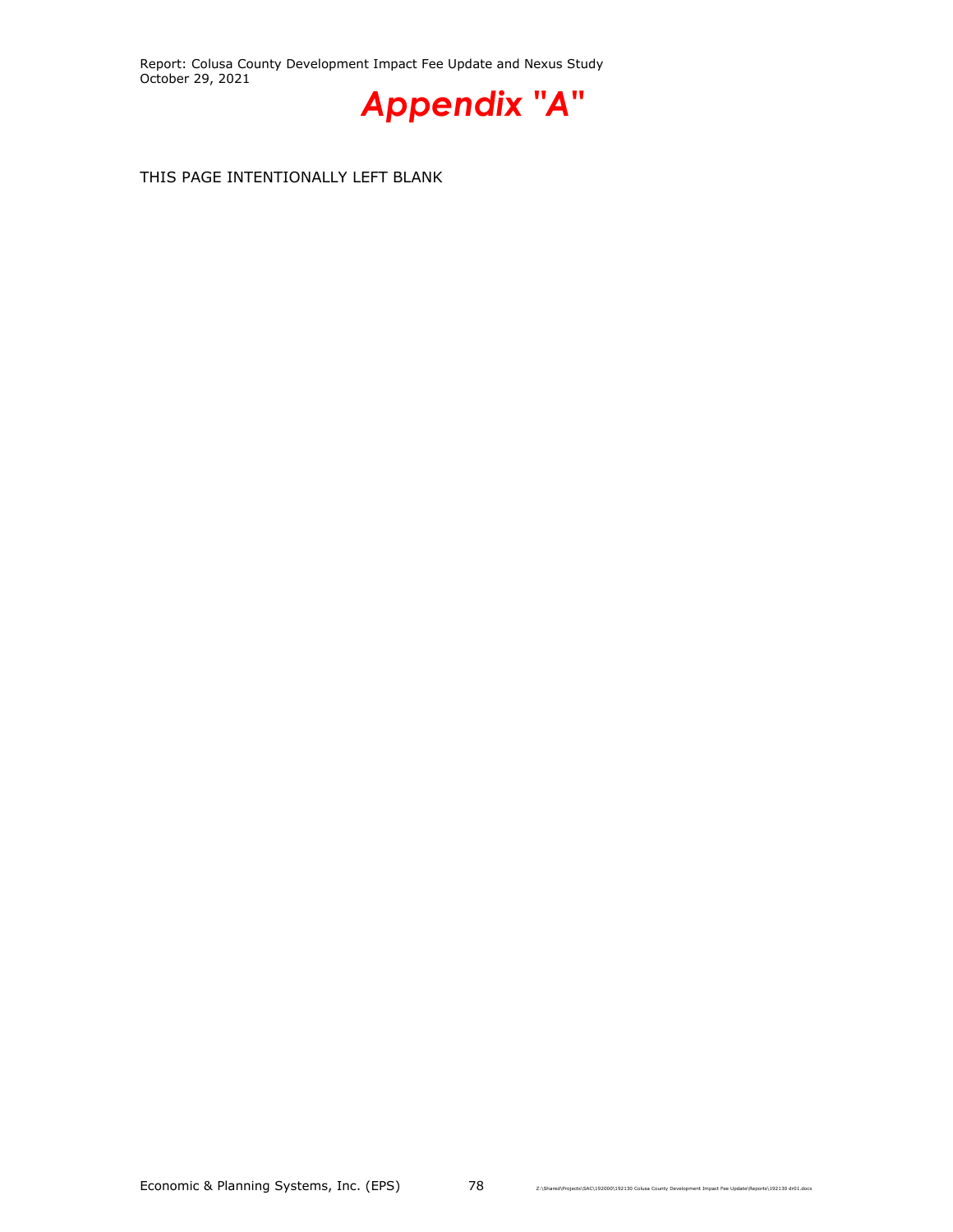# *Appendix "A"*

THIS PAGE INTENTIONALLY LEFT BLANK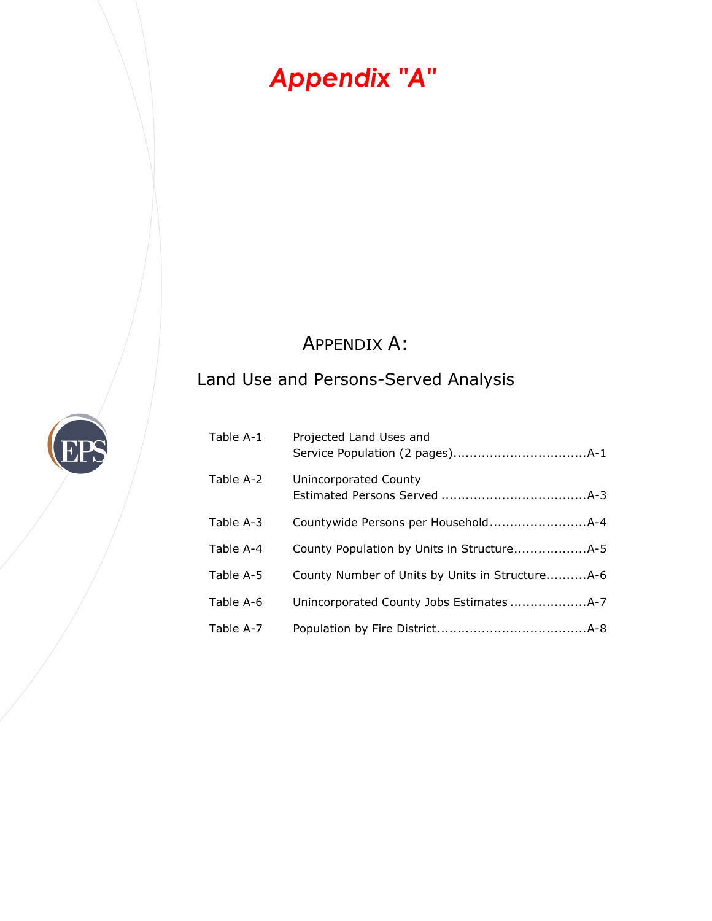# *Appendix "A"*

## APPENDIX A:

## Land Use and Persons-Served Analysis

| | | |
|---|---|---|
| Table A-1 | Projected Land Uses and Service Population (2 pages) | A-1 |
| Table A-2 | Unincorporated County Estimated Persons Served | A-3 |
| Table A-3 | Countywide Persons per Household | A-4 |
| Table A-4 | County Population by Units in Structure | A-5 |
| Table A-5 | County Number of Units by Units in Structure | A-6 |
| Table A-6 | Unincorporated County Jobs Estimates | A-7 |
| Table A-7 | Population by Fire District | A-8 |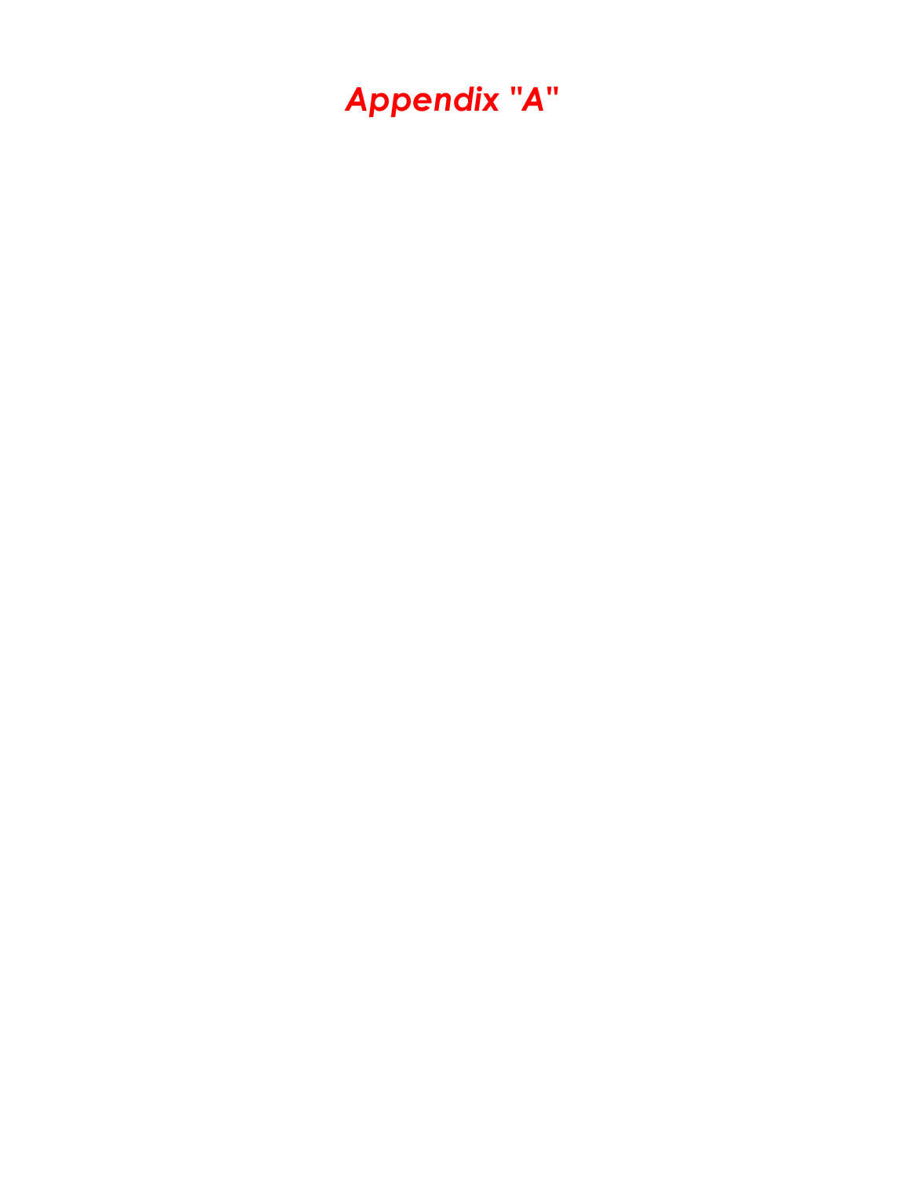# *Appendix "A"*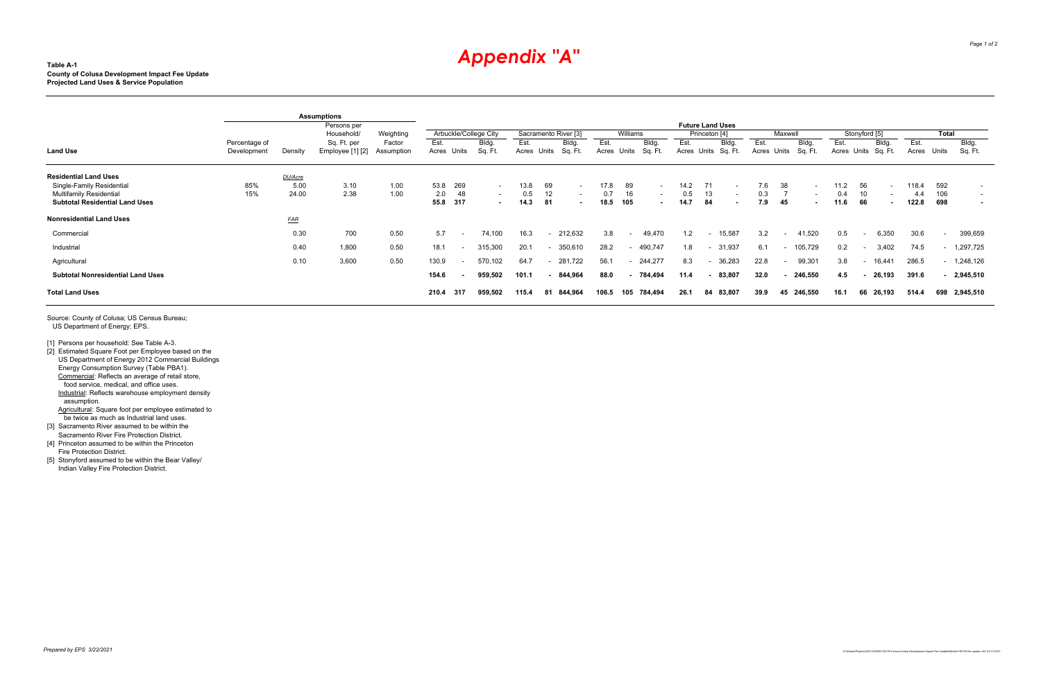# Appendix "A"

**Table A-1**
**County of Colusa Development Impact Fee Update**
**Projected Land Uses & Service Population**

| Land Use | Assumptions: Percentage of Development | Density | Persons per Household/ Sq. Ft. per Employee [1] [2] | Weighting Factor Assumption | Arbuckle/College City: Est. Acres | Units | Bldg. Sq. Ft. | Sacramento River [3]: Est. Acres | Units | Bldg. Sq. Ft. | Williams: Est. Acres | Units | Bldg. Sq. Ft. | Princeton [4]: Est. Acres | Units | Bldg. Sq. Ft. | Maxwell: Est. Acres | Units | Bldg. Sq. Ft. | Stonyford [5]: Est. Acres | Units | Bldg. Sq. Ft. | Total: Est. Acres | Units | Bldg. Sq. Ft. |
|---|---|---|---|---|---|---|---|---|---|---|---|---|---|---|---|---|---|---|---|---|---|---|---|---|---|
| **Residential Land Uses** | | *DU/Acre* | | | | | | | | | | | | | | | | | | | | | | | |
| Single-Family Residential | 85% | 5.00 | 3.10 | 1.00 | 53.8 | 269 | - | 13.8 | 69 | - | 17.8 | 89 | - | 14.2 | 71 | - | 7.6 | 38 | - | 11.2 | 56 | - | 118.4 | 592 | - |
| Multifamily Residential | 15% | 24.00 | 2.38 | 1.00 | 2.0 | 48 | - | 0.5 | 12 | - | 0.7 | 16 | - | 0.5 | 13 | - | 0.3 | 7 | - | 0.4 | 10 | - | 4.4 | 106 | - |
| **Subtotal Residential Land Uses** | | | | | **55.8** | **317** | **-** | **14.3** | **81** | **-** | **18.5** | **105** | **-** | **14.7** | **84** | **-** | **7.9** | **45** | **-** | **11.6** | **66** | **-** | **122.8** | **698** | **-** |
| **Nonresidential Land Uses** | | *FAR* | | | | | | | | | | | | | | | | | | | | | | | |
| Commercial | | 0.30 | 700 | 0.50 | 5.7 | - | 74,100 | 16.3 | - | 212,632 | 3.8 | - | 49,470 | 1.2 | - | 15,587 | 3.2 | - | 41,520 | 0.5 | - | 6,350 | 30.6 | - | 399,659 |
| Industrial | | 0.40 | 1,800 | 0.50 | 18.1 | - | 315,300 | 20.1 | - | 350,610 | 28.2 | - | 490,747 | 1.8 | - | 31,937 | 6.1 | - | 105,729 | 0.2 | - | 3,402 | 74.5 | - | 1,297,725 |
| Agricultural | | 0.10 | 3,600 | 0.50 | 130.9 | - | 570,102 | 64.7 | - | 281,722 | 56.1 | - | 244,277 | 8.3 | - | 36,283 | 22.8 | - | 99,301 | 3.8 | - | 16,441 | 286.5 | - | 1,248,126 |
| **Subtotal Nonresidential Land Uses** | | | | | **154.6** | **-** | **959,502** | **101.1** | **-** | **844,964** | **88.0** | **-** | **784,494** | **11.4** | **-** | **83,807** | **32.0** | **-** | **246,550** | **4.5** | **-** | **26,193** | **391.6** | **-** | **2,945,510** |
| **Total Land Uses** | | | | | **210.4** | **317** | **959,502** | **115.4** | **81** | **844,964** | **106.5** | **105** | **784,494** | **26.1** | **84** | **83,807** | **39.9** | **45** | **246,550** | **16.1** | **66** | **26,193** | **514.4** | **698** | **2,945,510** |

Source: County of Colusa; US Census Bureau; US Department of Energy; EPS.

[1] Persons per household: See Table A-3.
[2] Estimated Square Foot per Employee based on the US Department of Energy 2012 Commercial Buildings Energy Consumption Survey (Table PBA1).
  Commercial: Reflects an average of retail store, food service, medical, and office uses.
  Industrial: Reflects warehouse employment density assumption.
  Agricultural: Square foot per employee estimated to be twice as much as Industrial land uses.
[3] Sacramento River assumed to be within the Sacramento River Fire Protection District.
[4] Princeton assumed to be within the Princeton Fire Protection District.
[5] Stonyford assumed to be within the Bear Valley/ Indian Valley Fire Protection District.

*Prepared by EPS 3/22/2021*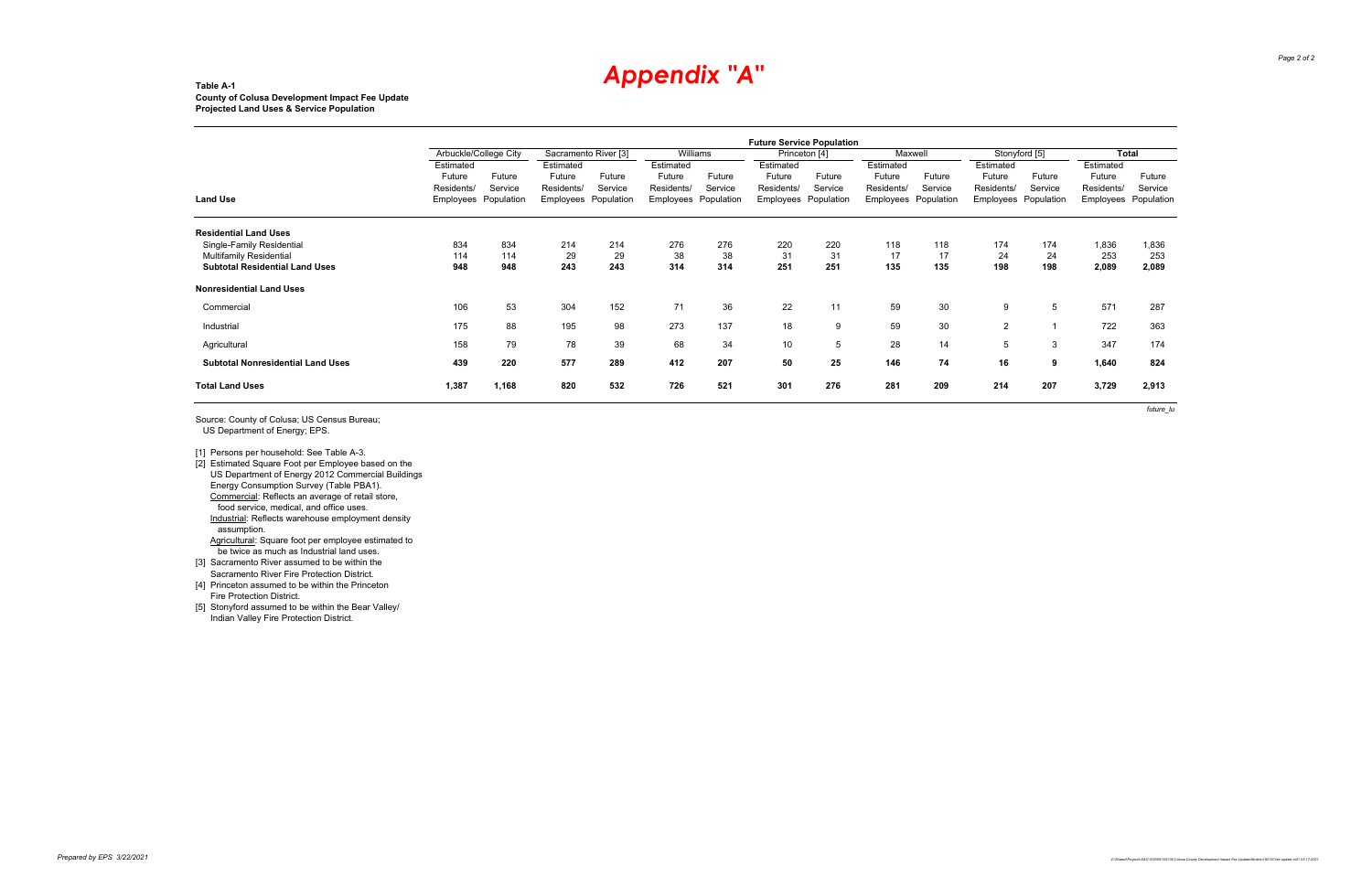# Appendix "A"

**Table A-1**
**County of Colusa Development Impact Fee Update**
**Projected Land Uses & Service Population**

| | Future Service Population | | | | | | | | | | | | | |
|---|---|---|---|---|---|---|---|---|---|---|---|---|---|---|
| | Arbuckle/College City | | Sacramento River [3] | | Williams | | Princeton [4] | | Maxwell | | Stonyford [5] | | **Total** | |
| **Land Use** | Estimated Future Residents/ Employees | Future Service Population | Estimated Future Residents/ Employees | Future Service Population | Estimated Future Residents/ Employees | Future Service Population | Estimated Future Residents/ Employees | Future Service Population | Estimated Future Residents/ Employees | Future Service Population | Estimated Future Residents/ Employees | Future Service Population | Estimated Future Residents/ Employees | Future Service Population |
| **Residential Land Uses** | | | | | | | | | | | | | | |
| Single-Family Residential | 834 | 834 | 214 | 214 | 276 | 276 | 220 | 220 | 118 | 118 | 174 | 174 | 1,836 | 1,836 |
| Multifamily Residential | 114 | 114 | 29 | 29 | 38 | 38 | 31 | 31 | 17 | 17 | 24 | 24 | 253 | 253 |
| **Subtotal Residential Land Uses** | **948** | **948** | **243** | **243** | **314** | **314** | **251** | **251** | **135** | **135** | **198** | **198** | **2,089** | **2,089** |
| **Nonresidential Land Uses** | | | | | | | | | | | | | | |
| Commercial | 106 | 53 | 304 | 152 | 71 | 36 | 22 | 11 | 59 | 30 | 9 | 5 | 571 | 287 |
| Industrial | 175 | 88 | 195 | 98 | 273 | 137 | 18 | 9 | 59 | 30 | 2 | 1 | 722 | 363 |
| Agricultural | 158 | 79 | 78 | 39 | 68 | 34 | 10 | 5 | 28 | 14 | 5 | 3 | 347 | 174 |
| **Subtotal Nonresidential Land Uses** | **439** | **220** | **577** | **289** | **412** | **207** | **50** | **25** | **146** | **74** | **16** | **9** | **1,640** | **824** |
| **Total Land Uses** | **1,387** | **1,168** | **820** | **532** | **726** | **521** | **301** | **276** | **281** | **209** | **214** | **207** | **3,729** | **2,913** |

*future_lu*

Source: County of Colusa; US Census Bureau;
US Department of Energy; EPS.

[1] Persons per household: See Table A-3.
[2] Estimated Square Foot per Employee based on the US Department of Energy 2012 Commercial Buildings Energy Consumption Survey (Table PBA1).
Commercial: Reflects an average of retail store, food service, medical, and office uses.
Industrial: Reflects warehouse employment density assumption.
Agricultural: Square foot per employee estimated to be twice as much as Industrial land uses.
[3] Sacramento River assumed to be within the Sacramento River Fire Protection District.
[4] Princeton assumed to be within the Princeton Fire Protection District.
[5] Stonyford assumed to be within the Bear Valley/ Indian Valley Fire Protection District.

*Prepared by EPS 3/22/2021*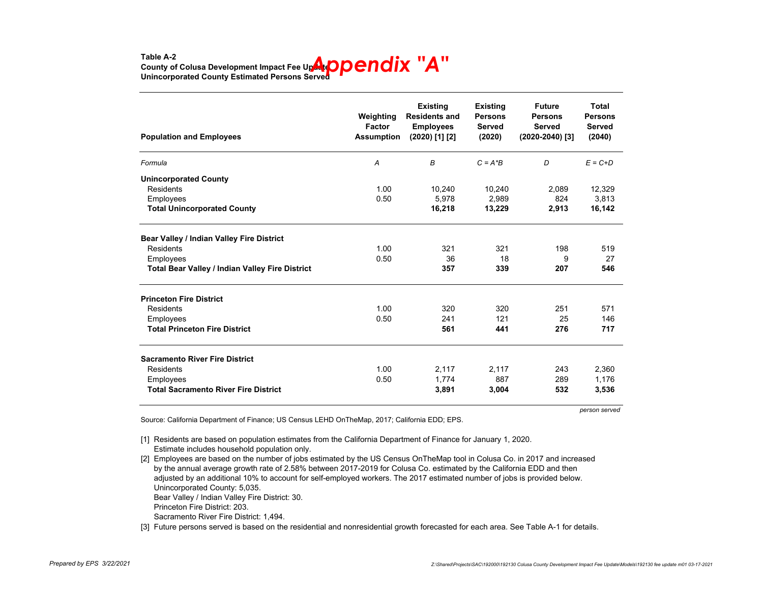**Table A-2**
**County of Colusa Development Impact Fee Update**
**Unincorporated County Estimated Persons Served**

# Appendix "A"

| Population and Employees | Weighting Factor Assumption | Existing Residents and Employees (2020) [1] [2] | Existing Persons Served (2020) | Future Persons Served (2020-2040) [3] | Total Persons Served (2040) |
|---|---|---|---|---|---|
| *Formula* | *A* | *B* | *C = A\*B* | *D* | *E = C+D* |
| **Unincorporated County** | | | | | |
| Residents | 1.00 | 10,240 | 10,240 | 2,089 | 12,329 |
| Employees | 0.50 | 5,978 | 2,989 | 824 | 3,813 |
| **Total Unincorporated County** | | **16,218** | **13,229** | **2,913** | **16,142** |
| **Bear Valley / Indian Valley Fire District** | | | | | |
| Residents | 1.00 | 321 | 321 | 198 | 519 |
| Employees | 0.50 | 36 | 18 | 9 | 27 |
| **Total Bear Valley / Indian Valley Fire District** | | **357** | **339** | **207** | **546** |
| **Princeton Fire District** | | | | | |
| Residents | 1.00 | 320 | 320 | 251 | 571 |
| Employees | 0.50 | 241 | 121 | 25 | 146 |
| **Total Princeton Fire District** | | **561** | **441** | **276** | **717** |
| **Sacramento River Fire District** | | | | | |
| Residents | 1.00 | 2,117 | 2,117 | 243 | 2,360 |
| Employees | 0.50 | 1,774 | 887 | 289 | 1,176 |
| **Total Sacramento River Fire District** | | **3,891** | **3,004** | **532** | **3,536** |

*person served*

Source: California Department of Finance; US Census LEHD OnTheMap, 2017; California EDD; EPS.

[1] Residents are based on population estimates from the California Department of Finance for January 1, 2020. Estimate includes household population only.

[2] Employees are based on the number of jobs estimated by the US Census OnTheMap tool in Colusa Co. in 2017 and increased by the annual average growth rate of 2.58% between 2017-2019 for Colusa Co. estimated by the California EDD and then adjusted by an additional 10% to account for self-employed workers. The 2017 estimated number of jobs is provided below.
Unincorporated County: 5,035.
Bear Valley / Indian Valley Fire District: 30.
Princeton Fire District: 203.
Sacramento River Fire District: 1,494.

[3] Future persons served is based on the residential and nonresidential growth forecasted for each area. See Table A-1 for details.

*Prepared by EPS 3/22/2021*

*Z:\Shared\Projects\SAC\192000\192130 Colusa County Development Impact Fee Update\Models\192130 fee update m01 03-17-2021*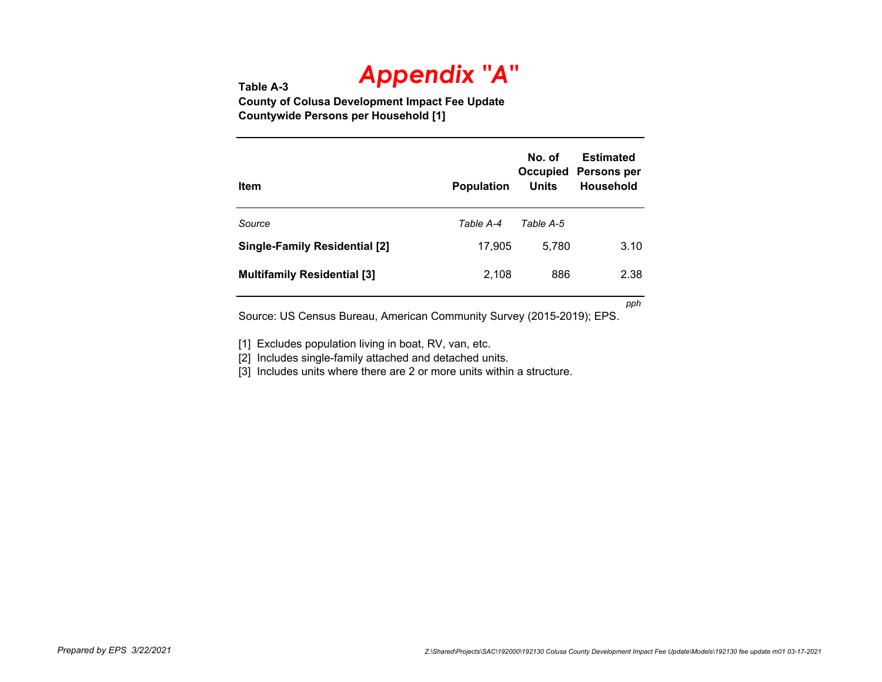# Appendix "A"

**Table A-3**
**County of Colusa Development Impact Fee Update**
**Countywide Persons per Household [1]**

| Item | Population | No. of Occupied Units | Estimated Persons per Household |
|---|---|---|---|
| *Source* | *Table A-4* | *Table A-5* | |
| **Single-Family Residential [2]** | 17,905 | 5,780 | 3.10 |
| **Multifamily Residential [3]** | 2,108 | 886 | 2.38 |
| | | | *pph* |

Source: US Census Bureau, American Community Survey (2015-2019); EPS.

[1] Excludes population living in boat, RV, van, etc.
[2] Includes single-family attached and detached units.
[3] Includes units where there are 2 or more units within a structure.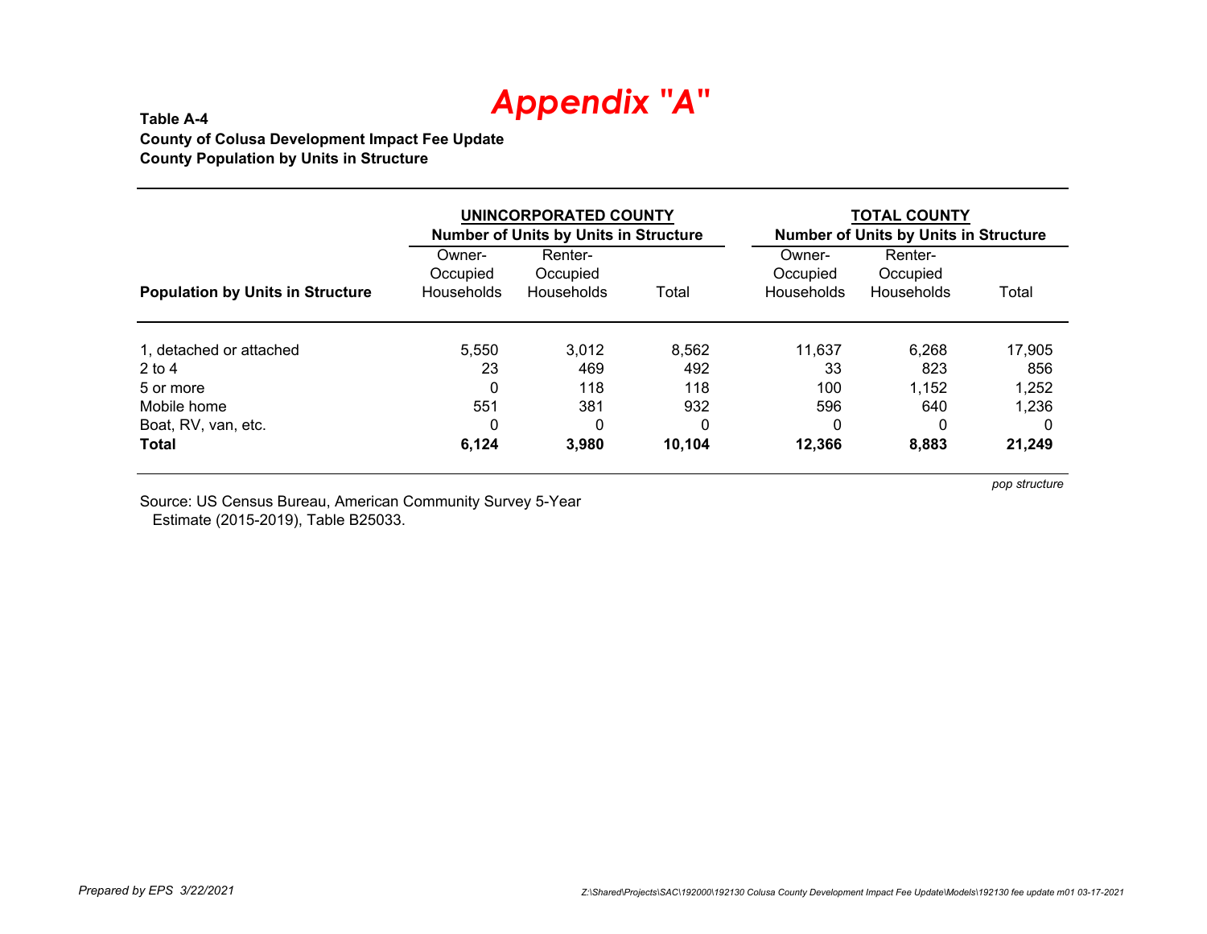# *Appendix "A"*

**Table A-4**
**County of Colusa Development Impact Fee Update**
**County Population by Units in Structure**

| Population by Units in Structure | UNINCORPORATED COUNTY Number of Units by Units in Structure | | | TOTAL COUNTY Number of Units by Units in Structure | | |
|---|---|---|---|---|---|---|
| | Owner-Occupied Households | Renter-Occupied Households | Total | Owner-Occupied Households | Renter-Occupied Households | Total |
| 1, detached or attached | 5,550 | 3,012 | 8,562 | 11,637 | 6,268 | 17,905 |
| 2 to 4 | 23 | 469 | 492 | 33 | 823 | 856 |
| 5 or more | 0 | 118 | 118 | 100 | 1,152 | 1,252 |
| Mobile home | 551 | 381 | 932 | 596 | 640 | 1,236 |
| Boat, RV, van, etc. | 0 | 0 | 0 | 0 | 0 | 0 |
| **Total** | **6,124** | **3,980** | **10,104** | **12,366** | **8,883** | **21,249** |

*pop structure*

Source: US Census Bureau, American Community Survey 5-Year Estimate (2015-2019), Table B25033.

*Prepared by EPS 3/22/2021*

*Z:\Shared\Projects\SAC\192000\192130 Colusa County Development Impact Fee Update\Models\192130 fee update m01 03-17-2021*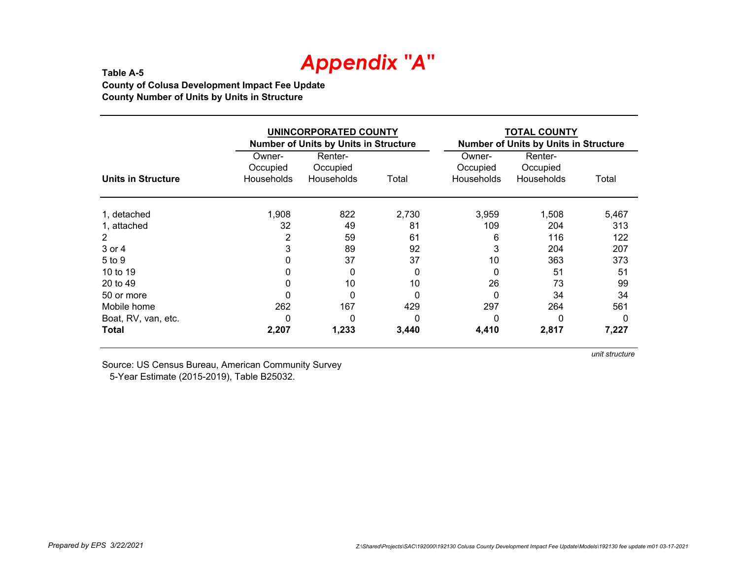# Appendix "A"

**Table A-5**
**County of Colusa Development Impact Fee Update**
**County Number of Units by Units in Structure**

| | UNINCORPORATED COUNTY Number of Units by Units in Structure | | | TOTAL COUNTY Number of Units by Units in Structure | | |
|---|---|---|---|---|---|---|
| **Units in Structure** | Owner-Occupied Households | Renter-Occupied Households | Total | Owner-Occupied Households | Renter-Occupied Households | Total |
| 1, detached | 1,908 | 822 | 2,730 | 3,959 | 1,508 | 5,467 |
| 1, attached | 32 | 49 | 81 | 109 | 204 | 313 |
| 2 | 2 | 59 | 61 | 6 | 116 | 122 |
| 3 or 4 | 3 | 89 | 92 | 3 | 204 | 207 |
| 5 to 9 | 0 | 37 | 37 | 10 | 363 | 373 |
| 10 to 19 | 0 | 0 | 0 | 0 | 51 | 51 |
| 20 to 49 | 0 | 10 | 10 | 26 | 73 | 99 |
| 50 or more | 0 | 0 | 0 | 0 | 34 | 34 |
| Mobile home | 262 | 167 | 429 | 297 | 264 | 561 |
| Boat, RV, van, etc. | 0 | 0 | 0 | 0 | 0 | 0 |
| **Total** | **2,207** | **1,233** | **3,440** | **4,410** | **2,817** | **7,227** |

*unit structure*

Source: US Census Bureau, American Community Survey 5-Year Estimate (2015-2019), Table B25032.

*Prepared by EPS 3/22/2021*

*Z:\Shared\Projects\SAC\192000\192130 Colusa County Development Impact Fee Update\Models\192130 fee update m01 03-17-2021*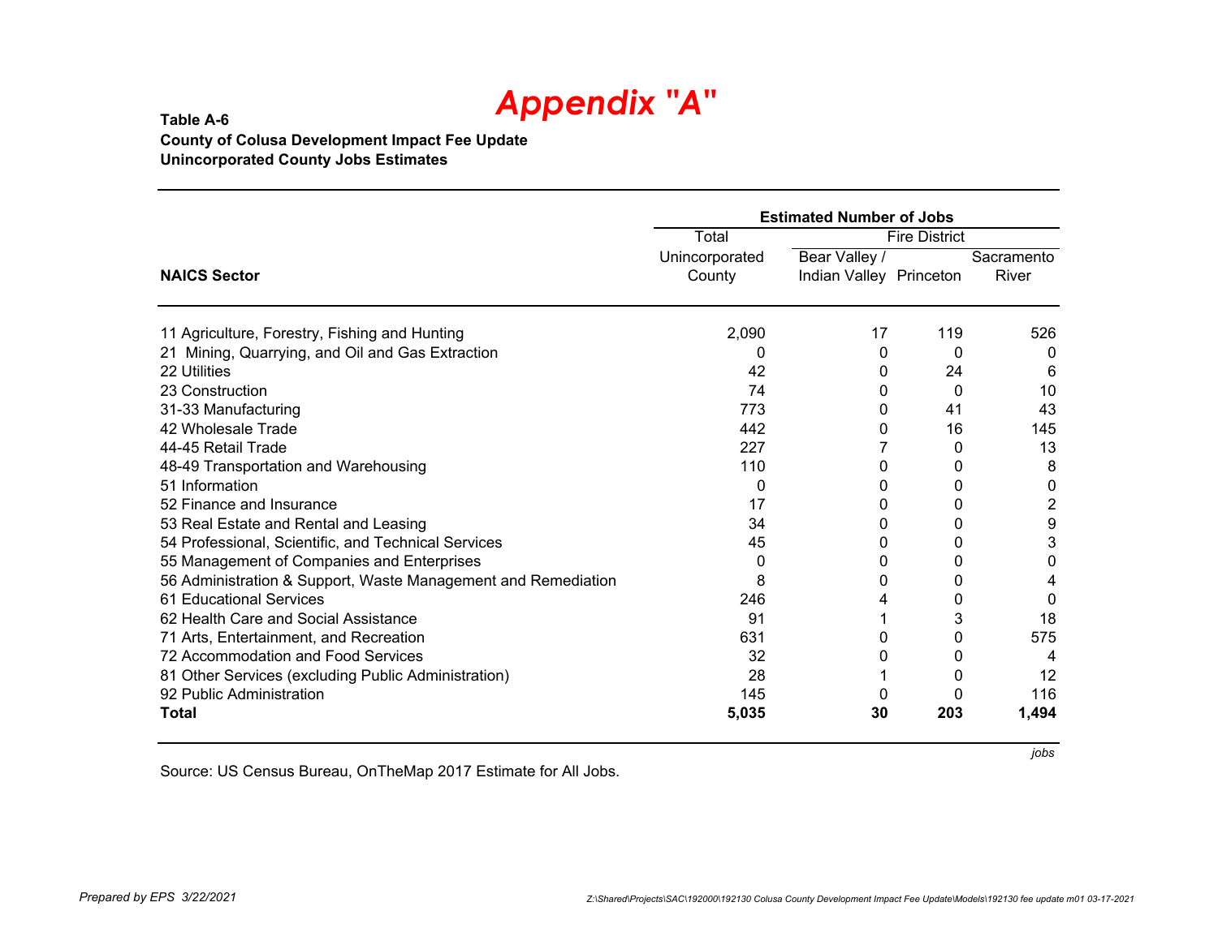# Appendix "A"

**Table A-6**
**County of Colusa Development Impact Fee Update**
**Unincorporated County Jobs Estimates**

| NAICS Sector | Estimated Number of Jobs | | | |
|---|---|---|---|---|
| | Total Unincorporated County | Fire District | | |
| | | Bear Valley / Indian Valley | Princeton | Sacramento River |
| 11 Agriculture, Forestry, Fishing and Hunting | 2,090 | 17 | 119 | 526 |
| 21 Mining, Quarrying, and Oil and Gas Extraction | 0 | 0 | 0 | 0 |
| 22 Utilities | 42 | 0 | 24 | 6 |
| 23 Construction | 74 | 0 | 0 | 10 |
| 31-33 Manufacturing | 773 | 0 | 41 | 43 |
| 42 Wholesale Trade | 442 | 0 | 16 | 145 |
| 44-45 Retail Trade | 227 | 7 | 0 | 13 |
| 48-49 Transportation and Warehousing | 110 | 0 | 0 | 8 |
| 51 Information | 0 | 0 | 0 | 0 |
| 52 Finance and Insurance | 17 | 0 | 0 | 2 |
| 53 Real Estate and Rental and Leasing | 34 | 0 | 0 | 9 |
| 54 Professional, Scientific, and Technical Services | 45 | 0 | 0 | 3 |
| 55 Management of Companies and Enterprises | 0 | 0 | 0 | 0 |
| 56 Administration & Support, Waste Management and Remediation | 8 | 0 | 0 | 4 |
| 61 Educational Services | 246 | 4 | 0 | 0 |
| 62 Health Care and Social Assistance | 91 | 1 | 3 | 18 |
| 71 Arts, Entertainment, and Recreation | 631 | 0 | 0 | 575 |
| 72 Accommodation and Food Services | 32 | 0 | 0 | 4 |
| 81 Other Services (excluding Public Administration) | 28 | 1 | 0 | 12 |
| 92 Public Administration | 145 | 0 | 0 | 116 |
| **Total** | **5,035** | **30** | **203** | **1,494** |

*jobs*

Source: US Census Bureau, OnTheMap 2017 Estimate for All Jobs.

*Prepared by EPS 3/22/2021*

*Z:\Shared\Projects\SAC\192000\192130 Colusa County Development Impact Fee Update\Models\192130 fee update m01 03-17-2021*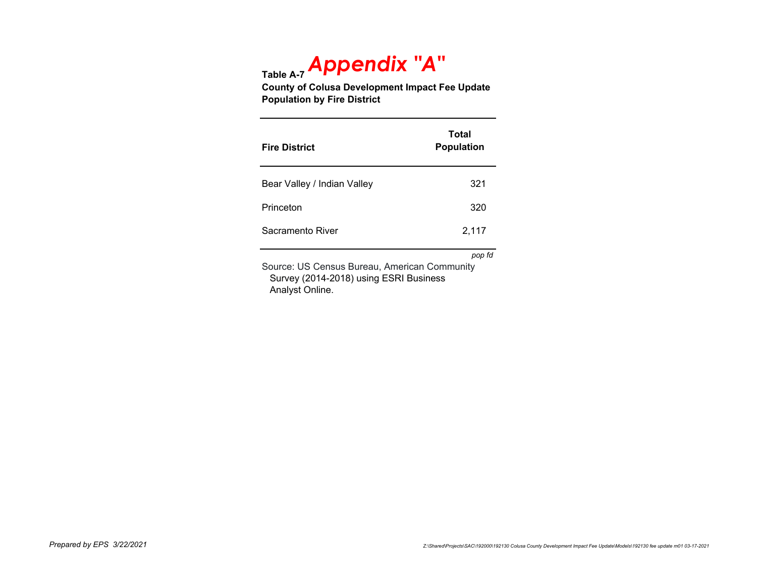# Appendix "A"

**Table A-7**
**County of Colusa Development Impact Fee Update**
**Population by Fire District**

| Fire District | Total Population |
|---|---|
| Bear Valley / Indian Valley | 321 |
| Princeton | 320 |
| Sacramento River | 2,117 |

*pop fd*

Source: US Census Bureau, American Community Survey (2014-2018) using ESRI Business Analyst Online.

*Prepared by EPS 3/22/2021*

*Z:\Shared\Projects\SAC\192000\192130 Colusa County Development Impact Fee Update\Models\192130 fee update m01 03-17-2021*